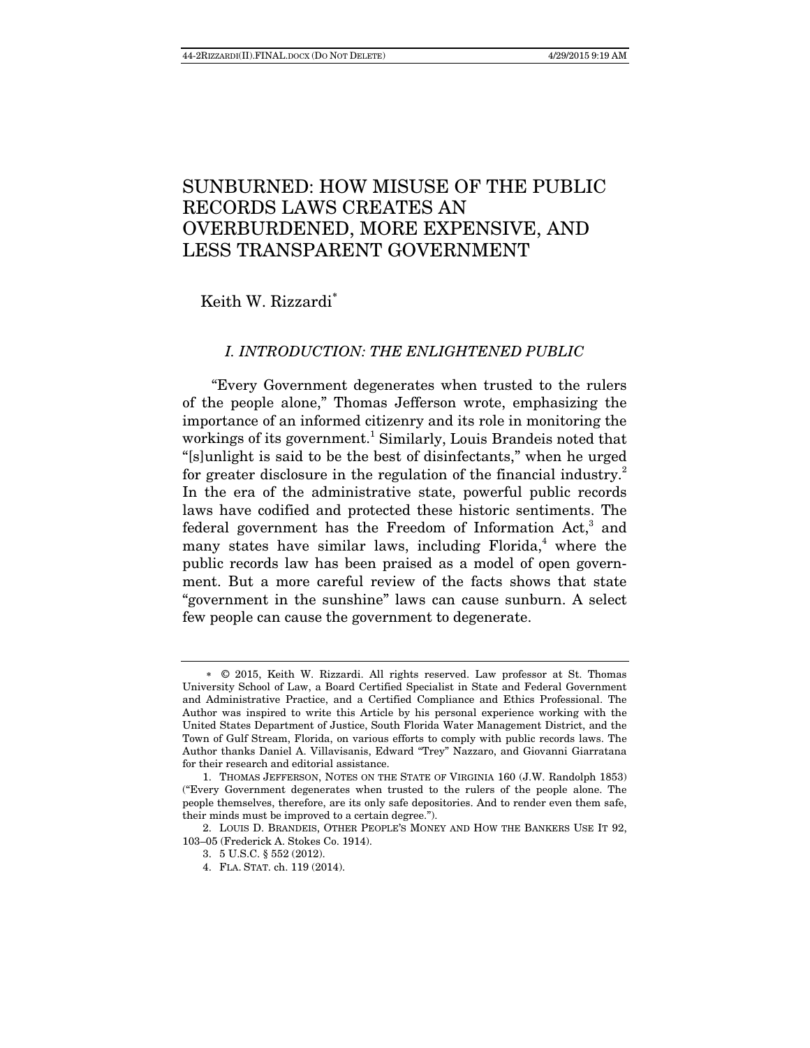# SUNBURNED: HOW MISUSE OF THE PUBLIC RECORDS LAWS CREATES AN OVERBURDENED, MORE EXPENSIVE, AND LESS TRANSPARENT GOVERNMENT

Keith W. Rizzardi[*]

## *I. INTRODUCTION: THE ENLIGHTENED PUBLIC*

"Every Government degenerates when trusted to the rulers of the people alone," Thomas Jefferson wrote, emphasizing the importance of an informed citizenry and its role in monitoring the workings of its government.[1] Similarly, Louis Brandeis noted that "[s]unlight is said to be the best of disinfectants," when he urged for greater disclosure in the regulation of the financial industry.[2] In the era of the administrative state, powerful public records laws have codified and protected these historic sentiments. The federal government has the Freedom of Information Act,[3] and many states have similar laws, including Florida,[4] where the public records law has been praised as a model of open government. But a more careful review of the facts shows that state "government in the sunshine" laws can cause sunburn. A select few people can cause the government to degenerate.

---

\* © 2015, Keith W. Rizzardi. All rights reserved. Law professor at St. Thomas University School of Law, a Board Certified Specialist in State and Federal Government and Administrative Practice, and a Certified Compliance and Ethics Professional. The Author was inspired to write this Article by his personal experience working with the United States Department of Justice, South Florida Water Management District, and the Town of Gulf Stream, Florida, on various efforts to comply with public records laws. The Author thanks Daniel A. Villavisanis, Edward "Trey" Nazzaro, and Giovanni Giarratana for their research and editorial assistance.

1. THOMAS JEFFERSON, NOTES ON THE STATE OF VIRGINIA 160 (J.W. Randolph 1853) ("Every Government degenerates when trusted to the rulers of the people alone. The people themselves, therefore, are its only safe depositories. And to render even them safe, their minds must be improved to a certain degree.").

2. LOUIS D. BRANDEIS, OTHER PEOPLE'S MONEY AND HOW THE BANKERS USE IT 92, 103–05 (Frederick A. Stokes Co. 1914).

3. 5 U.S.C. § 552 (2012).

4. FLA. STAT. ch. 119 (2014).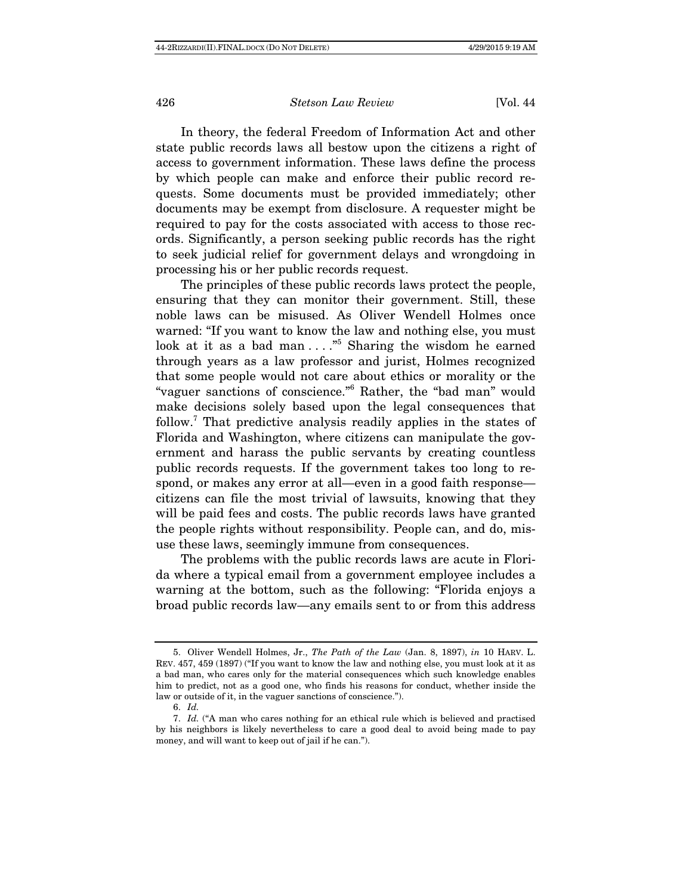In theory, the federal Freedom of Information Act and other state public records laws all bestow upon the citizens a right of access to government information. These laws define the process by which people can make and enforce their public record requests. Some documents must be provided immediately; other documents may be exempt from disclosure. A requester might be required to pay for the costs associated with access to those records. Significantly, a person seeking public records has the right to seek judicial relief for government delays and wrongdoing in processing his or her public records request.

The principles of these public records laws protect the people, ensuring that they can monitor their government. Still, these noble laws can be misused. As Oliver Wendell Holmes once warned: "If you want to know the law and nothing else, you must look at it as a bad man . . . ."[5] Sharing the wisdom he earned through years as a law professor and jurist, Holmes recognized that some people would not care about ethics or morality or the "vaguer sanctions of conscience."[6] Rather, the "bad man" would make decisions solely based upon the legal consequences that follow.[7] That predictive analysis readily applies in the states of Florida and Washington, where citizens can manipulate the government and harass the public servants by creating countless public records requests. If the government takes too long to respond, or makes any error at all—even in a good faith response—citizens can file the most trivial of lawsuits, knowing that they will be paid fees and costs. The public records laws have granted the people rights without responsibility. People can, and do, misuse these laws, seemingly immune from consequences.

The problems with the public records laws are acute in Florida where a typical email from a government employee includes a warning at the bottom, such as the following: "Florida enjoys a broad public records law—any emails sent to or from this address

---

5. Oliver Wendell Holmes, Jr., *The Path of the Law* (Jan. 8, 1897), *in* 10 HARV. L. REV. 457, 459 (1897) ("If you want to know the law and nothing else, you must look at it as a bad man, who cares only for the material consequences which such knowledge enables him to predict, not as a good one, who finds his reasons for conduct, whether inside the law or outside of it, in the vaguer sanctions of conscience.").

6. *Id.*

7. *Id.* ("A man who cares nothing for an ethical rule which is believed and practised by his neighbors is likely nevertheless to care a good deal to avoid being made to pay money, and will want to keep out of jail if he can.").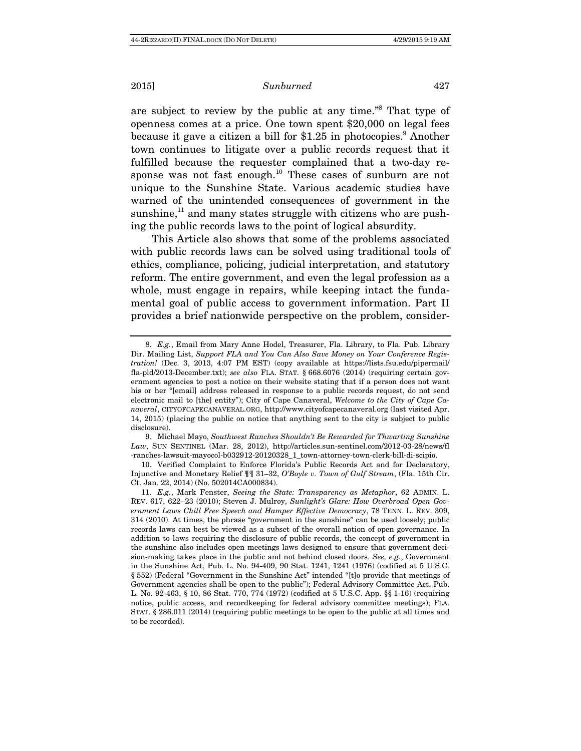are subject to review by the public at any time."[8] That type of openness comes at a price. One town spent $20,000 on legal fees because it gave a citizen a bill for $1.25 in photocopies.[9] Another town continues to litigate over a public records request that it fulfilled because the requester complained that a two-day response was not fast enough.[10] These cases of sunburn are not unique to the Sunshine State. Various academic studies have warned of the unintended consequences of government in the sunshine,[11] and many states struggle with citizens who are pushing the public records laws to the point of logical absurdity.

This Article also shows that some of the problems associated with public records laws can be solved using traditional tools of ethics, compliance, policing, judicial interpretation, and statutory reform. The entire government, and even the legal profession as a whole, must engage in repairs, while keeping intact the fundamental goal of public access to government information. Part II provides a brief nationwide perspective on the problem, consider-

---

8. *E.g.*, Email from Mary Anne Hodel, Treasurer, Fla. Library, to Fla. Pub. Library Dir. Mailing List, *Support FLA and You Can Also Save Money on Your Conference Registration!* (Dec. 3, 2013, 4:07 PM EST) (copy available at https://lists.fsu.edu/pipermail/fla-pld/2013-December.txt); *see also* FLA. STAT. § 668.6076 (2014) (requiring certain government agencies to post a notice on their website stating that if a person does not want his or her "[email] address released in response to a public records request, do not send electronic mail to [the] entity"); City of Cape Canaveral, *Welcome to the City of Cape Canaveral*, CITYOFCAPECANAVERAL.ORG, http://www.cityofcapecanaveral.org (last visited Apr. 14, 2015) (placing the public on notice that anything sent to the city is subject to public disclosure).

9. Michael Mayo, *Southwest Ranches Shouldn't Be Rewarded for Thwarting Sunshine Law*, SUN SENTINEL (Mar. 28, 2012), http://articles.sun-sentinel.com/2012-03-28/news/fl-ranches-lawsuit-mayocol-b032912-20120328_1_town-attorney-town-clerk-bill-di-scipio.

10. Verified Complaint to Enforce Florida's Public Records Act and for Declaratory, Injunctive and Monetary Relief ¶¶ 31–32, *O'Boyle v. Town of Gulf Stream*, (Fla. 15th Cir. Ct. Jan. 22, 2014) (No. 502014CA000834).

11. *E.g.*, Mark Fenster, *Seeing the State: Transparency as Metaphor*, 62 ADMIN. L. REV. 617, 622–23 (2010); Steven J. Mulroy, *Sunlight's Glare: How Overbroad Open Government Laws Chill Free Speech and Hamper Effective Democracy*, 78 TENN. L. REV. 309, 314 (2010). At times, the phrase "government in the sunshine" can be used loosely; public records laws can best be viewed as a subset of the overall notion of open governance. In addition to laws requiring the disclosure of public records, the concept of government in the sunshine also includes open meetings laws designed to ensure that government decision-making takes place in the public and not behind closed doors. *See, e.g.*, Government in the Sunshine Act, Pub. L. No. 94-409, 90 Stat. 1241, 1241 (1976) (codified at 5 U.S.C. § 552) (Federal "Government in the Sunshine Act" intended "[t]o provide that meetings of Government agencies shall be open to the public"); Federal Advisory Committee Act, Pub. L. No. 92-463, § 10, 86 Stat. 770, 774 (1972) (codified at 5 U.S.C. App. §§ 1-16) (requiring notice, public access, and recordkeeping for federal advisory committee meetings); FLA. STAT. § 286.011 (2014) (requiring public meetings to be open to the public at all times and to be recorded).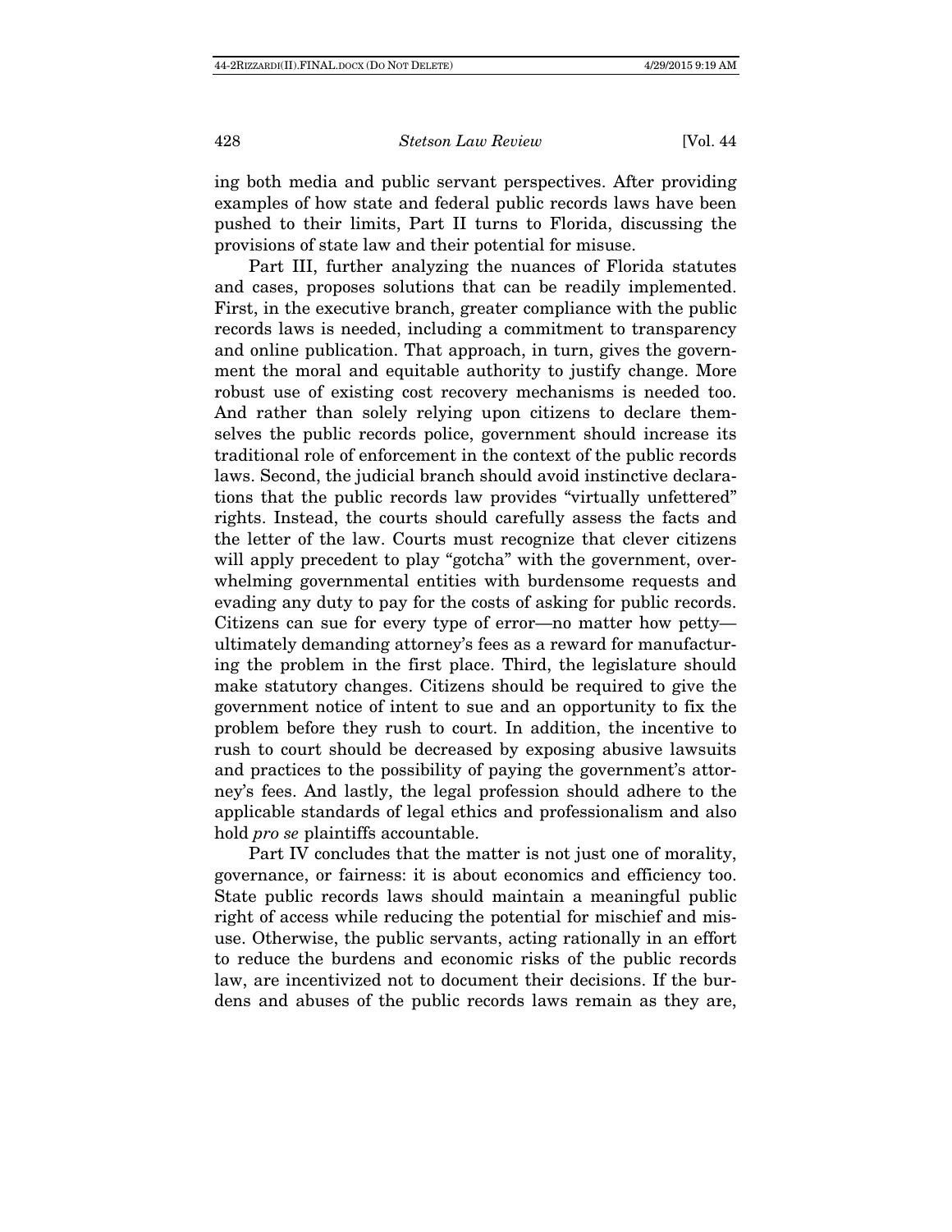ing both media and public servant perspectives. After providing examples of how state and federal public records laws have been pushed to their limits, Part II turns to Florida, discussing the provisions of state law and their potential for misuse.

Part III, further analyzing the nuances of Florida statutes and cases, proposes solutions that can be readily implemented. First, in the executive branch, greater compliance with the public records laws is needed, including a commitment to transparency and online publication. That approach, in turn, gives the government the moral and equitable authority to justify change. More robust use of existing cost recovery mechanisms is needed too. And rather than solely relying upon citizens to declare themselves the public records police, government should increase its traditional role of enforcement in the context of the public records laws. Second, the judicial branch should avoid instinctive declarations that the public records law provides "virtually unfettered" rights. Instead, the courts should carefully assess the facts and the letter of the law. Courts must recognize that clever citizens will apply precedent to play "gotcha" with the government, overwhelming governmental entities with burdensome requests and evading any duty to pay for the costs of asking for public records. Citizens can sue for every type of error—no matter how petty—ultimately demanding attorney's fees as a reward for manufacturing the problem in the first place. Third, the legislature should make statutory changes. Citizens should be required to give the government notice of intent to sue and an opportunity to fix the problem before they rush to court. In addition, the incentive to rush to court should be decreased by exposing abusive lawsuits and practices to the possibility of paying the government's attorney's fees. And lastly, the legal profession should adhere to the applicable standards of legal ethics and professionalism and also hold *pro se* plaintiffs accountable.

Part IV concludes that the matter is not just one of morality, governance, or fairness: it is about economics and efficiency too. State public records laws should maintain a meaningful public right of access while reducing the potential for mischief and misuse. Otherwise, the public servants, acting rationally in an effort to reduce the burdens and economic risks of the public records law, are incentivized not to document their decisions. If the burdens and abuses of the public records laws remain as they are,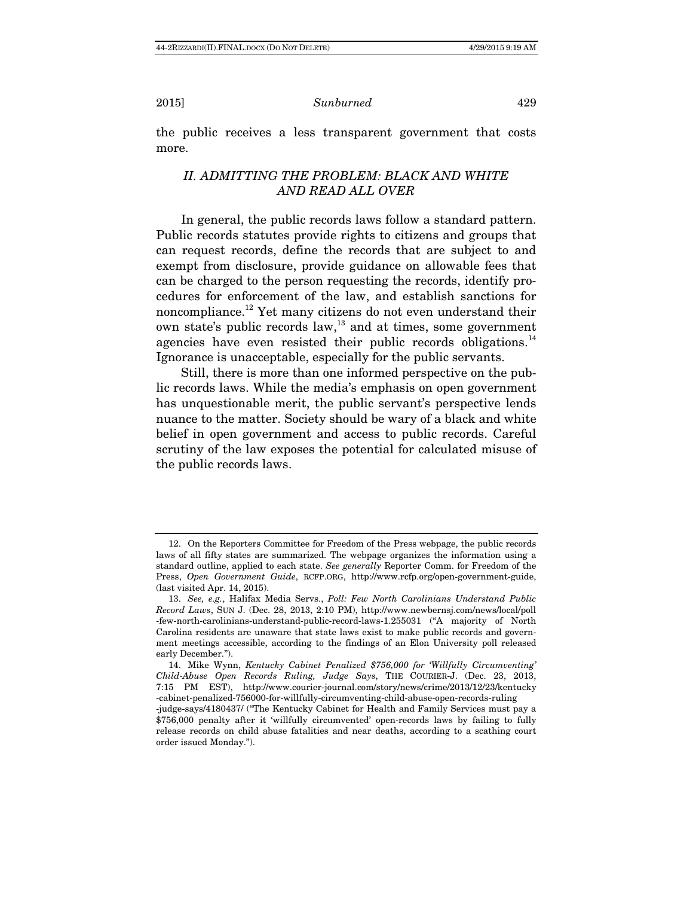the public receives a less transparent government that costs more.

## *II. ADMITTING THE PROBLEM: BLACK AND WHITE AND READ ALL OVER*

In general, the public records laws follow a standard pattern. Public records statutes provide rights to citizens and groups that can request records, define the records that are subject to and exempt from disclosure, provide guidance on allowable fees that can be charged to the person requesting the records, identify procedures for enforcement of the law, and establish sanctions for noncompliance.[12] Yet many citizens do not even understand their own state's public records law,[13] and at times, some government agencies have even resisted their public records obligations.[14] Ignorance is unacceptable, especially for the public servants.

Still, there is more than one informed perspective on the public records laws. While the media's emphasis on open government has unquestionable merit, the public servant's perspective lends nuance to the matter. Society should be wary of a black and white belief in open government and access to public records. Careful scrutiny of the law exposes the potential for calculated misuse of the public records laws.

---

12. On the Reporters Committee for Freedom of the Press webpage, the public records laws of all fifty states are summarized. The webpage organizes the information using a standard outline, applied to each state. *See generally* Reporter Comm. for Freedom of the Press, *Open Government Guide*, RCFP.ORG, http://www.rcfp.org/open-government-guide, (last visited Apr. 14, 2015).

13. *See, e.g.*, Halifax Media Servs., *Poll: Few North Carolinians Understand Public Record Laws*, SUN J. (Dec. 28, 2013, 2:10 PM), http://www.newbernsj.com/news/local/poll-few-north-carolinians-understand-public-record-laws-1.255031 ("A majority of North Carolina residents are unaware that state laws exist to make public records and government meetings accessible, according to the findings of an Elon University poll released early December.").

14. Mike Wynn, *Kentucky Cabinet Penalized $756,000 for 'Willfully Circumventing' Child-Abuse Open Records Ruling, Judge Says*, THE COURIER-J. (Dec. 23, 2013, 7:15 PM EST), http://www.courier-journal.com/story/news/crime/2013/12/23/kentucky-cabinet-penalized-756000-for-willfully-circumventing-child-abuse-open-records-ruling-judge-says/4180437/ ("The Kentucky Cabinet for Health and Family Services must pay a $756,000 penalty after it 'willfully circumvented' open-records laws by failing to fully release records on child abuse fatalities and near deaths, according to a scathing court order issued Monday.").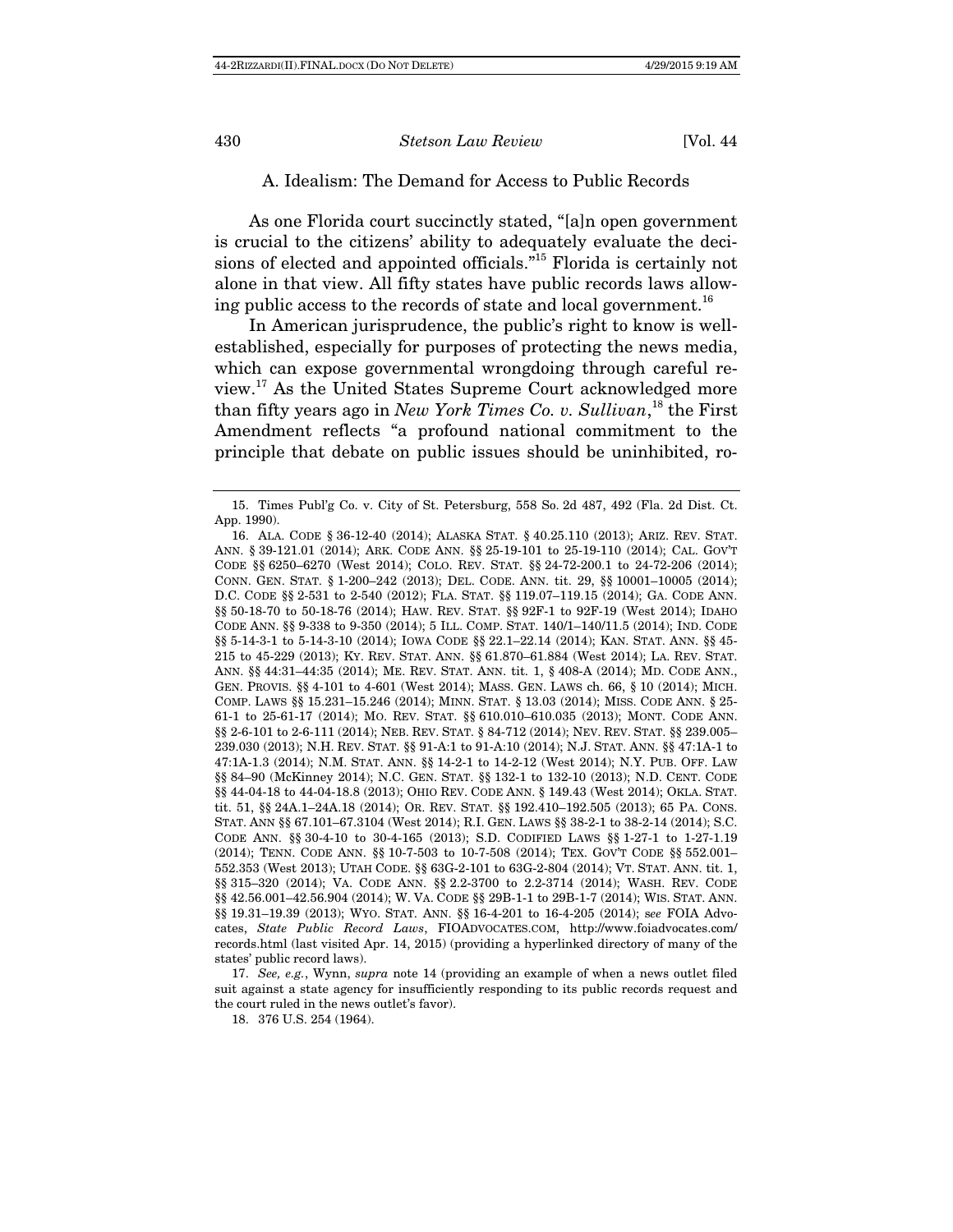### A. Idealism: The Demand for Access to Public Records

As one Florida court succinctly stated, "[a]n open government is crucial to the citizens' ability to adequately evaluate the decisions of elected and appointed officials."[15] Florida is certainly not alone in that view. All fifty states have public records laws allowing public access to the records of state and local government.[16]

In American jurisprudence, the public's right to know is well-established, especially for purposes of protecting the news media, which can expose governmental wrongdoing through careful review.[17] As the United States Supreme Court acknowledged more than fifty years ago in *New York Times Co. v. Sullivan*,[18] the First Amendment reflects "a profound national commitment to the principle that debate on public issues should be uninhibited, ro-

---

15. Times Publ'g Co. v. City of St. Petersburg, 558 So. 2d 487, 492 (Fla. 2d Dist. Ct. App. 1990).

16. ALA. CODE § 36-12-40 (2014); ALASKA STAT. § 40.25.110 (2013); ARIZ. REV. STAT. ANN. § 39-121.01 (2014); ARK. CODE ANN. §§ 25-19-101 to 25-19-110 (2014); CAL. GOV'T CODE §§ 6250–6270 (West 2014); COLO. REV. STAT. §§ 24-72-200.1 to 24-72-206 (2014); CONN. GEN. STAT. § 1-200–242 (2013); DEL. CODE. ANN. tit. 29, §§ 10001–10005 (2014); D.C. CODE §§ 2-531 to 2-540 (2012); FLA. STAT. §§ 119.07–119.15 (2014); GA. CODE ANN. §§ 50-18-70 to 50-18-76 (2014); HAW. REV. STAT. §§ 92F-1 to 92F-19 (West 2014); IDAHO CODE ANN. §§ 9-338 to 9-350 (2014); 5 ILL. COMP. STAT. 140/1–140/11.5 (2014); IND. CODE §§ 5-14-3-1 to 5-14-3-10 (2014); IOWA CODE §§ 22.1–22.14 (2014); KAN. STAT. ANN. §§ 45-215 to 45-229 (2013); KY. REV. STAT. ANN. §§ 61.870–61.884 (West 2014); LA. REV. STAT. ANN. §§ 44:31–44:35 (2014); ME. REV. STAT. ANN. tit. 1, § 408-A (2014); MD. CODE ANN., GEN. PROVIS. §§ 4-101 to 4-601 (West 2014); MASS. GEN. LAWS ch. 66, § 10 (2014); MICH. COMP. LAWS §§ 15.231–15.246 (2014); MINN. STAT. § 13.03 (2014); MISS. CODE ANN. § 25-61-1 to 25-61-17 (2014); MO. REV. STAT. §§ 610.010–610.035 (2013); MONT. CODE ANN. §§ 2-6-101 to 2-6-111 (2014); NEB. REV. STAT. § 84-712 (2014); NEV. REV. STAT. §§ 239.005–239.030 (2013); N.H. REV. STAT. §§ 91-A:1 to 91-A:10 (2014); N.J. STAT. ANN. §§ 47:1A-1 to 47:1A-1.3 (2014); N.M. STAT. ANN. §§ 14-2-1 to 14-2-12 (West 2014); N.Y. PUB. OFF. LAW §§ 84–90 (McKinney 2014); N.C. GEN. STAT. §§ 132-1 to 132-10 (2013); N.D. CENT. CODE §§ 44-04-18 to 44-04-18.8 (2013); OHIO REV. CODE ANN. § 149.43 (West 2014); OKLA. STAT. tit. 51, §§ 24A.1–24A.18 (2014); OR. REV. STAT. §§ 192.410–192.505 (2013); 65 PA. CONS. STAT. ANN §§ 67.101–67.3104 (West 2014); R.I. GEN. LAWS §§ 38-2-1 to 38-2-14 (2014); S.C. CODE ANN. §§ 30-4-10 to 30-4-165 (2013); S.D. CODIFIED LAWS §§ 1-27-1 to 1-27-1.19 (2014); TENN. CODE ANN. §§ 10-7-503 to 10-7-508 (2014); TEX. GOV'T CODE §§ 552.001–552.353 (West 2013); UTAH CODE. §§ 63G-2-101 to 63G-2-804 (2014); VT. STAT. ANN. tit. 1, §§ 315–320 (2014); VA. CODE ANN. §§ 2.2-3700 to 2.2-3714 (2014); WASH. REV. CODE §§ 42.56.001–42.56.904 (2014); W. VA. CODE §§ 29B-1-1 to 29B-1-7 (2014); WIS. STAT. ANN. §§ 19.31–19.39 (2013); WYO. STAT. ANN. §§ 16-4-201 to 16-4-205 (2014); *see* FOIA Advocates, *State Public Record Laws*, FIOADVOCATES.COM, http://www.foiadvocates.com/records.html (last visited Apr. 14, 2015) (providing a hyperlinked directory of many of the states' public record laws).

17. *See, e.g.*, Wynn, *supra* note 14 (providing an example of when a news outlet filed suit against a state agency for insufficiently responding to its public records request and the court ruled in the news outlet's favor).

18. 376 U.S. 254 (1964).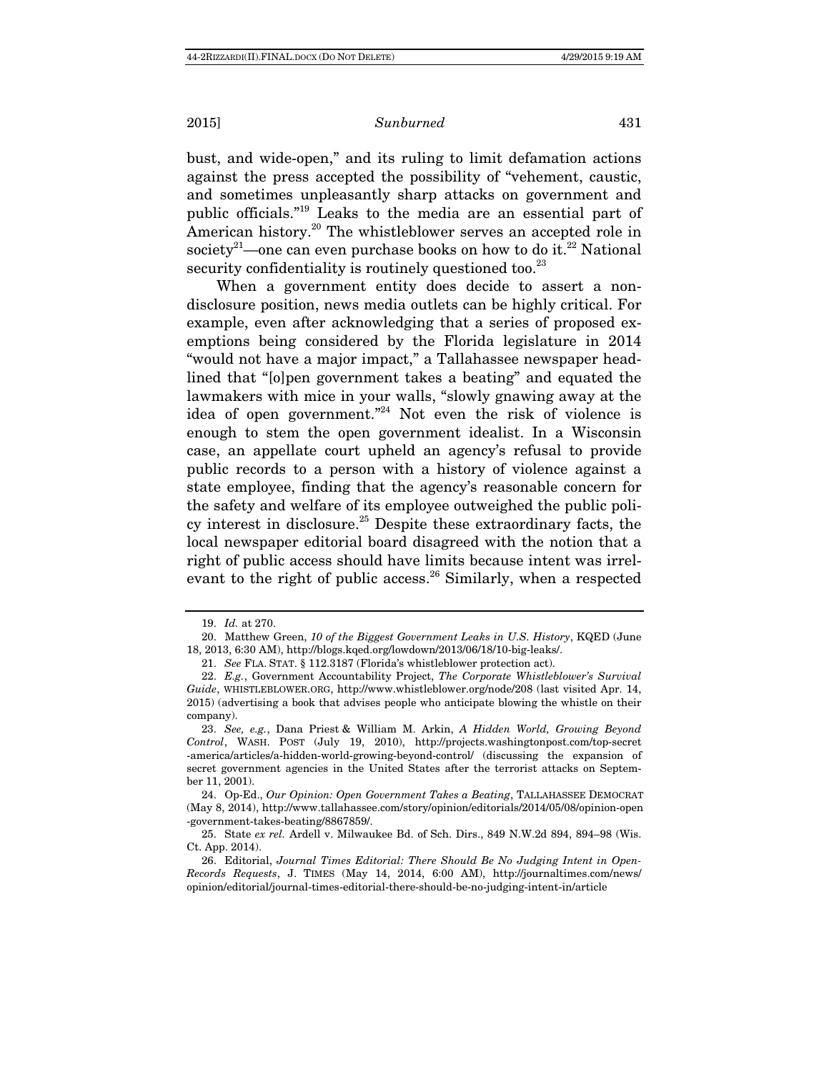bust, and wide-open," and its ruling to limit defamation actions against the press accepted the possibility of "vehement, caustic, and sometimes unpleasantly sharp attacks on government and public officials."[19] Leaks to the media are an essential part of American history.[20] The whistleblower serves an accepted role in society[21]—one can even purchase books on how to do it.[22] National security confidentiality is routinely questioned too.[23]

When a government entity does decide to assert a non-disclosure position, news media outlets can be highly critical. For example, even after acknowledging that a series of proposed exemptions being considered by the Florida legislature in 2014 "would not have a major impact," a Tallahassee newspaper headlined that "[o]pen government takes a beating" and equated the lawmakers with mice in your walls, "slowly gnawing away at the idea of open government."[24] Not even the risk of violence is enough to stem the open government idealist. In a Wisconsin case, an appellate court upheld an agency's refusal to provide public records to a person with a history of violence against a state employee, finding that the agency's reasonable concern for the safety and welfare of its employee outweighed the public policy interest in disclosure.[25] Despite these extraordinary facts, the local newspaper editorial board disagreed with the notion that a right of public access should have limits because intent was irrelevant to the right of public access.[26] Similarly, when a respected

---

19. *Id.* at 270.

20. Matthew Green, *10 of the Biggest Government Leaks in U.S. History*, KQED (June 18, 2013, 6:30 AM), http://blogs.kqed.org/lowdown/2013/06/18/10-big-leaks/.

21. *See* FLA. STAT. § 112.3187 (Florida's whistleblower protection act).

22. *E.g.*, Government Accountability Project, *The Corporate Whistleblower's Survival Guide*, WHISTLEBLOWER.ORG, http://www.whistleblower.org/node/208 (last visited Apr. 14, 2015) (advertising a book that advises people who anticipate blowing the whistle on their company).

23. *See, e.g.*, Dana Priest & William M. Arkin, *A Hidden World, Growing Beyond Control*, WASH. POST (July 19, 2010), http://projects.washingtonpost.com/top-secret-america/articles/a-hidden-world-growing-beyond-control/ (discussing the expansion of secret government agencies in the United States after the terrorist attacks on September 11, 2001).

24. Op-Ed., *Our Opinion: Open Government Takes a Beating*, TALLAHASSEE DEMOCRAT (May 8, 2014), http://www.tallahassee.com/story/opinion/editorials/2014/05/08/opinion-open-government-takes-beating/8867859/.

25. State *ex rel.* Ardell v. Milwaukee Bd. of Sch. Dirs., 849 N.W.2d 894, 894–98 (Wis. Ct. App. 2014).

26. Editorial, *Journal Times Editorial: There Should Be No Judging Intent in Open-Records Requests*, J. TIMES (May 14, 2014, 6:00 AM), http://journaltimes.com/news/opinion/editorial/journal-times-editorial-there-should-be-no-judging-intent-in/article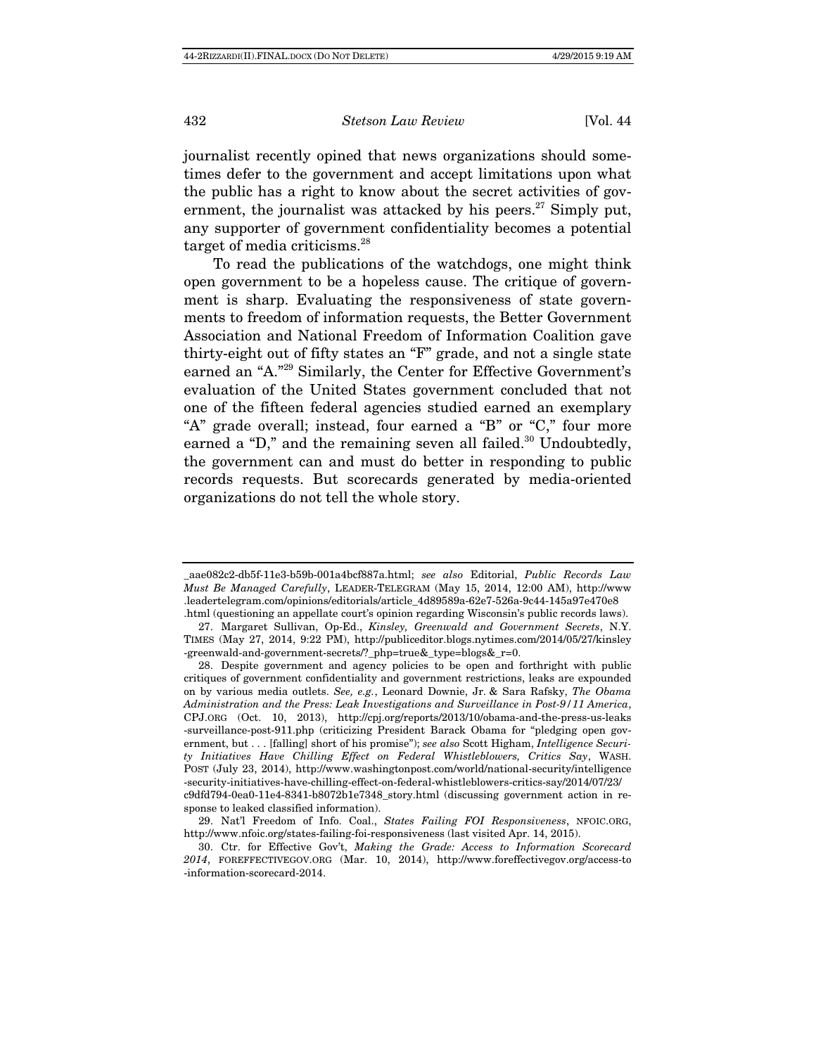journalist recently opined that news organizations should sometimes defer to the government and accept limitations upon what the public has a right to know about the secret activities of government, the journalist was attacked by his peers.[27] Simply put, any supporter of government confidentiality becomes a potential target of media criticisms.[28]

To read the publications of the watchdogs, one might think open government to be a hopeless cause. The critique of government is sharp. Evaluating the responsiveness of state governments to freedom of information requests, the Better Government Association and National Freedom of Information Coalition gave thirty-eight out of fifty states an "F" grade, and not a single state earned an "A."[29] Similarly, the Center for Effective Government's evaluation of the United States government concluded that not one of the fifteen federal agencies studied earned an exemplary "A" grade overall; instead, four earned a "B" or "C," four more earned a "D," and the remaining seven all failed.[30] Undoubtedly, the government can and must do better in responding to public records requests. But scorecards generated by media-oriented organizations do not tell the whole story.

---

_aae082c2-db5f-11e3-b59b-001a4bcf887a.html; *see also* Editorial, *Public Records Law Must Be Managed Carefully*, LEADER-TELEGRAM (May 15, 2014, 12:00 AM), http://www.leadertelegram.com/opinions/editorials/article_4d89589a-62e7-526a-9c44-145a97e470e8.html (questioning an appellate court's opinion regarding Wisconsin's public records laws).

27. Margaret Sullivan, Op-Ed., *Kinsley, Greenwald and Government Secrets*, N.Y. TIMES (May 27, 2014, 9:22 PM), http://publiceditor.blogs.nytimes.com/2014/05/27/kinsley-greenwald-and-government-secrets/?_php=true&_type=blogs&_r=0.

28. Despite government and agency policies to be open and forthright with public critiques of government confidentiality and government restrictions, leaks are expounded on by various media outlets. *See, e.g.*, Leonard Downie, Jr. & Sara Rafsky, *The Obama Administration and the Press: Leak Investigations and Surveillance in Post-9/11 America*, CPJ.ORG (Oct. 10, 2013), http://cpj.org/reports/2013/10/obama-and-the-press-us-leaks-surveillance-post-911.php (criticizing President Barack Obama for "pledging open government, but . . . [falling] short of his promise"); *see also* Scott Higham, *Intelligence Security Initiatives Have Chilling Effect on Federal Whistleblowers, Critics Say*, WASH. POST (July 23, 2014), http://www.washingtonpost.com/world/national-security/intelligence-security-initiatives-have-chilling-effect-on-federal-whistleblowers-critics-say/2014/07/23/c9dfd794-0ea0-11e4-8341-b8072b1e7348_story.html (discussing government action in response to leaked classified information).

29. Nat'l Freedom of Info. Coal., *States Failing FOI Responsiveness*, NFOIC.ORG, http://www.nfoic.org/states-failing-foi-responsiveness (last visited Apr. 14, 2015).

30. Ctr. for Effective Gov't, *Making the Grade: Access to Information Scorecard 2014*, FOREFFECTIVEGOV.ORG (Mar. 10, 2014), http://www.foreffectivegov.org/access-to-information-scorecard-2014.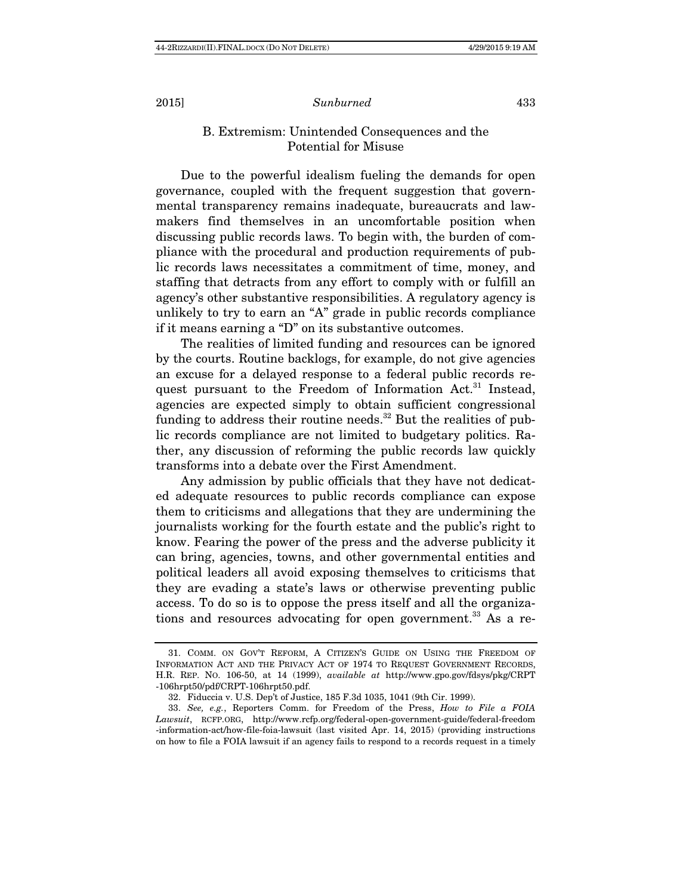### B. Extremism: Unintended Consequences and the Potential for Misuse

Due to the powerful idealism fueling the demands for open governance, coupled with the frequent suggestion that governmental transparency remains inadequate, bureaucrats and lawmakers find themselves in an uncomfortable position when discussing public records laws. To begin with, the burden of compliance with the procedural and production requirements of public records laws necessitates a commitment of time, money, and staffing that detracts from any effort to comply with or fulfill an agency's other substantive responsibilities. A regulatory agency is unlikely to try to earn an "A" grade in public records compliance if it means earning a "D" on its substantive outcomes.

The realities of limited funding and resources can be ignored by the courts. Routine backlogs, for example, do not give agencies an excuse for a delayed response to a federal public records request pursuant to the Freedom of Information Act.[31] Instead, agencies are expected simply to obtain sufficient congressional funding to address their routine needs.[32] But the realities of public records compliance are not limited to budgetary politics. Rather, any discussion of reforming the public records law quickly transforms into a debate over the First Amendment.

Any admission by public officials that they have not dedicated adequate resources to public records compliance can expose them to criticisms and allegations that they are undermining the journalists working for the fourth estate and the public's right to know. Fearing the power of the press and the adverse publicity it can bring, agencies, towns, and other governmental entities and political leaders all avoid exposing themselves to criticisms that they are evading a state's laws or otherwise preventing public access. To do so is to oppose the press itself and all the organizations and resources advocating for open government.[33] As a re-

---

31. COMM. ON GOV'T REFORM, A CITIZEN'S GUIDE ON USING THE FREEDOM OF INFORMATION ACT AND THE PRIVACY ACT OF 1974 TO REQUEST GOVERNMENT RECORDS, H.R. REP. NO. 106-50, at 14 (1999), *available at* http://www.gpo.gov/fdsys/pkg/CRPT-106hrpt50/pdf/CRPT-106hrpt50.pdf.

32. Fiduccia v. U.S. Dep't of Justice, 185 F.3d 1035, 1041 (9th Cir. 1999).

33. *See, e.g.*, Reporters Comm. for Freedom of the Press, *How to File a FOIA Lawsuit*, RCFP.ORG, http://www.rcfp.org/federal-open-government-guide/federal-freedom-information-act/how-file-foia-lawsuit (last visited Apr. 14, 2015) (providing instructions on how to file a FOIA lawsuit if an agency fails to respond to a records request in a timely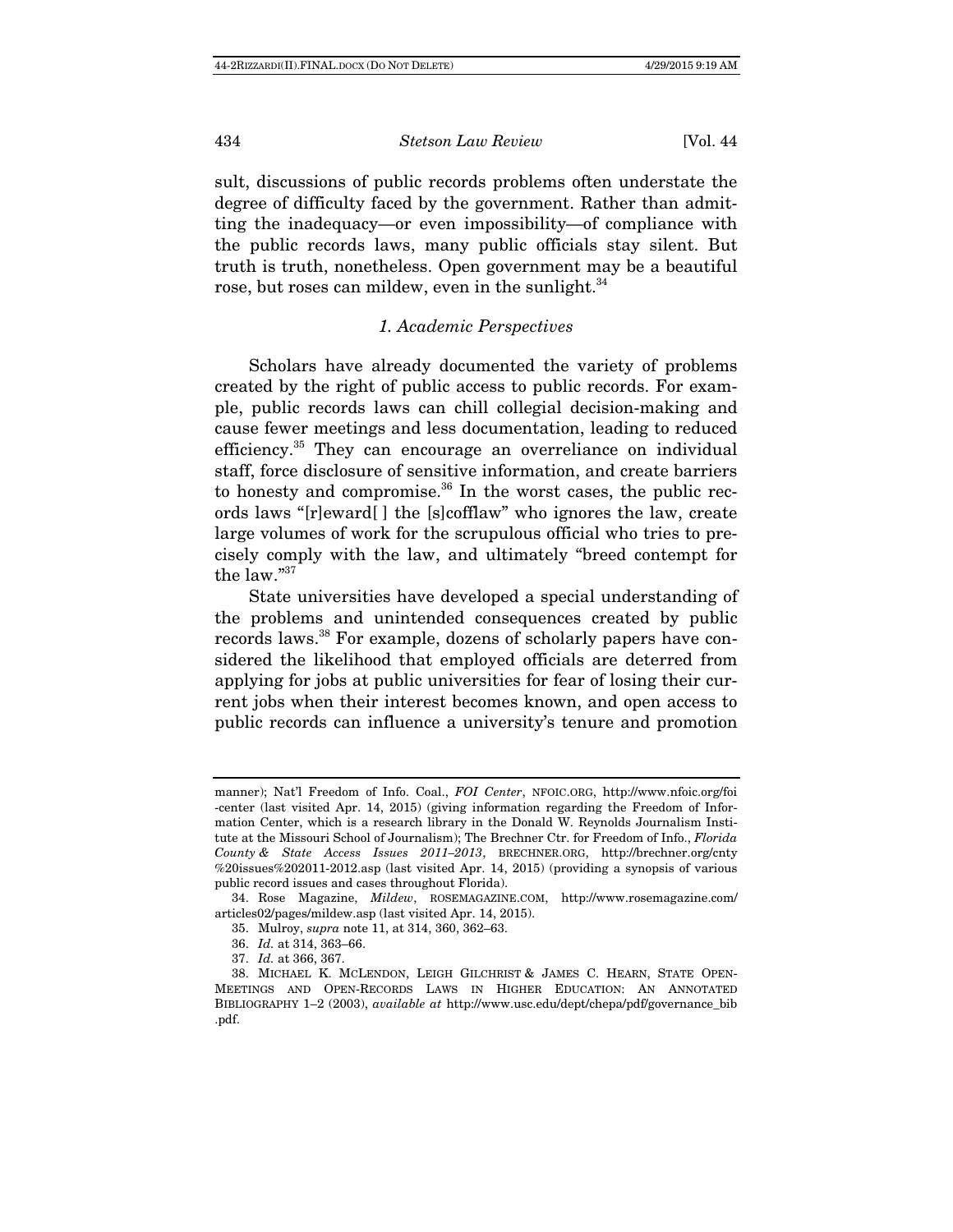sult, discussions of public records problems often understate the degree of difficulty faced by the government. Rather than admitting the inadequacy—or even impossibility—of compliance with the public records laws, many public officials stay silent. But truth is truth, nonetheless. Open government may be a beautiful rose, but roses can mildew, even in the sunlight.[34]

### *1. Academic Perspectives*

Scholars have already documented the variety of problems created by the right of public access to public records. For example, public records laws can chill collegial decision-making and cause fewer meetings and less documentation, leading to reduced efficiency.[35] They can encourage an overreliance on individual staff, force disclosure of sensitive information, and create barriers to honesty and compromise.[36] In the worst cases, the public records laws "[r]eward[ ] the [s]cofflaw" who ignores the law, create large volumes of work for the scrupulous official who tries to precisely comply with the law, and ultimately "breed contempt for the law."[37]

State universities have developed a special understanding of the problems and unintended consequences created by public records laws.[38] For example, dozens of scholarly papers have considered the likelihood that employed officials are deterred from applying for jobs at public universities for fear of losing their current jobs when their interest becomes known, and open access to public records can influence a university's tenure and promotion

---

manner); Nat'l Freedom of Info. Coal., *FOI Center*, NFOIC.ORG, http://www.nfoic.org/foi-center (last visited Apr. 14, 2015) (giving information regarding the Freedom of Information Center, which is a research library in the Donald W. Reynolds Journalism Institute at the Missouri School of Journalism); The Brechner Ctr. for Freedom of Info., *Florida County & State Access Issues 2011–2013*, BRECHNER.ORG, http://brechner.org/cnty%20issues%202011-2012.asp (last visited Apr. 14, 2015) (providing a synopsis of various public record issues and cases throughout Florida).

34. Rose Magazine, *Mildew*, ROSEMAGAZINE.COM, http://www.rosemagazine.com/articles02/pages/mildew.asp (last visited Apr. 14, 2015).

35. Mulroy, *supra* note 11, at 314, 360, 362–63.

36. *Id.* at 314, 363–66.

37. *Id.* at 366, 367.

38. MICHAEL K. MCLENDON, LEIGH GILCHRIST & JAMES C. HEARN, STATE OPEN-MEETINGS AND OPEN-RECORDS LAWS IN HIGHER EDUCATION: AN ANNOTATED BIBLIOGRAPHY 1–2 (2003), *available at* http://www.usc.edu/dept/chepa/pdf/governance_bib.pdf.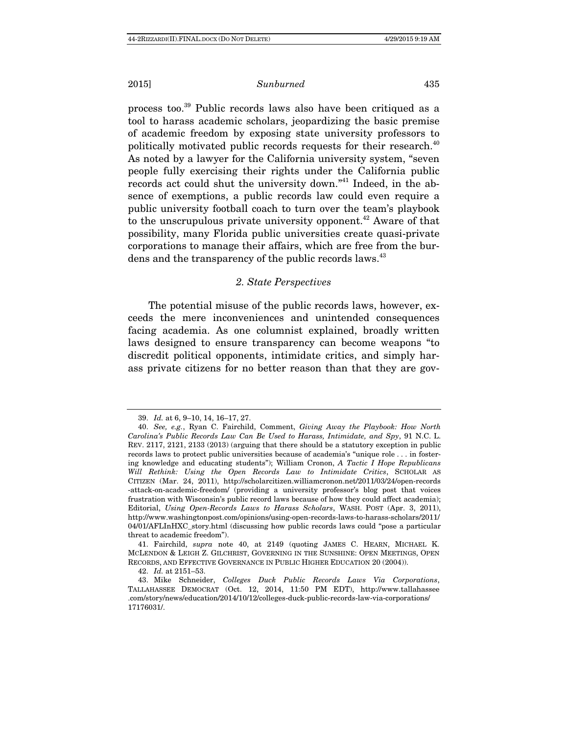process too.[39] Public records laws also have been critiqued as a tool to harass academic scholars, jeopardizing the basic premise of academic freedom by exposing state university professors to politically motivated public records requests for their research.[40] As noted by a lawyer for the California university system, "seven people fully exercising their rights under the California public records act could shut the university down."[41] Indeed, in the absence of exemptions, a public records law could even require a public university football coach to turn over the team's playbook to the unscrupulous private university opponent.[42] Aware of that possibility, many Florida public universities create quasi-private corporations to manage their affairs, which are free from the burdens and the transparency of the public records laws.[43]

### *2. State Perspectives*

The potential misuse of the public records laws, however, exceeds the mere inconveniences and unintended consequences facing academia. As one columnist explained, broadly written laws designed to ensure transparency can become weapons "to discredit political opponents, intimidate critics, and simply harass private citizens for no better reason than that they are gov-

---

39. *Id.* at 6, 9–10, 14, 16–17, 27.

40. *See, e.g.*, Ryan C. Fairchild, Comment, *Giving Away the Playbook: How North Carolina's Public Records Law Can Be Used to Harass, Intimidate, and Spy*, 91 N.C. L. REV. 2117, 2121, 2133 (2013) (arguing that there should be a statutory exception in public records laws to protect public universities because of academia's "unique role . . . in fostering knowledge and educating students"); William Cronon, *A Tactic I Hope Republicans Will Rethink: Using the Open Records Law to Intimidate Critics*, SCHOLAR AS CITIZEN (Mar. 24, 2011), http://scholarcitizen.williamcronon.net/2011/03/24/open-records-attack-on-academic-freedom/ (providing a university professor's blog post that voices frustration with Wisconsin's public record laws because of how they could affect academia); Editorial, *Using Open-Records Laws to Harass Scholars*, WASH. POST (Apr. 3, 2011), http://www.washingtonpost.com/opinions/using-open-records-laws-to-harass-scholars/2011/04/01/AFLInHXC_story.html (discussing how public records laws could "pose a particular threat to academic freedom").

41. Fairchild, *supra* note 40, at 2149 (quoting JAMES C. HEARN, MICHAEL K. MCLENDON & LEIGH Z. GILCHRIST, GOVERNING IN THE SUNSHINE: OPEN MEETINGS, OPEN RECORDS, AND EFFECTIVE GOVERNANCE IN PUBLIC HIGHER EDUCATION 20 (2004)).

42. *Id.* at 2151–53.

43. Mike Schneider, *Colleges Duck Public Records Laws Via Corporations*, TALLAHASSEE DEMOCRAT (Oct. 12, 2014, 11:50 PM EDT), http://www.tallahassee.com/story/news/education/2014/10/12/colleges-duck-public-records-law-via-corporations/17176031/.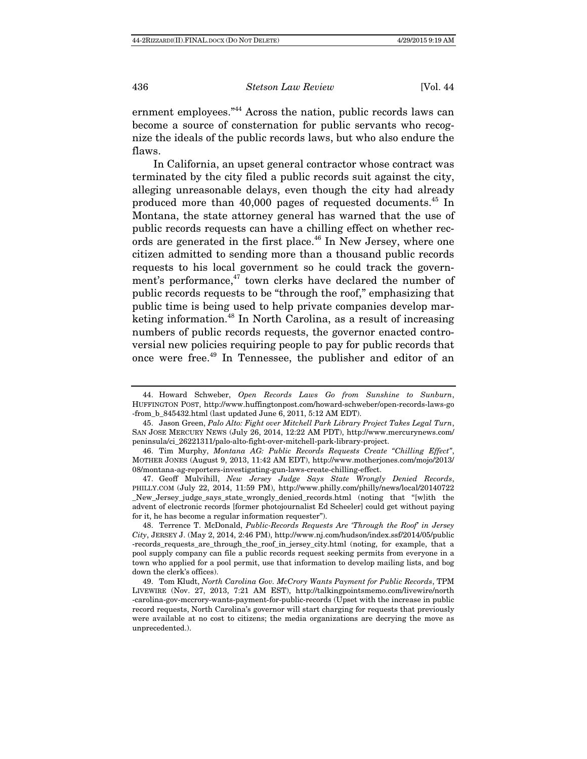ernment employees."[44] Across the nation, public records laws can become a source of consternation for public servants who recognize the ideals of the public records laws, but who also endure the flaws.

In California, an upset general contractor whose contract was terminated by the city filed a public records suit against the city, alleging unreasonable delays, even though the city had already produced more than 40,000 pages of requested documents.[45] In Montana, the state attorney general has warned that the use of public records requests can have a chilling effect on whether records are generated in the first place.[46] In New Jersey, where one citizen admitted to sending more than a thousand public records requests to his local government so he could track the government's performance,[47] town clerks have declared the number of public records requests to be "through the roof," emphasizing that public time is being used to help private companies develop marketing information.[48] In North Carolina, as a result of increasing numbers of public records requests, the governor enacted controversial new policies requiring people to pay for public records that once were free.[49] In Tennessee, the publisher and editor of an

---

44. Howard Schweber, *Open Records Laws Go from Sunshine to Sunburn*, HUFFINGTON POST, http://www.huffingtonpost.com/howard-schweber/open-records-laws-go-from_b_845432.html (last updated June 6, 2011, 5:12 AM EDT).

45. Jason Green, *Palo Alto: Fight over Mitchell Park Library Project Takes Legal Turn*, SAN JOSE MERCURY NEWS (July 26, 2014, 12:22 AM PDT), http://www.mercurynews.com/peninsula/ci_26221311/palo-alto-fight-over-mitchell-park-library-project.

46. Tim Murphy, *Montana AG: Public Records Requests Create "Chilling Effect"*, MOTHER JONES (August 9, 2013, 11:42 AM EDT), http://www.motherjones.com/mojo/2013/08/montana-ag-reporters-investigating-gun-laws-create-chilling-effect.

47. Geoff Mulvihill, *New Jersey Judge Says State Wrongly Denied Records*, PHILLY.COM (July 22, 2014, 11:59 PM), http://www.philly.com/philly/news/local/20140722_New_Jersey_judge_says_state_wrongly_denied_records.html (noting that "[w]ith the advent of electronic records [former photojournalist Ed Scheeler] could get without paying for it, he has become a regular information requester").

48. Terrence T. McDonald, *Public-Records Requests Are 'Through the Roof' in Jersey City*, JERSEY J. (May 2, 2014, 2:46 PM), http://www.nj.com/hudson/index.ssf/2014/05/public-records_requests_are_through_the_roof_in_jersey_city.html (noting, for example, that a pool supply company can file a public records request seeking permits from everyone in a town who applied for a pool permit, use that information to develop mailing lists, and bog down the clerk's offices).

49. Tom Kludt, *North Carolina Gov. McCrory Wants Payment for Public Records*, TPM LIVEWIRE (Nov. 27, 2013, 7:21 AM EST), http://talkingpointsmemo.com/livewire/north-carolina-gov-mccrory-wants-payment-for-public-records (Upset with the increase in public record requests, North Carolina's governor will start charging for requests that previously were available at no cost to citizens; the media organizations are decrying the move as unprecedented.).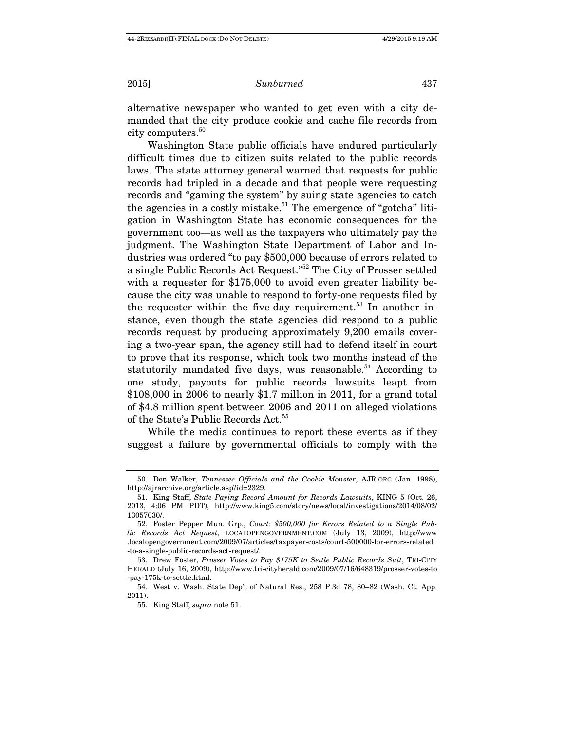alternative newspaper who wanted to get even with a city demanded that the city produce cookie and cache file records from city computers.[50]

Washington State public officials have endured particularly difficult times due to citizen suits related to the public records laws. The state attorney general warned that requests for public records had tripled in a decade and that people were requesting records and "gaming the system" by suing state agencies to catch the agencies in a costly mistake.[51] The emergence of "gotcha" litigation in Washington State has economic consequences for the government too—as well as the taxpayers who ultimately pay the judgment. The Washington State Department of Labor and Industries was ordered "to pay $500,000 because of errors related to a single Public Records Act Request."[52] The City of Prosser settled with a requester for $175,000 to avoid even greater liability because the city was unable to respond to forty-one requests filed by the requester within the five-day requirement.[53] In another instance, even though the state agencies did respond to a public records request by producing approximately 9,200 emails covering a two-year span, the agency still had to defend itself in court to prove that its response, which took two months instead of the statutorily mandated five days, was reasonable.[54] According to one study, payouts for public records lawsuits leapt from $108,000 in 2006 to nearly $1.7 million in 2011, for a grand total of $4.8 million spent between 2006 and 2011 on alleged violations of the State's Public Records Act.[55]

While the media continues to report these events as if they suggest a failure by governmental officials to comply with the

---

50. Don Walker, *Tennessee Officials and the Cookie Monster*, AJR.ORG (Jan. 1998), http://ajrarchive.org/article.asp?id=2329.

51. King Staff, *State Paying Record Amount for Records Lawsuits*, KING 5 (Oct. 26, 2013, 4:06 PM PDT), http://www.king5.com/story/news/local/investigations/2014/08/02/13057030/.

52. Foster Pepper Mun. Grp., *Court: $500,000 for Errors Related to a Single Public Records Act Request*, LOCALOPENGOVERNMENT.COM (July 13, 2009), http://www.localopengovernment.com/2009/07/articles/taxpayer-costs/court-500000-for-errors-related-to-a-single-public-records-act-request/.

53. Drew Foster, *Prosser Votes to Pay $175K to Settle Public Records Suit*, TRI-CITY HERALD (July 16, 2009), http://www.tri-cityherald.com/2009/07/16/648319/prosser-votes-to-pay-175k-to-settle.html.

54. West v. Wash. State Dep't of Natural Res., 258 P.3d 78, 80–82 (Wash. Ct. App. 2011).

55. King Staff, *supra* note 51.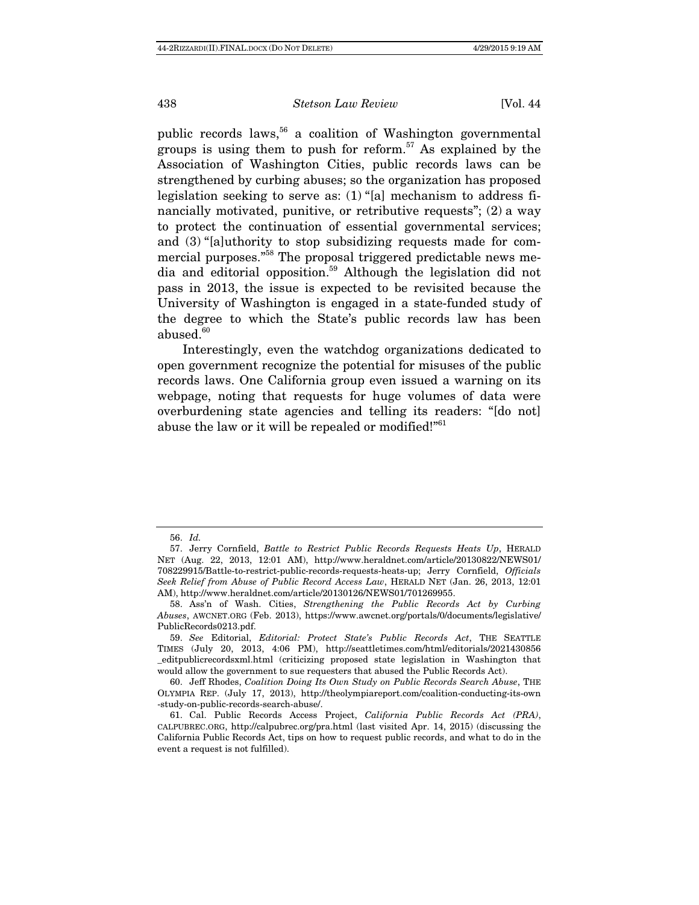public records laws,[56] a coalition of Washington governmental groups is using them to push for reform.[57] As explained by the Association of Washington Cities, public records laws can be strengthened by curbing abuses; so the organization has proposed legislation seeking to serve as: (1) "[a] mechanism to address financially motivated, punitive, or retributive requests"; (2) a way to protect the continuation of essential governmental services; and (3) "[a]uthority to stop subsidizing requests made for commercial purposes."[58] The proposal triggered predictable news media and editorial opposition.[59] Although the legislation did not pass in 2013, the issue is expected to be revisited because the University of Washington is engaged in a state-funded study of the degree to which the State's public records law has been abused.[60]

Interestingly, even the watchdog organizations dedicated to open government recognize the potential for misuses of the public records laws. One California group even issued a warning on its webpage, noting that requests for huge volumes of data were overburdening state agencies and telling its readers: "[do not] abuse the law or it will be repealed or modified!"[61]

---

56. *Id.*

57. Jerry Cornfield, *Battle to Restrict Public Records Requests Heats Up*, HERALD NET (Aug. 22, 2013, 12:01 AM), http://www.heraldnet.com/article/20130822/NEWS01/708229915/Battle-to-restrict-public-records-requests-heats-up; Jerry Cornfield, *Officials Seek Relief from Abuse of Public Record Access Law*, HERALD NET (Jan. 26, 2013, 12:01 AM), http://www.heraldnet.com/article/20130126/NEWS01/701269955.

58. Ass'n of Wash. Cities, *Strengthening the Public Records Act by Curbing Abuses*, AWCNET.ORG (Feb. 2013), https://www.awcnet.org/portals/0/documents/legislative/PublicRecords0213.pdf.

59. *See* Editorial, *Editorial: Protect State's Public Records Act*, THE SEATTLE TIMES (July 20, 2013, 4:06 PM), http://seattletimes.com/html/editorials/2021430856_editpublicrecordsxml.html (criticizing proposed state legislation in Washington that would allow the government to sue requesters that abused the Public Records Act).

60. Jeff Rhodes, *Coalition Doing Its Own Study on Public Records Search Abuse*, THE OLYMPIA REP. (July 17, 2013), http://theolympiareport.com/coalition-conducting-its-own-study-on-public-records-search-abuse/.

61. Cal. Public Records Access Project, *California Public Records Act (PRA)*, CALPUBREC.ORG, http://calpubrec.org/pra.html (last visited Apr. 14, 2015) (discussing the California Public Records Act, tips on how to request public records, and what to do in the event a request is not fulfilled).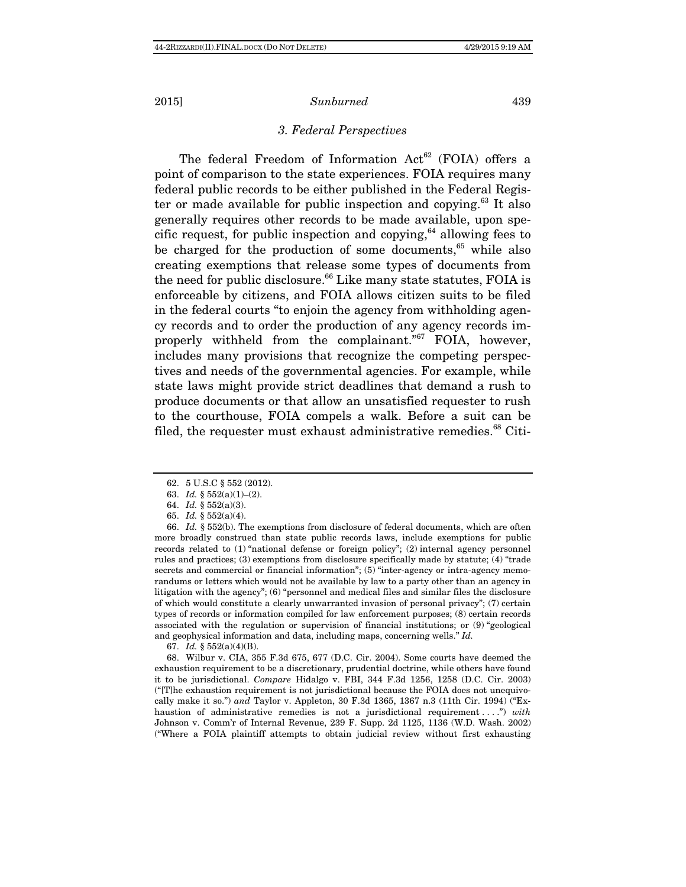### 3. Federal Perspectives

The federal Freedom of Information Act[62] (FOIA) offers a point of comparison to the state experiences. FOIA requires many federal public records to be either published in the Federal Register or made available for public inspection and copying.[63] It also generally requires other records to be made available, upon specific request, for public inspection and copying,[64] allowing fees to be charged for the production of some documents,[65] while also creating exemptions that release some types of documents from the need for public disclosure.[66] Like many state statutes, FOIA is enforceable by citizens, and FOIA allows citizen suits to be filed in the federal courts "to enjoin the agency from withholding agency records and to order the production of any agency records improperly withheld from the complainant."[67] FOIA, however, includes many provisions that recognize the competing perspectives and needs of the governmental agencies. For example, while state laws might provide strict deadlines that demand a rush to produce documents or that allow an unsatisfied requester to rush to the courthouse, FOIA compels a walk. Before a suit can be filed, the requester must exhaust administrative remedies.[68] Citi-

---

62. 5 U.S.C § 552 (2012).

63. *Id.* § 552(a)(1)–(2).

64. *Id.* § 552(a)(3).

65. *Id.* § 552(a)(4).

66. *Id.* § 552(b). The exemptions from disclosure of federal documents, which are often more broadly construed than state public records laws, include exemptions for public records related to (1) "national defense or foreign policy"; (2) internal agency personnel rules and practices; (3) exemptions from disclosure specifically made by statute; (4) "trade secrets and commercial or financial information"; (5) "inter-agency or intra-agency memorandums or letters which would not be available by law to a party other than an agency in litigation with the agency"; (6) "personnel and medical files and similar files the disclosure of which would constitute a clearly unwarranted invasion of personal privacy"; (7) certain types of records or information compiled for law enforcement purposes; (8) certain records associated with the regulation or supervision of financial institutions; or (9) "geological and geophysical information and data, including maps, concerning wells." *Id.*

67. *Id.* § 552(a)(4)(B).

68. Wilbur v. CIA, 355 F.3d 675, 677 (D.C. Cir. 2004). Some courts have deemed the exhaustion requirement to be a discretionary, prudential doctrine, while others have found it to be jurisdictional. *Compare* Hidalgo v. FBI, 344 F.3d 1256, 1258 (D.C. Cir. 2003) ("[T]he exhaustion requirement is not jurisdictional because the FOIA does not unequivocally make it so.") *and* Taylor v. Appleton, 30 F.3d 1365, 1367 n.3 (11th Cir. 1994) ("Exhaustion of administrative remedies is not a jurisdictional requirement . . . .") *with* Johnson v. Comm'r of Internal Revenue, 239 F. Supp. 2d 1125, 1136 (W.D. Wash. 2002) ("Where a FOIA plaintiff attempts to obtain judicial review without first exhausting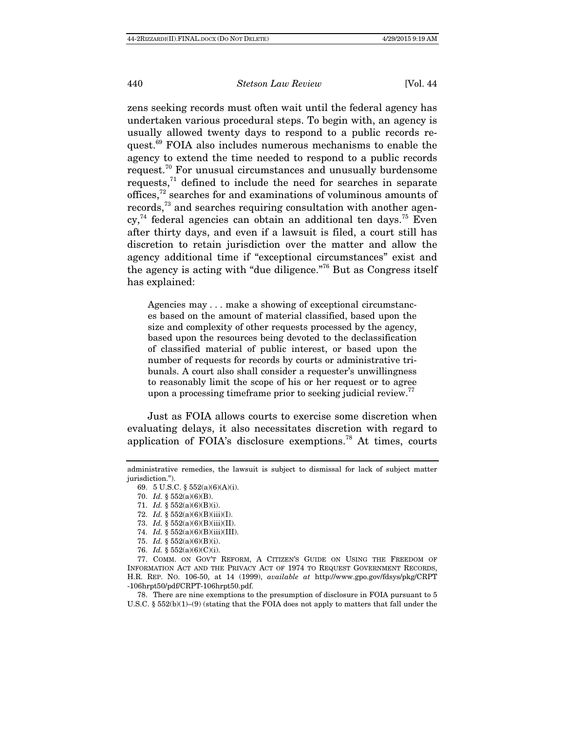zens seeking records must often wait until the federal agency has undertaken various procedural steps. To begin with, an agency is usually allowed twenty days to respond to a public records request.[69] FOIA also includes numerous mechanisms to enable the agency to extend the time needed to respond to a public records request.[70] For unusual circumstances and unusually burdensome requests,[71] defined to include the need for searches in separate offices,[72] searches for and examinations of voluminous amounts of records,[73] and searches requiring consultation with another agency,[74] federal agencies can obtain an additional ten days.[75] Even after thirty days, and even if a lawsuit is filed, a court still has discretion to retain jurisdiction over the matter and allow the agency additional time if "exceptional circumstances" exist and the agency is acting with "due diligence."[76] But as Congress itself has explained:

> Agencies may . . . make a showing of exceptional circumstances based on the amount of material classified, based upon the size and complexity of other requests processed by the agency, based upon the resources being devoted to the declassification of classified material of public interest, or based upon the number of requests for records by courts or administrative tribunals. A court also shall consider a requester's unwillingness to reasonably limit the scope of his or her request or to agree upon a processing timeframe prior to seeking judicial review.[77]

Just as FOIA allows courts to exercise some discretion when evaluating delays, it also necessitates discretion with regard to application of FOIA's disclosure exemptions.[78] At times, courts

---

administrative remedies, the lawsuit is subject to dismissal for lack of subject matter jurisdiction.").

69. 5 U.S.C. § 552(a)(6)(A)(i).

70. *Id.* § 552(a)(6)(B).

71. *Id.* § 552(a)(6)(B)(i).

72. *Id.* § 552(a)(6)(B)(iii)(I).

73. *Id.* § 552(a)(6)(B)(iii)(II).

74. *Id.* § 552(a)(6)(B)(iii)(III).

75. *Id.* § 552(a)(6)(B)(i).

76. *Id.* § 552(a)(6)(C)(i).

77. COMM. ON GOV'T REFORM, A CITIZEN'S GUIDE ON USING THE FREEDOM OF INFORMATION ACT AND THE PRIVACY ACT OF 1974 TO REQUEST GOVERNMENT RECORDS, H.R. REP. NO. 106-50, at 14 (1999), *available at* http://www.gpo.gov/fdsys/pkg/CRPT-106hrpt50/pdf/CRPT-106hrpt50.pdf.

78. There are nine exemptions to the presumption of disclosure in FOIA pursuant to 5 U.S.C. § 552(b)(1)–(9) (stating that the FOIA does not apply to matters that fall under the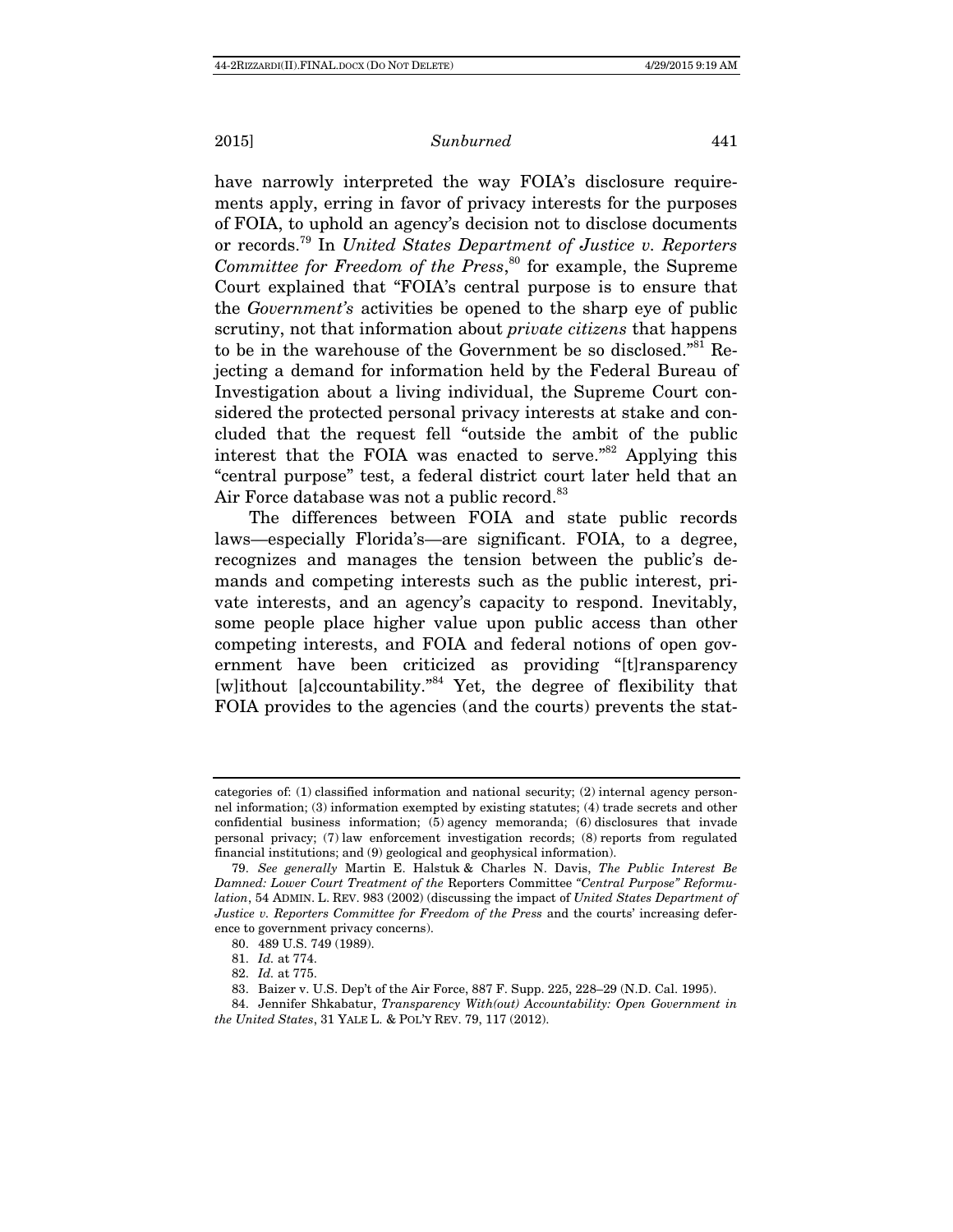have narrowly interpreted the way FOIA's disclosure requirements apply, erring in favor of privacy interests for the purposes of FOIA, to uphold an agency's decision not to disclose documents or records.[79] In *United States Department of Justice v. Reporters Committee for Freedom of the Press*,[80] for example, the Supreme Court explained that "FOIA's central purpose is to ensure that the *Government's* activities be opened to the sharp eye of public scrutiny, not that information about *private citizens* that happens to be in the warehouse of the Government be so disclosed."[81] Rejecting a demand for information held by the Federal Bureau of Investigation about a living individual, the Supreme Court considered the protected personal privacy interests at stake and concluded that the request fell "outside the ambit of the public interest that the FOIA was enacted to serve."[82] Applying this "central purpose" test, a federal district court later held that an Air Force database was not a public record.[83]

The differences between FOIA and state public records laws—especially Florida's—are significant. FOIA, to a degree, recognizes and manages the tension between the public's demands and competing interests such as the public interest, private interests, and an agency's capacity to respond. Inevitably, some people place higher value upon public access than other competing interests, and FOIA and federal notions of open government have been criticized as providing "[t]ransparency [w]ithout [a]ccountability."[84] Yet, the degree of flexibility that FOIA provides to the agencies (and the courts) prevents the stat-

---

categories of: (1) classified information and national security; (2) internal agency personnel information; (3) information exempted by existing statutes; (4) trade secrets and other confidential business information; (5) agency memoranda; (6) disclosures that invade personal privacy; (7) law enforcement investigation records; (8) reports from regulated financial institutions; and (9) geological and geophysical information).

79. *See generally* Martin E. Halstuk & Charles N. Davis, *The Public Interest Be Damned: Lower Court Treatment of the* Reporters Committee *"Central Purpose" Reformulation*, 54 ADMIN. L. REV. 983 (2002) (discussing the impact of *United States Department of Justice v. Reporters Committee for Freedom of the Press* and the courts' increasing deference to government privacy concerns).

80. 489 U.S. 749 (1989).

81. *Id.* at 774.

82. *Id.* at 775.

83. Baizer v. U.S. Dep't of the Air Force, 887 F. Supp. 225, 228–29 (N.D. Cal. 1995).

84. Jennifer Shkabatur, *Transparency With(out) Accountability: Open Government in the United States*, 31 YALE L. & POL'Y REV. 79, 117 (2012).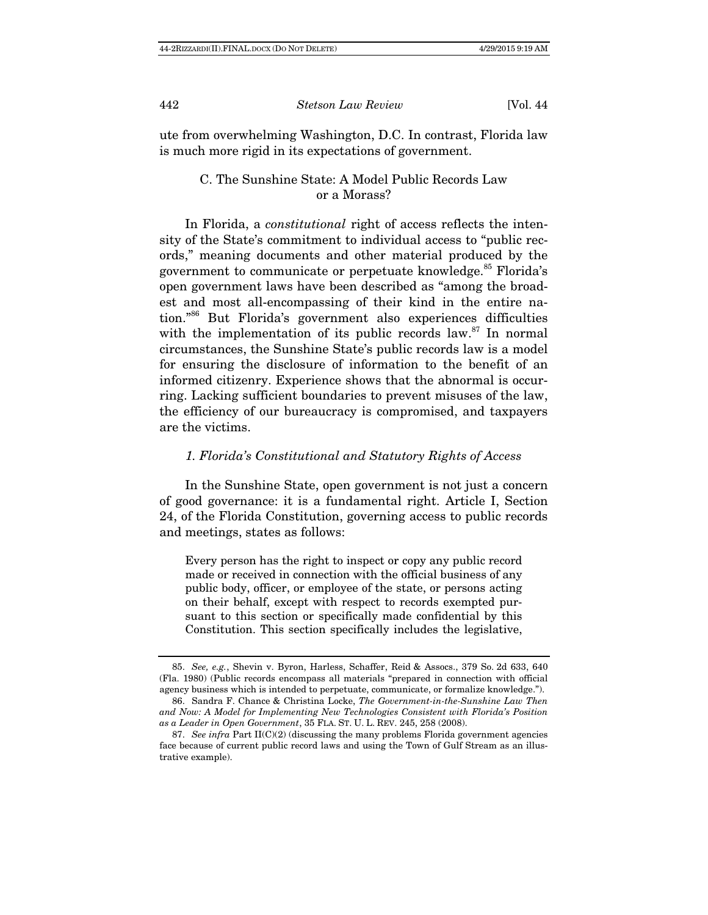ute from overwhelming Washington, D.C. In contrast, Florida law is much more rigid in its expectations of government.

### C. The Sunshine State: A Model Public Records Law or a Morass?

In Florida, a *constitutional* right of access reflects the intensity of the State's commitment to individual access to "public records," meaning documents and other material produced by the government to communicate or perpetuate knowledge.[85] Florida's open government laws have been described as "among the broadest and most all-encompassing of their kind in the entire nation."[86] But Florida's government also experiences difficulties with the implementation of its public records law.[87] In normal circumstances, the Sunshine State's public records law is a model for ensuring the disclosure of information to the benefit of an informed citizenry. Experience shows that the abnormal is occurring. Lacking sufficient boundaries to prevent misuses of the law, the efficiency of our bureaucracy is compromised, and taxpayers are the victims.

#### *1. Florida's Constitutional and Statutory Rights of Access*

In the Sunshine State, open government is not just a concern of good governance: it is a fundamental right. Article I, Section 24, of the Florida Constitution, governing access to public records and meetings, states as follows:

> Every person has the right to inspect or copy any public record made or received in connection with the official business of any public body, officer, or employee of the state, or persons acting on their behalf, except with respect to records exempted pursuant to this section or specifically made confidential by this Constitution. This section specifically includes the legislative,

---

85. *See, e.g.*, Shevin v. Byron, Harless, Schaffer, Reid & Assocs., 379 So. 2d 633, 640 (Fla. 1980) (Public records encompass all materials "prepared in connection with official agency business which is intended to perpetuate, communicate, or formalize knowledge.").

86. Sandra F. Chance & Christina Locke, *The Government-in-the-Sunshine Law Then and Now: A Model for Implementing New Technologies Consistent with Florida's Position as a Leader in Open Government*, 35 FLA. ST. U. L. REV. 245, 258 (2008).

87. *See infra* Part II(C)(2) (discussing the many problems Florida government agencies face because of current public record laws and using the Town of Gulf Stream as an illustrative example).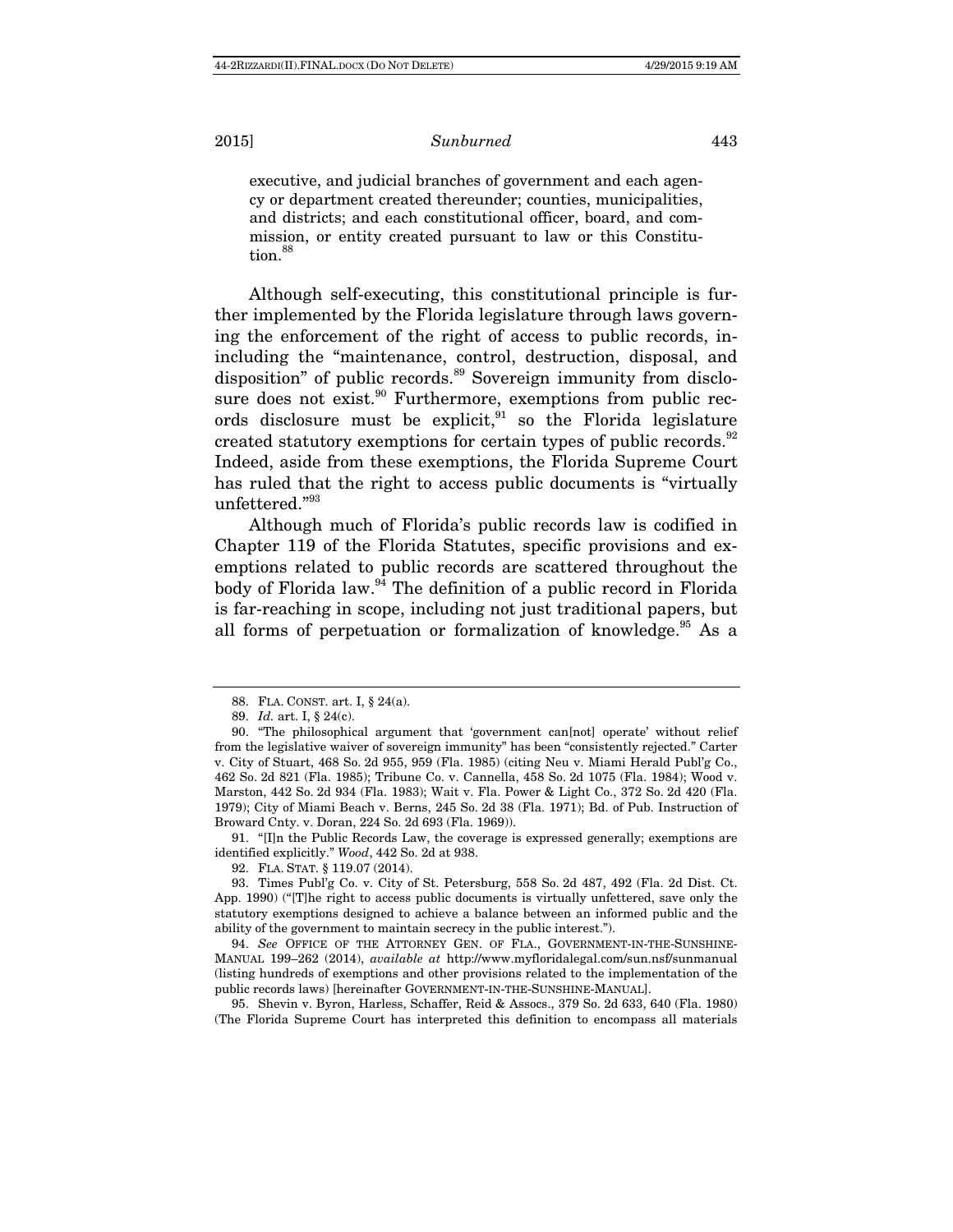executive, and judicial branches of government and each agency or department created thereunder; counties, municipalities, and districts; and each constitutional officer, board, and commission, or entity created pursuant to law or this Constitution.[88]

Although self-executing, this constitutional principle is further implemented by the Florida legislature through laws governing the enforcement of the right of access to public records, inincluding the "maintenance, control, destruction, disposal, and disposition" of public records.[89] Sovereign immunity from disclosure does not exist.[90] Furthermore, exemptions from public records disclosure must be explicit,[91] so the Florida legislature created statutory exemptions for certain types of public records.[92] Indeed, aside from these exemptions, the Florida Supreme Court has ruled that the right to access public documents is "virtually unfettered."[93]

Although much of Florida's public records law is codified in Chapter 119 of the Florida Statutes, specific provisions and exemptions related to public records are scattered throughout the body of Florida law.[94] The definition of a public record in Florida is far-reaching in scope, including not just traditional papers, but all forms of perpetuation or formalization of knowledge.[95] As a

---

88. FLA. CONST. art. I, § 24(a).

89. *Id.* art. I, § 24(c).

90. "The philosophical argument that 'government can[not] operate' without relief from the legislative waiver of sovereign immunity" has been "consistently rejected." Carter v. City of Stuart, 468 So. 2d 955, 959 (Fla. 1985) (citing Neu v. Miami Herald Publ'g Co., 462 So. 2d 821 (Fla. 1985); Tribune Co. v. Cannella, 458 So. 2d 1075 (Fla. 1984); Wood v. Marston, 442 So. 2d 934 (Fla. 1983); Wait v. Fla. Power & Light Co., 372 So. 2d 420 (Fla. 1979); City of Miami Beach v. Berns, 245 So. 2d 38 (Fla. 1971); Bd. of Pub. Instruction of Broward Cnty. v. Doran, 224 So. 2d 693 (Fla. 1969)).

91. "[I]n the Public Records Law, the coverage is expressed generally; exemptions are identified explicitly." *Wood*, 442 So. 2d at 938.

92. FLA. STAT. § 119.07 (2014).

93. Times Publ'g Co. v. City of St. Petersburg, 558 So. 2d 487, 492 (Fla. 2d Dist. Ct. App. 1990) ("[T]he right to access public documents is virtually unfettered, save only the statutory exemptions designed to achieve a balance between an informed public and the ability of the government to maintain secrecy in the public interest.").

94. *See* OFFICE OF THE ATTORNEY GEN. OF FLA., GOVERNMENT-IN-THE-SUNSHINE-MANUAL 199–262 (2014), *available at* http://www.myfloridalegal.com/sun.nsf/sunmanual (listing hundreds of exemptions and other provisions related to the implementation of the public records laws) [hereinafter GOVERNMENT-IN-THE-SUNSHINE-MANUAL].

95. Shevin v. Byron, Harless, Schaffer, Reid & Assocs., 379 So. 2d 633, 640 (Fla. 1980) (The Florida Supreme Court has interpreted this definition to encompass all materials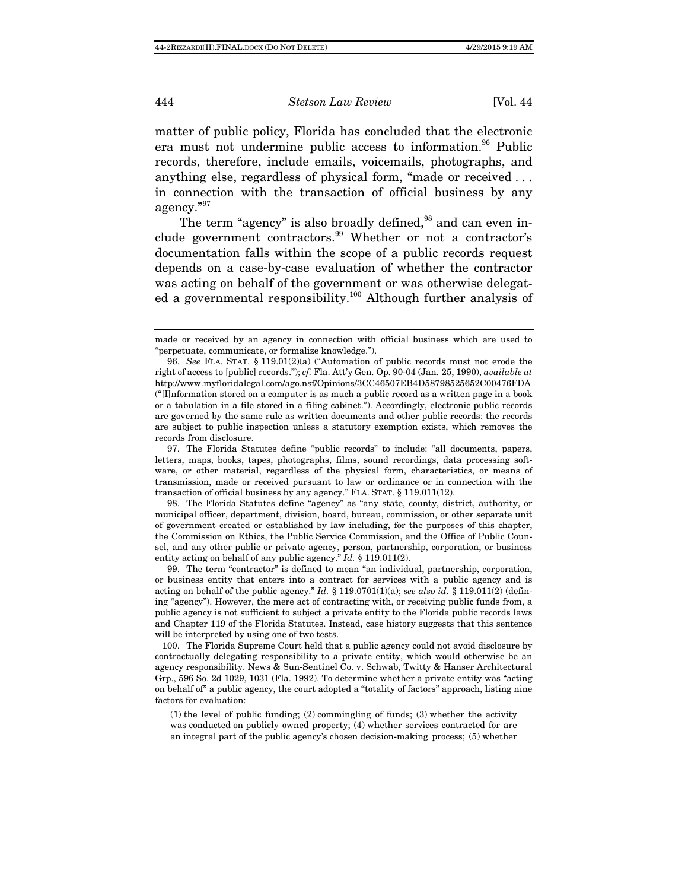matter of public policy, Florida has concluded that the electronic era must not undermine public access to information.[96] Public records, therefore, include emails, voicemails, photographs, and anything else, regardless of physical form, "made or received . . . in connection with the transaction of official business by any agency."[97]

The term "agency" is also broadly defined,[98] and can even include government contractors.[99] Whether or not a contractor's documentation falls within the scope of a public records request depends on a case-by-case evaluation of whether the contractor was acting on behalf of the government or was otherwise delegated a governmental responsibility.[100] Although further analysis of

---

made or received by an agency in connection with official business which are used to "perpetuate, communicate, or formalize knowledge.").

96. *See* FLA. STAT. § 119.01(2)(a) ("Automation of public records must not erode the right of access to [public] records."); *cf.* Fla. Att'y Gen. Op. 90-04 (Jan. 25, 1990), *available at* http://www.myfloridalegal.com/ago.nsf/Opinions/3CC46507EB4D58798525652C00476FDA ("[I]nformation stored on a computer is as much a public record as a written page in a book or a tabulation in a file stored in a filing cabinet."). Accordingly, electronic public records are governed by the same rule as written documents and other public records: the records are subject to public inspection unless a statutory exemption exists, which removes the records from disclosure.

97. The Florida Statutes define "public records" to include: "all documents, papers, letters, maps, books, tapes, photographs, films, sound recordings, data processing software, or other material, regardless of the physical form, characteristics, or means of transmission, made or received pursuant to law or ordinance or in connection with the transaction of official business by any agency." FLA. STAT. § 119.011(12).

98. The Florida Statutes define "agency" as "any state, county, district, authority, or municipal officer, department, division, board, bureau, commission, or other separate unit of government created or established by law including, for the purposes of this chapter, the Commission on Ethics, the Public Service Commission, and the Office of Public Counsel, and any other public or private agency, person, partnership, corporation, or business entity acting on behalf of any public agency." *Id.* § 119.011(2).

99. The term "contractor" is defined to mean "an individual, partnership, corporation, or business entity that enters into a contract for services with a public agency and is acting on behalf of the public agency." *Id.* § 119.0701(1)(a); *see also id.* § 119.011(2) (defining "agency"). However, the mere act of contracting with, or receiving public funds from, a public agency is not sufficient to subject a private entity to the Florida public records laws and Chapter 119 of the Florida Statutes. Instead, case history suggests that this sentence will be interpreted by using one of two tests.

100. The Florida Supreme Court held that a public agency could not avoid disclosure by contractually delegating responsibility to a private entity, which would otherwise be an agency responsibility. News & Sun-Sentinel Co. v. Schwab, Twitty & Hanser Architectural Grp., 596 So. 2d 1029, 1031 (Fla. 1992). To determine whether a private entity was "acting on behalf of" a public agency, the court adopted a "totality of factors" approach, listing nine factors for evaluation:

> (1) the level of public funding; (2) commingling of funds; (3) whether the activity was conducted on publicly owned property; (4) whether services contracted for are an integral part of the public agency's chosen decision-making process; (5) whether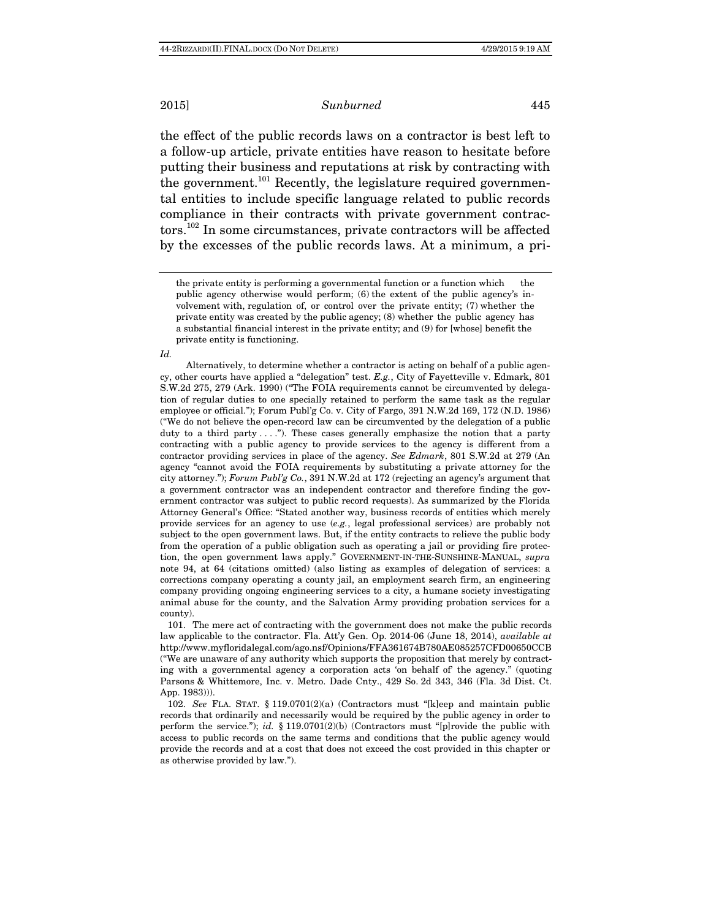the effect of the public records laws on a contractor is best left to a follow-up article, private entities have reason to hesitate before putting their business and reputations at risk by contracting with the government.[101] Recently, the legislature required governmental entities to include specific language related to public records compliance in their contracts with private government contractors.[102] In some circumstances, private contractors will be affected by the excesses of the public records laws. At a minimum, a pri-

---

the private entity is performing a governmental function or a function which the public agency otherwise would perform; (6) the extent of the public agency's involvement with, regulation of, or control over the private entity; (7) whether the private entity was created by the public agency; (8) whether the public agency has a substantial financial interest in the private entity; and (9) for [whose] benefit the private entity is functioning.

*Id.*

Alternatively, to determine whether a contractor is acting on behalf of a public agency, other courts have applied a "delegation" test. *E.g.*, City of Fayetteville v. Edmark, 801 S.W.2d 275, 279 (Ark. 1990) ("The FOIA requirements cannot be circumvented by delegation of regular duties to one specially retained to perform the same task as the regular employee or official."); Forum Publ'g Co. v. City of Fargo, 391 N.W.2d 169, 172 (N.D. 1986) ("We do not believe the open-record law can be circumvented by the delegation of a public duty to a third party . . . ."). These cases generally emphasize the notion that a party contracting with a public agency to provide services to the agency is different from a contractor providing services in place of the agency. *See Edmark*, 801 S.W.2d at 279 (An agency "cannot avoid the FOIA requirements by substituting a private attorney for the city attorney."); *Forum Publ'g Co.*, 391 N.W.2d at 172 (rejecting an agency's argument that a government contractor was an independent contractor and therefore finding the government contractor was subject to public record requests). As summarized by the Florida Attorney General's Office: "Stated another way, business records of entities which merely provide services for an agency to use (*e.g.*, legal professional services) are probably not subject to the open government laws. But, if the entity contracts to relieve the public body from the operation of a public obligation such as operating a jail or providing fire protection, the open government laws apply." GOVERNMENT-IN-THE-SUNSHINE-MANUAL, *supra* note 94, at 64 (citations omitted) (also listing as examples of delegation of services: a corrections company operating a county jail, an employment search firm, an engineering company providing ongoing engineering services to a city, a humane society investigating animal abuse for the county, and the Salvation Army providing probation services for a county).

101. The mere act of contracting with the government does not make the public records law applicable to the contractor. Fla. Att'y Gen. Op. 2014-06 (June 18, 2014), *available at* http://www.myfloridalegal.com/ago.nsf/Opinions/FFA361674B780AE085257CFD00650CCB ("We are unaware of any authority which supports the proposition that merely by contracting with a governmental agency a corporation acts 'on behalf of' the agency." (quoting Parsons & Whittemore, Inc. v. Metro. Dade Cnty., 429 So. 2d 343, 346 (Fla. 3d Dist. Ct. App. 1983))).

102. *See* FLA. STAT. § 119.0701(2)(a) (Contractors must "[k]eep and maintain public records that ordinarily and necessarily would be required by the public agency in order to perform the service."); *id.* § 119.0701(2)(b) (Contractors must "[p]rovide the public with access to public records on the same terms and conditions that the public agency would provide the records and at a cost that does not exceed the cost provided in this chapter or as otherwise provided by law.").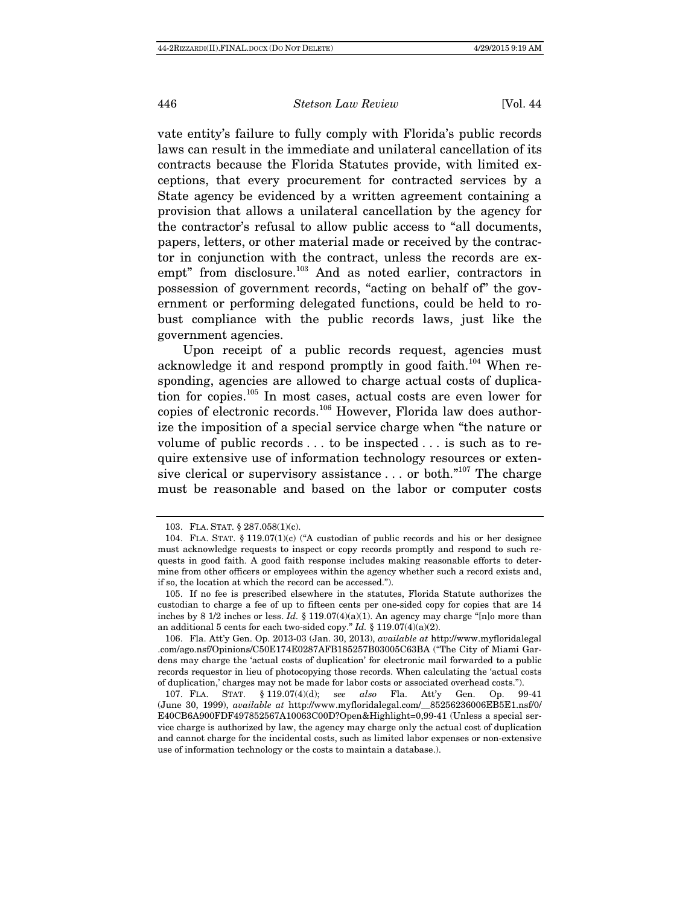vate entity's failure to fully comply with Florida's public records laws can result in the immediate and unilateral cancellation of its contracts because the Florida Statutes provide, with limited exceptions, that every procurement for contracted services by a State agency be evidenced by a written agreement containing a provision that allows a unilateral cancellation by the agency for the contractor's refusal to allow public access to "all documents, papers, letters, or other material made or received by the contractor in conjunction with the contract, unless the records are exempt" from disclosure.[103] And as noted earlier, contractors in possession of government records, "acting on behalf of" the government or performing delegated functions, could be held to robust compliance with the public records laws, just like the government agencies.

Upon receipt of a public records request, agencies must acknowledge it and respond promptly in good faith.[104] When responding, agencies are allowed to charge actual costs of duplication for copies.[105] In most cases, actual costs are even lower for copies of electronic records.[106] However, Florida law does authorize the imposition of a special service charge when "the nature or volume of public records . . . to be inspected . . . is such as to require extensive use of information technology resources or extensive clerical or supervisory assistance . . . or both."[107] The charge must be reasonable and based on the labor or computer costs

---

103. FLA. STAT. § 287.058(1)(c).

104. FLA. STAT. § 119.07(1)(c) ("A custodian of public records and his or her designee must acknowledge requests to inspect or copy records promptly and respond to such requests in good faith. A good faith response includes making reasonable efforts to determine from other officers or employees within the agency whether such a record exists and, if so, the location at which the record can be accessed.").

105. If no fee is prescribed elsewhere in the statutes, Florida Statute authorizes the custodian to charge a fee of up to fifteen cents per one-sided copy for copies that are 14 inches by 8 1/2 inches or less. *Id.* § 119.07(4)(a)(1). An agency may charge "[n]o more than an additional 5 cents for each two-sided copy." *Id.* § 119.07(4)(a)(2).

106. Fla. Att'y Gen. Op. 2013-03 (Jan. 30, 2013), *available at* http://www.myfloridalegal.com/ago.nsf/Opinions/C50E174E0287AFB185257B03005C63BA ("The City of Miami Gardens may charge the 'actual costs of duplication' for electronic mail forwarded to a public records requestor in lieu of photocopying those records. When calculating the 'actual costs of duplication,' charges may not be made for labor costs or associated overhead costs.").

107. FLA. STAT. § 119.07(4)(d); *see also* Fla. Att'y Gen. Op. 99-41 (June 30, 1999), *available at* http://www.myfloridalegal.com/__85256236006EB5E1.nsf/0/E40CB6A900FDF497852567A10063C00D?Open&Highlight=0,99-41 (Unless a special service charge is authorized by law, the agency may charge only the actual cost of duplication and cannot charge for the incidental costs, such as limited labor expenses or non-extensive use of information technology or the costs to maintain a database.).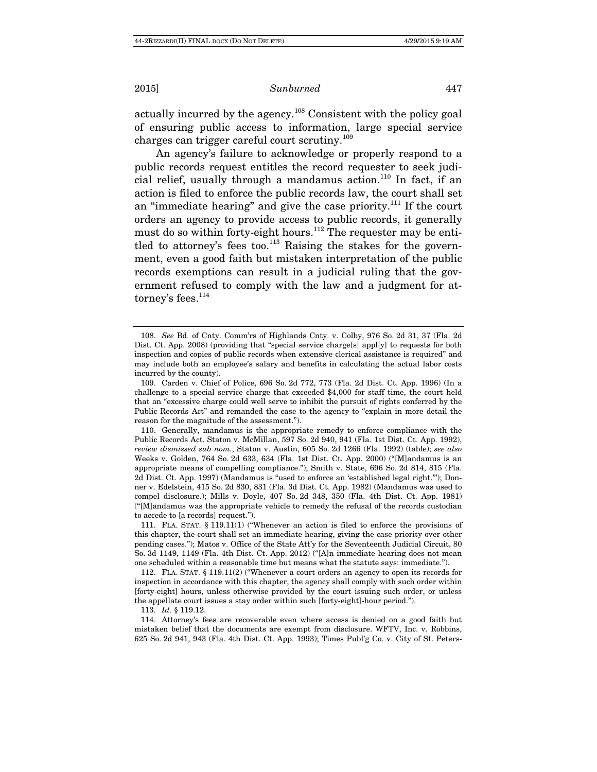actually incurred by the agency.[108] Consistent with the policy goal of ensuring public access to information, large special service charges can trigger careful court scrutiny.[109]

An agency's failure to acknowledge or properly respond to a public records request entitles the record requester to seek judicial relief, usually through a mandamus action.[110] In fact, if an action is filed to enforce the public records law, the court shall set an "immediate hearing" and give the case priority.[111] If the court orders an agency to provide access to public records, it generally must do so within forty-eight hours.[112] The requester may be entitled to attorney's fees too.[113] Raising the stakes for the government, even a good faith but mistaken interpretation of the public records exemptions can result in a judicial ruling that the government refused to comply with the law and a judgment for attorney's fees.[114]

---

108. *See* Bd. of Cnty. Comm'rs of Highlands Cnty. v. Colby, 976 So. 2d 31, 37 (Fla. 2d Dist. Ct. App. 2008) (providing that "special service charge[s] appl[y] to requests for both inspection and copies of public records when extensive clerical assistance is required" and may include both an employee's salary and benefits in calculating the actual labor costs incurred by the county).

109. Carden v. Chief of Police, 696 So. 2d 772, 773 (Fla. 2d Dist. Ct. App. 1996) (In a challenge to a special service charge that exceeded $4,000 for staff time, the court held that an "excessive charge could well serve to inhibit the pursuit of rights conferred by the Public Records Act" and remanded the case to the agency to "explain in more detail the reason for the magnitude of the assessment.").

110. Generally, mandamus is the appropriate remedy to enforce compliance with the Public Records Act. Staton v. McMillan, 597 So. 2d 940, 941 (Fla. 1st Dist. Ct. App. 1992), *review dismissed sub nom.*, Staton v. Austin, 605 So. 2d 1266 (Fla. 1992) (table); *see also* Weeks v. Golden, 764 So. 2d 633, 634 (Fla. 1st Dist. Ct. App. 2000) ("[M]andamus is an appropriate means of compelling compliance."); Smith v. State, 696 So. 2d 814, 815 (Fla. 2d Dist. Ct. App. 1997) (Mandamus is "used to enforce an 'established legal right.'"); Donner v. Edelstein, 415 So. 2d 830, 831 (Fla. 3d Dist. Ct. App. 1982) (Mandamus was used to compel disclosure.); Mills v. Doyle, 407 So. 2d 348, 350 (Fla. 4th Dist. Ct. App. 1981) ("[M]andamus was the appropriate vehicle to remedy the refusal of the records custodian to accede to [a records] request.").

111. FLA. STAT. § 119.11(1) ("Whenever an action is filed to enforce the provisions of this chapter, the court shall set an immediate hearing, giving the case priority over other pending cases."); Matos v. Office of the State Att'y for the Seventeenth Judicial Circuit, 80 So. 3d 1149, 1149 (Fla. 4th Dist. Ct. App. 2012) ("[A]n immediate hearing does not mean one scheduled within a reasonable time but means what the statute says: immediate.").

112. FLA. STAT. § 119.11(2) ("Whenever a court orders an agency to open its records for inspection in accordance with this chapter, the agency shall comply with such order within [forty-eight] hours, unless otherwise provided by the court issuing such order, or unless the appellate court issues a stay order within such [forty-eight]-hour period.").

113. *Id.* § 119.12.

114. Attorney's fees are recoverable even where access is denied on a good faith but mistaken belief that the documents are exempt from disclosure. WFTV, Inc. v. Robbins, 625 So. 2d 941, 943 (Fla. 4th Dist. Ct. App. 1993); Times Publ'g Co. v. City of St. Peters-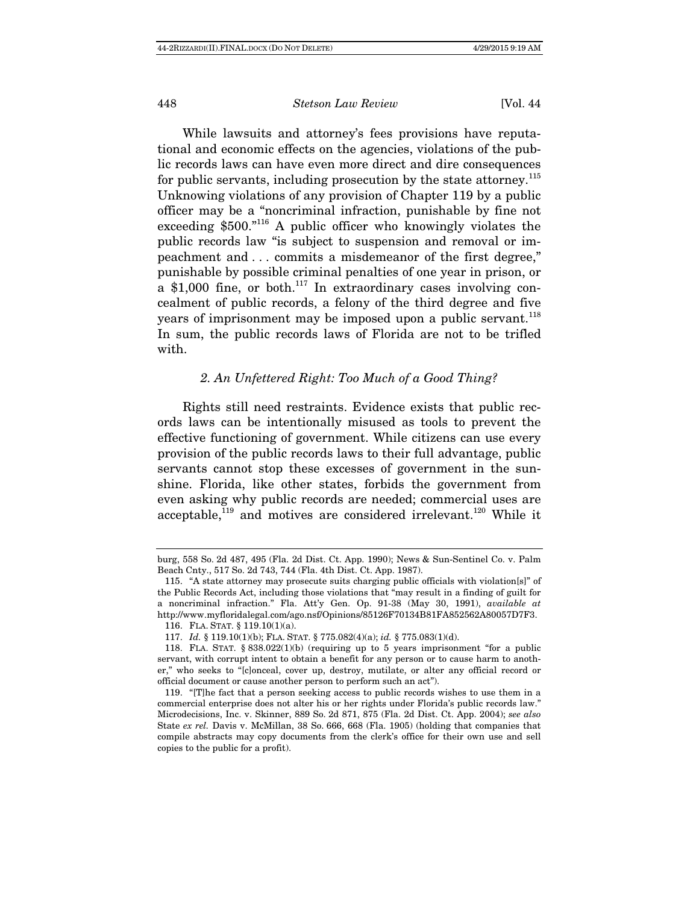While lawsuits and attorney's fees provisions have reputational and economic effects on the agencies, violations of the public records laws can have even more direct and dire consequences for public servants, including prosecution by the state attorney.[115] Unknowing violations of any provision of Chapter 119 by a public officer may be a "noncriminal infraction, punishable by fine not exceeding $500."[116] A public officer who knowingly violates the public records law "is subject to suspension and removal or impeachment and . . . commits a misdemeanor of the first degree," punishable by possible criminal penalties of one year in prison, or a $1,000 fine, or both.[117] In extraordinary cases involving concealment of public records, a felony of the third degree and five years of imprisonment may be imposed upon a public servant.[118] In sum, the public records laws of Florida are not to be trifled with.

### *2. An Unfettered Right: Too Much of a Good Thing?*

Rights still need restraints. Evidence exists that public records laws can be intentionally misused as tools to prevent the effective functioning of government. While citizens can use every provision of the public records laws to their full advantage, public servants cannot stop these excesses of government in the sunshine. Florida, like other states, forbids the government from even asking why public records are needed; commercial uses are acceptable,[119] and motives are considered irrelevant.[120] While it

---

burg, 558 So. 2d 487, 495 (Fla. 2d Dist. Ct. App. 1990); News & Sun-Sentinel Co. v. Palm Beach Cnty., 517 So. 2d 743, 744 (Fla. 4th Dist. Ct. App. 1987).

115. "A state attorney may prosecute suits charging public officials with violation[s]" of the Public Records Act, including those violations that "may result in a finding of guilt for a noncriminal infraction." Fla. Att'y Gen. Op. 91-38 (May 30, 1991), *available at* http://www.myfloridalegal.com/ago.nsf/Opinions/85126F70134B81FA852562A80057D7F3.

116. FLA. STAT. § 119.10(1)(a).

117. *Id.* § 119.10(1)(b); FLA. STAT. § 775.082(4)(a); *id.* § 775.083(1)(d).

118. FLA. STAT. § 838.022(1)(b) (requiring up to 5 years imprisonment "for a public servant, with corrupt intent to obtain a benefit for any person or to cause harm to another," who seeks to "[c]onceal, cover up, destroy, mutilate, or alter any official record or official document or cause another person to perform such an act").

119. "[T]he fact that a person seeking access to public records wishes to use them in a commercial enterprise does not alter his or her rights under Florida's public records law." Microdecisions, Inc. v. Skinner, 889 So. 2d 871, 875 (Fla. 2d Dist. Ct. App. 2004); *see also* State *ex rel.* Davis v. McMillan, 38 So. 666, 668 (Fla. 1905) (holding that companies that compile abstracts may copy documents from the clerk's office for their own use and sell copies to the public for a profit).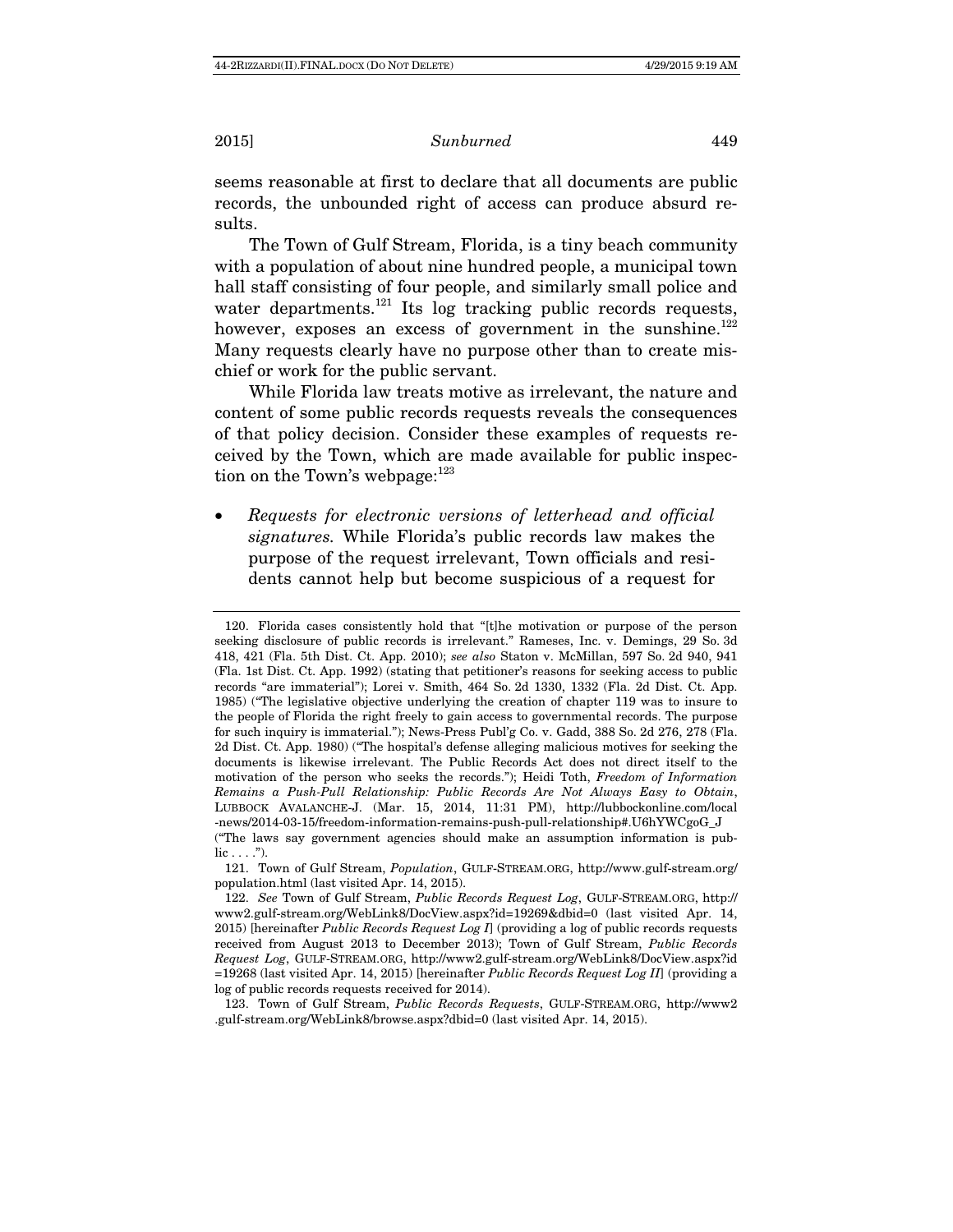seems reasonable at first to declare that all documents are public records, the unbounded right of access can produce absurd results.

The Town of Gulf Stream, Florida, is a tiny beach community with a population of about nine hundred people, a municipal town hall staff consisting of four people, and similarly small police and water departments.[121] Its log tracking public records requests, however, exposes an excess of government in the sunshine.[122] Many requests clearly have no purpose other than to create mischief or work for the public servant.

While Florida law treats motive as irrelevant, the nature and content of some public records requests reveals the consequences of that policy decision. Consider these examples of requests received by the Town, which are made available for public inspection on the Town's webpage:[123]

- *Requests for electronic versions of letterhead and official signatures.* While Florida's public records law makes the purpose of the request irrelevant, Town officials and residents cannot help but become suspicious of a request for

---

120. Florida cases consistently hold that "[t]he motivation or purpose of the person seeking disclosure of public records is irrelevant." Rameses, Inc. v. Demings, 29 So. 3d 418, 421 (Fla. 5th Dist. Ct. App. 2010); *see also* Staton v. McMillan, 597 So. 2d 940, 941 (Fla. 1st Dist. Ct. App. 1992) (stating that petitioner's reasons for seeking access to public records "are immaterial"); Lorei v. Smith, 464 So. 2d 1330, 1332 (Fla. 2d Dist. Ct. App. 1985) ("The legislative objective underlying the creation of chapter 119 was to insure to the people of Florida the right freely to gain access to governmental records. The purpose for such inquiry is immaterial."); News-Press Publ'g Co. v. Gadd, 388 So. 2d 276, 278 (Fla. 2d Dist. Ct. App. 1980) ("The hospital's defense alleging malicious motives for seeking the documents is likewise irrelevant. The Public Records Act does not direct itself to the motivation of the person who seeks the records."); Heidi Toth, *Freedom of Information Remains a Push-Pull Relationship: Public Records Are Not Always Easy to Obtain*, LUBBOCK AVALANCHE-J. (Mar. 15, 2014, 11:31 PM), http://lubbockonline.com/local-news/2014-03-15/freedom-information-remains-push-pull-relationship#.U6hYWCgoG_J ("The laws say government agencies should make an assumption information is public . . . .").

121. Town of Gulf Stream, *Population*, GULF-STREAM.ORG, http://www.gulf-stream.org/population.html (last visited Apr. 14, 2015).

122. *See* Town of Gulf Stream, *Public Records Request Log*, GULF-STREAM.ORG, http://www2.gulf-stream.org/WebLink8/DocView.aspx?id=19269&dbid=0 (last visited Apr. 14, 2015) [hereinafter *Public Records Request Log I*] (providing a log of public records requests received from August 2013 to December 2013); Town of Gulf Stream, *Public Records Request Log*, GULF-STREAM.ORG, http://www2.gulf-stream.org/WebLink8/DocView.aspx?id=19268 (last visited Apr. 14, 2015) [hereinafter *Public Records Request Log II*] (providing a log of public records requests received for 2014).

123. Town of Gulf Stream, *Public Records Requests*, GULF-STREAM.ORG, http://www2.gulf-stream.org/WebLink8/browse.aspx?dbid=0 (last visited Apr. 14, 2015).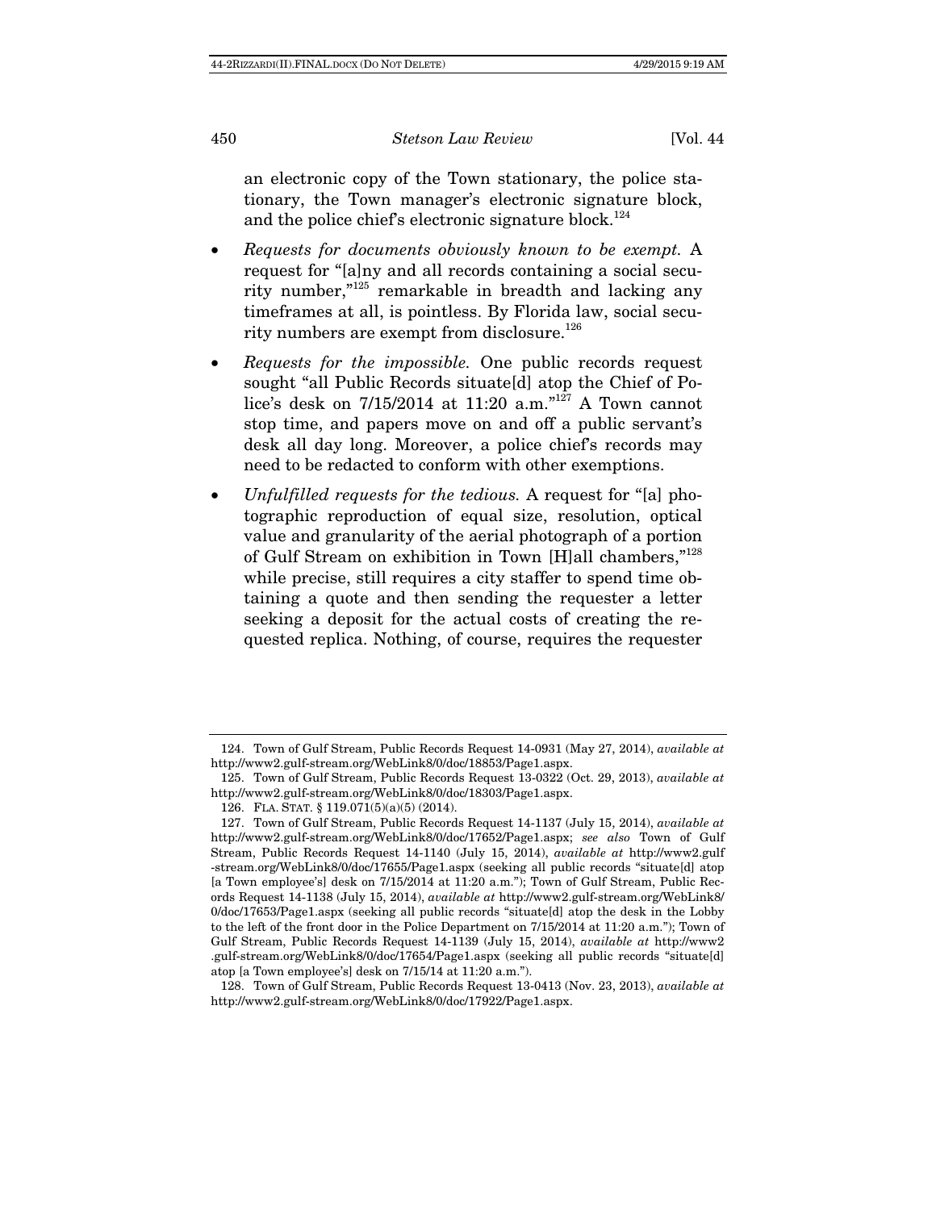an electronic copy of the Town stationary, the police stationary, the Town manager's electronic signature block, and the police chief's electronic signature block.[124]

- *Requests for documents obviously known to be exempt.* A request for "[a]ny and all records containing a social security number,"[125] remarkable in breadth and lacking any timeframes at all, is pointless. By Florida law, social security numbers are exempt from disclosure.[126]
- *Requests for the impossible.* One public records request sought "all Public Records situate[d] atop the Chief of Police's desk on 7/15/2014 at 11:20 a.m."[127] A Town cannot stop time, and papers move on and off a public servant's desk all day long. Moreover, a police chief's records may need to be redacted to conform with other exemptions.
- *Unfulfilled requests for the tedious.* A request for "[a] photographic reproduction of equal size, resolution, optical value and granularity of the aerial photograph of a portion of Gulf Stream on exhibition in Town [H]all chambers,"[128] while precise, still requires a city staffer to spend time obtaining a quote and then sending the requester a letter seeking a deposit for the actual costs of creating the requested replica. Nothing, of course, requires the requester

---

124. Town of Gulf Stream, Public Records Request 14-0931 (May 27, 2014), *available at* http://www2.gulf-stream.org/WebLink8/0/doc/18853/Page1.aspx.

125. Town of Gulf Stream, Public Records Request 13-0322 (Oct. 29, 2013), *available at* http://www2.gulf-stream.org/WebLink8/0/doc/18303/Page1.aspx.

126. FLA. STAT. § 119.071(5)(a)(5) (2014).

127. Town of Gulf Stream, Public Records Request 14-1137 (July 15, 2014), *available at* http://www2.gulf-stream.org/WebLink8/0/doc/17652/Page1.aspx; *see also* Town of Gulf Stream, Public Records Request 14-1140 (July 15, 2014), *available at* http://www2.gulf-stream.org/WebLink8/0/doc/17655/Page1.aspx (seeking all public records "situate[d] atop [a Town employee's] desk on 7/15/2014 at 11:20 a.m."); Town of Gulf Stream, Public Records Request 14-1138 (July 15, 2014), *available at* http://www2.gulf-stream.org/WebLink8/0/doc/17653/Page1.aspx (seeking all public records "situate[d] atop the desk in the Lobby to the left of the front door in the Police Department on 7/15/2014 at 11:20 a.m."); Town of Gulf Stream, Public Records Request 14-1139 (July 15, 2014), *available at* http://www2.gulf-stream.org/WebLink8/0/doc/17654/Page1.aspx (seeking all public records "situate[d] atop [a Town employee's] desk on 7/15/14 at 11:20 a.m.").

128. Town of Gulf Stream, Public Records Request 13-0413 (Nov. 23, 2013), *available at* http://www2.gulf-stream.org/WebLink8/0/doc/17922/Page1.aspx.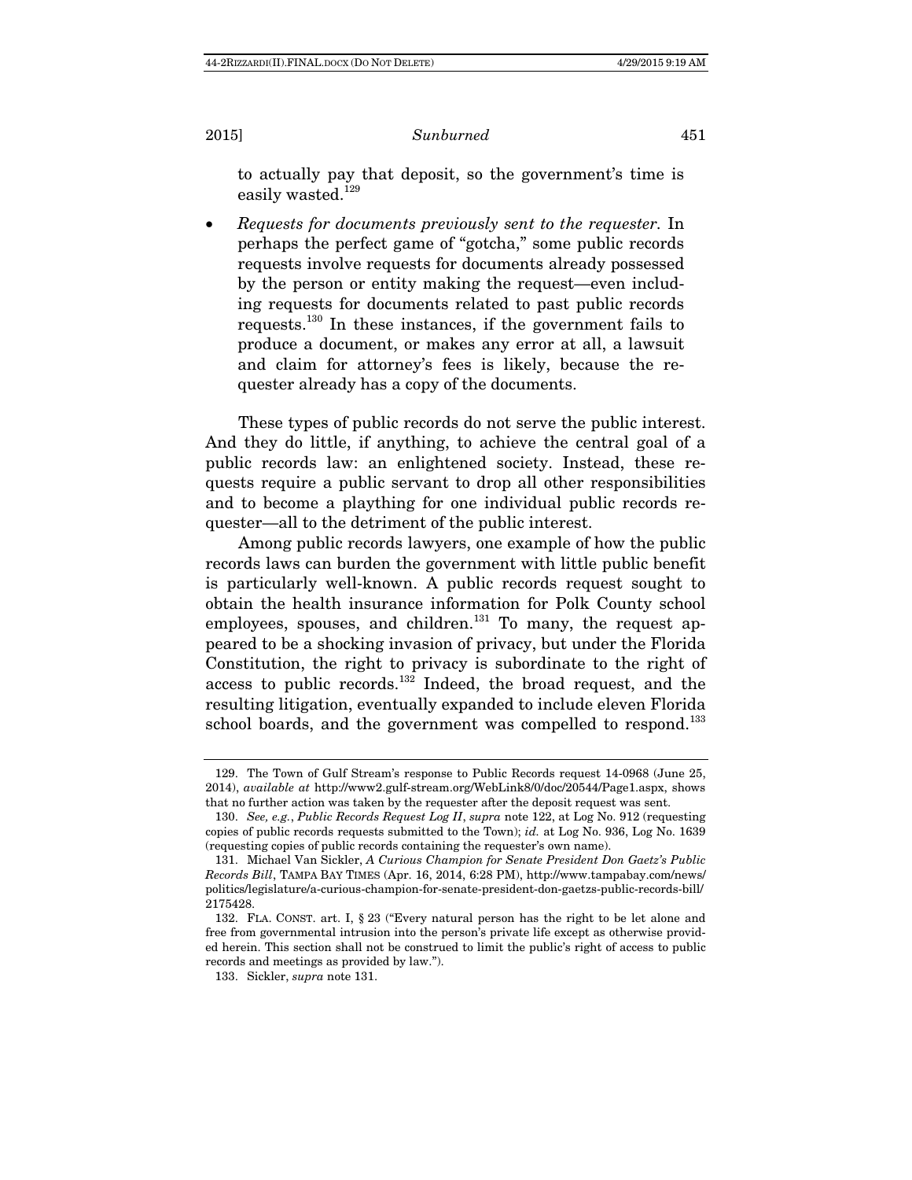to actually pay that deposit, so the government's time is easily wasted.[129]

- *Requests for documents previously sent to the requester.* In perhaps the perfect game of "gotcha," some public records requests involve requests for documents already possessed by the person or entity making the request—even including requests for documents related to past public records requests.[130] In these instances, if the government fails to produce a document, or makes any error at all, a lawsuit and claim for attorney's fees is likely, because the requester already has a copy of the documents.

These types of public records do not serve the public interest. And they do little, if anything, to achieve the central goal of a public records law: an enlightened society. Instead, these requests require a public servant to drop all other responsibilities and to become a plaything for one individual public records requester—all to the detriment of the public interest.

Among public records lawyers, one example of how the public records laws can burden the government with little public benefit is particularly well-known. A public records request sought to obtain the health insurance information for Polk County school employees, spouses, and children.[131] To many, the request appeared to be a shocking invasion of privacy, but under the Florida Constitution, the right to privacy is subordinate to the right of access to public records.[132] Indeed, the broad request, and the resulting litigation, eventually expanded to include eleven Florida school boards, and the government was compelled to respond.[133]

---

129. The Town of Gulf Stream's response to Public Records request 14-0968 (June 25, 2014), *available at* http://www2.gulf-stream.org/WebLink8/0/doc/20544/Page1.aspx, shows that no further action was taken by the requester after the deposit request was sent.

130. *See, e.g.*, *Public Records Request Log II*, *supra* note 122, at Log No. 912 (requesting copies of public records requests submitted to the Town); *id.* at Log No. 936, Log No. 1639 (requesting copies of public records containing the requester's own name).

131. Michael Van Sickler, *A Curious Champion for Senate President Don Gaetz's Public Records Bill*, TAMPA BAY TIMES (Apr. 16, 2014, 6:28 PM), http://www.tampabay.com/news/politics/legislature/a-curious-champion-for-senate-president-don-gaetzs-public-records-bill/2175428.

132. FLA. CONST. art. I, § 23 ("Every natural person has the right to be let alone and free from governmental intrusion into the person's private life except as otherwise provided herein. This section shall not be construed to limit the public's right of access to public records and meetings as provided by law.").

133. Sickler, *supra* note 131.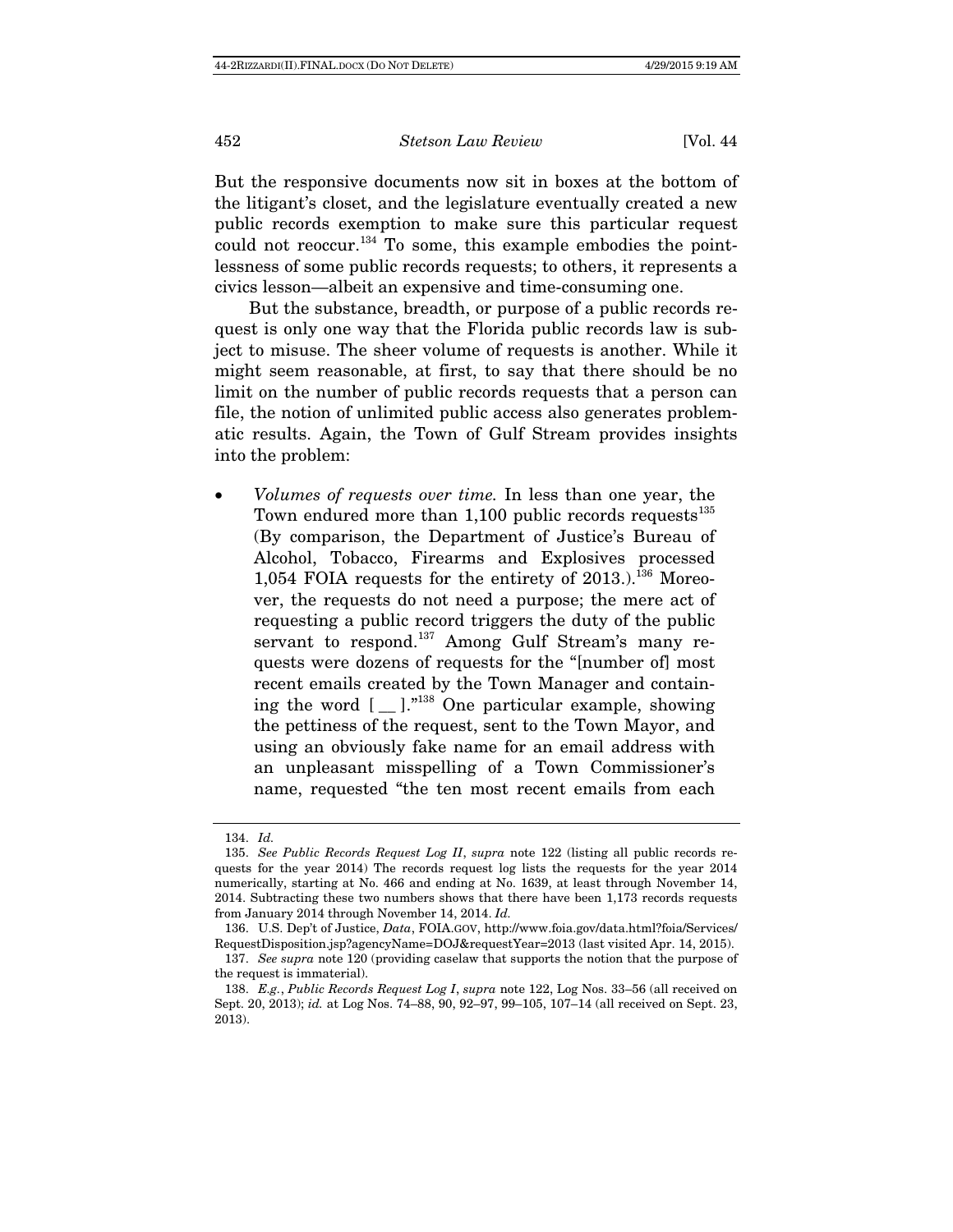But the responsive documents now sit in boxes at the bottom of the litigant's closet, and the legislature eventually created a new public records exemption to make sure this particular request could not reoccur.[134] To some, this example embodies the pointlessness of some public records requests; to others, it represents a civics lesson—albeit an expensive and time-consuming one.

But the substance, breadth, or purpose of a public records request is only one way that the Florida public records law is subject to misuse. The sheer volume of requests is another. While it might seem reasonable, at first, to say that there should be no limit on the number of public records requests that a person can file, the notion of unlimited public access also generates problematic results. Again, the Town of Gulf Stream provides insights into the problem:

- *Volumes of requests over time.* In less than one year, the Town endured more than 1,100 public records requests[135] (By comparison, the Department of Justice's Bureau of Alcohol, Tobacco, Firearms and Explosives processed 1,054 FOIA requests for the entirety of 2013.).[136] Moreover, the requests do not need a purpose; the mere act of requesting a public record triggers the duty of the public servant to respond.[137] Among Gulf Stream's many requests were dozens of requests for the "[number of] most recent emails created by the Town Manager and containing the word [ __ ]."[138] One particular example, showing the pettiness of the request, sent to the Town Mayor, and using an obviously fake name for an email address with an unpleasant misspelling of a Town Commissioner's name, requested "the ten most recent emails from each

---

134. *Id.*

135. *See Public Records Request Log II*, *supra* note 122 (listing all public records requests for the year 2014) The records request log lists the requests for the year 2014 numerically, starting at No. 466 and ending at No. 1639, at least through November 14, 2014. Subtracting these two numbers shows that there have been 1,173 records requests from January 2014 through November 14, 2014. *Id.*

136. U.S. Dep't of Justice, *Data*, FOIA.GOV, http://www.foia.gov/data.html?foia/Services/RequestDisposition.jsp?agencyName=DOJ&requestYear=2013 (last visited Apr. 14, 2015).

137. *See supra* note 120 (providing caselaw that supports the notion that the purpose of the request is immaterial).

138. *E.g.*, *Public Records Request Log I*, *supra* note 122, Log Nos. 33–56 (all received on Sept. 20, 2013); *id.* at Log Nos. 74–88, 90, 92–97, 99–105, 107–14 (all received on Sept. 23, 2013).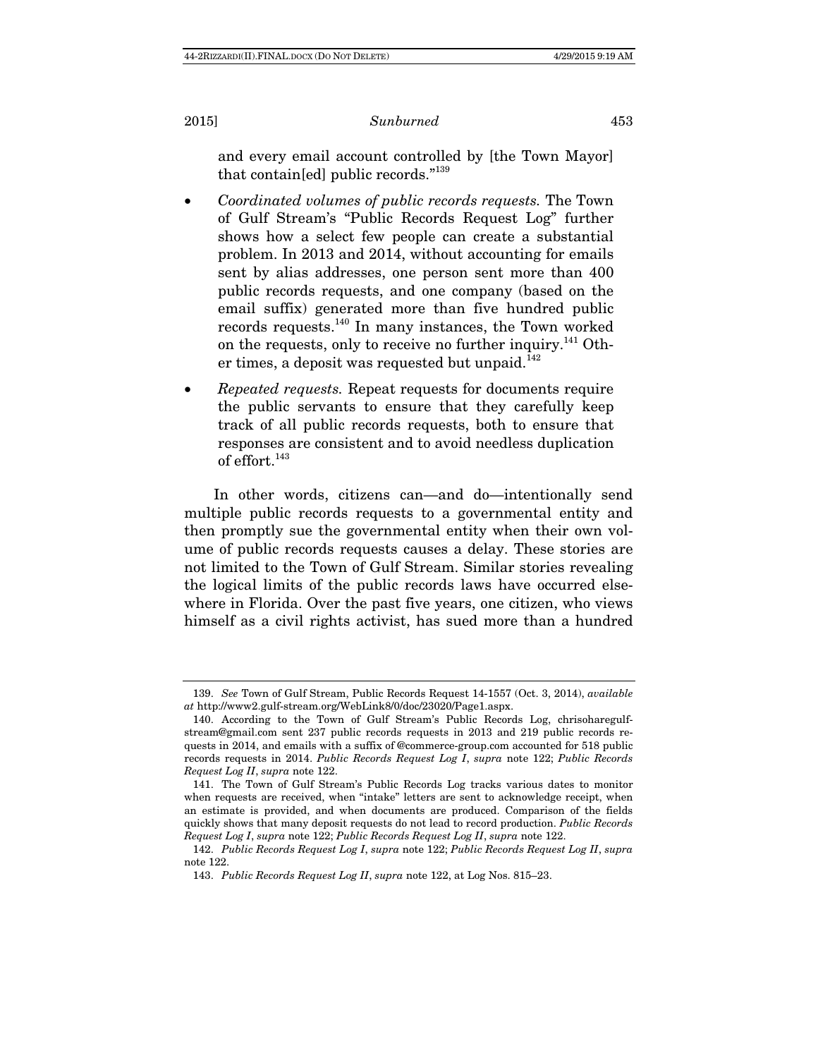and every email account controlled by [the Town Mayor] that contain[ed] public records."[139]

- *Coordinated volumes of public records requests.* The Town of Gulf Stream's "Public Records Request Log" further shows how a select few people can create a substantial problem. In 2013 and 2014, without accounting for emails sent by alias addresses, one person sent more than 400 public records requests, and one company (based on the email suffix) generated more than five hundred public records requests.[140] In many instances, the Town worked on the requests, only to receive no further inquiry.[141] Other times, a deposit was requested but unpaid.[142]
- *Repeated requests.* Repeat requests for documents require the public servants to ensure that they carefully keep track of all public records requests, both to ensure that responses are consistent and to avoid needless duplication of effort.[143]

In other words, citizens can—and do—intentionally send multiple public records requests to a governmental entity and then promptly sue the governmental entity when their own volume of public records requests causes a delay. These stories are not limited to the Town of Gulf Stream. Similar stories revealing the logical limits of the public records laws have occurred elsewhere in Florida. Over the past five years, one citizen, who views himself as a civil rights activist, has sued more than a hundred

---

139. *See* Town of Gulf Stream, Public Records Request 14-1557 (Oct. 3, 2014), *available at* http://www2.gulf-stream.org/WebLink8/0/doc/23020/Page1.aspx.

140. According to the Town of Gulf Stream's Public Records Log, chrisoharegulf-stream@gmail.com sent 237 public records requests in 2013 and 219 public records requests in 2014, and emails with a suffix of @commerce-group.com accounted for 518 public records requests in 2014. *Public Records Request Log I*, *supra* note 122; *Public Records Request Log II*, *supra* note 122.

141. The Town of Gulf Stream's Public Records Log tracks various dates to monitor when requests are received, when "intake" letters are sent to acknowledge receipt, when an estimate is provided, and when documents are produced. Comparison of the fields quickly shows that many deposit requests do not lead to record production. *Public Records Request Log I*, *supra* note 122; *Public Records Request Log II*, *supra* note 122.

142. *Public Records Request Log I*, *supra* note 122; *Public Records Request Log II*, *supra* note 122.

143. *Public Records Request Log II*, *supra* note 122, at Log Nos. 815–23.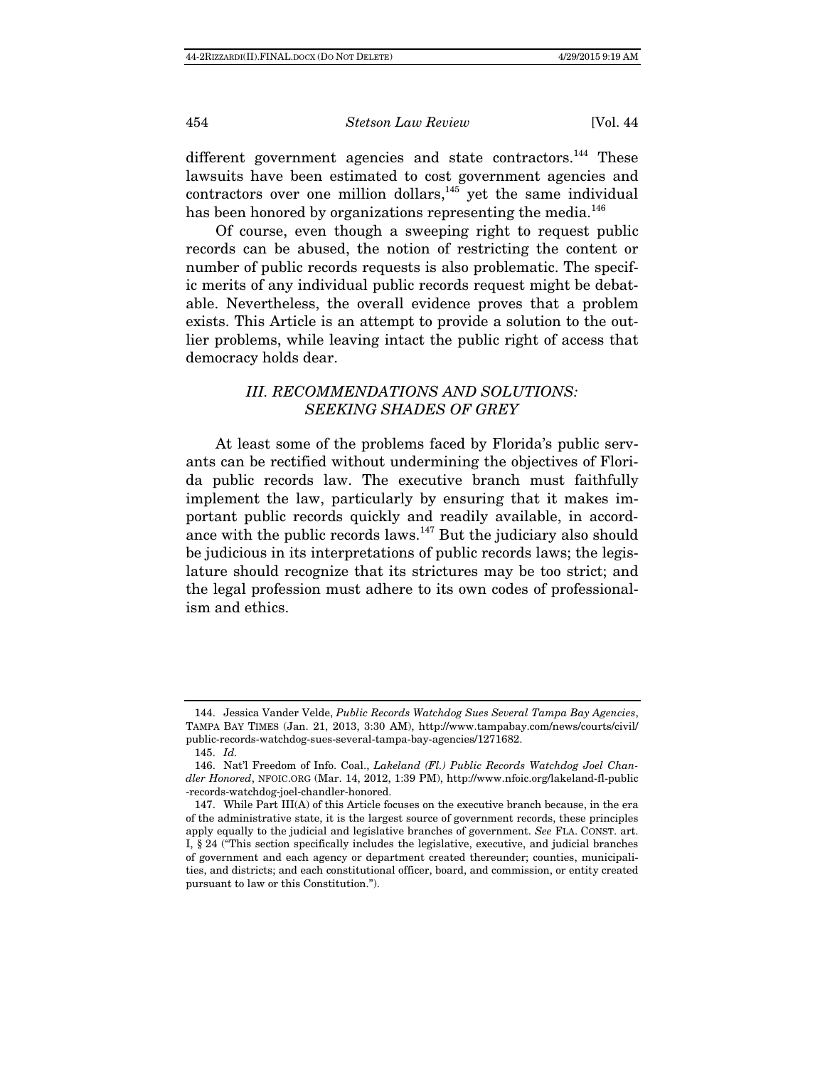different government agencies and state contractors.[144] These lawsuits have been estimated to cost government agencies and contractors over one million dollars,[145] yet the same individual has been honored by organizations representing the media.[146]

Of course, even though a sweeping right to request public records can be abused, the notion of restricting the content or number of public records requests is also problematic. The specific merits of any individual public records request might be debatable. Nevertheless, the overall evidence proves that a problem exists. This Article is an attempt to provide a solution to the outlier problems, while leaving intact the public right of access that democracy holds dear.

### *III. RECOMMENDATIONS AND SOLUTIONS: SEEKING SHADES OF GREY*

At least some of the problems faced by Florida's public servants can be rectified without undermining the objectives of Florida public records law. The executive branch must faithfully implement the law, particularly by ensuring that it makes important public records quickly and readily available, in accordance with the public records laws.[147] But the judiciary also should be judicious in its interpretations of public records laws; the legislature should recognize that its strictures may be too strict; and the legal profession must adhere to its own codes of professionalism and ethics.

---

144. Jessica Vander Velde, *Public Records Watchdog Sues Several Tampa Bay Agencies*, TAMPA BAY TIMES (Jan. 21, 2013, 3:30 AM), http://www.tampabay.com/news/courts/civil/public-records-watchdog-sues-several-tampa-bay-agencies/1271682.

145. *Id.*

146. Nat'l Freedom of Info. Coal., *Lakeland (Fl.) Public Records Watchdog Joel Chandler Honored*, NFOIC.ORG (Mar. 14, 2012, 1:39 PM), http://www.nfoic.org/lakeland-fl-public-records-watchdog-joel-chandler-honored.

147. While Part III(A) of this Article focuses on the executive branch because, in the era of the administrative state, it is the largest source of government records, these principles apply equally to the judicial and legislative branches of government. *See* FLA. CONST. art. I, § 24 ("This section specifically includes the legislative, executive, and judicial branches of government and each agency or department created thereunder; counties, municipalities, and districts; and each constitutional officer, board, and commission, or entity created pursuant to law or this Constitution.").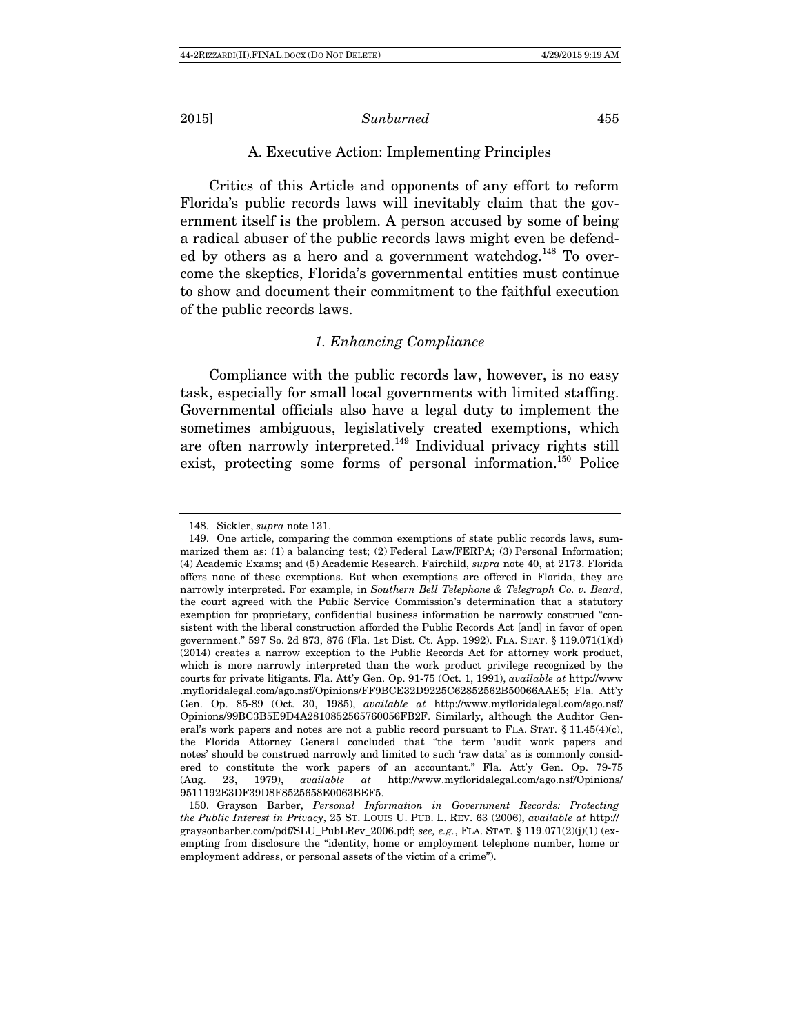### A. Executive Action: Implementing Principles

Critics of this Article and opponents of any effort to reform Florida's public records laws will inevitably claim that the government itself is the problem. A person accused by some of being a radical abuser of the public records laws might even be defended by others as a hero and a government watchdog.[148] To overcome the skeptics, Florida's governmental entities must continue to show and document their commitment to the faithful execution of the public records laws.

#### *1. Enhancing Compliance*

Compliance with the public records law, however, is no easy task, especially for small local governments with limited staffing. Governmental officials also have a legal duty to implement the sometimes ambiguous, legislatively created exemptions, which are often narrowly interpreted.[149] Individual privacy rights still exist, protecting some forms of personal information.[150] Police

---

148. Sickler, *supra* note 131.

149. One article, comparing the common exemptions of state public records laws, summarized them as: (1) a balancing test; (2) Federal Law/FERPA; (3) Personal Information; (4) Academic Exams; and (5) Academic Research. Fairchild, *supra* note 40, at 2173. Florida offers none of these exemptions. But when exemptions are offered in Florida, they are narrowly interpreted. For example, in *Southern Bell Telephone & Telegraph Co. v. Beard*, the court agreed with the Public Service Commission's determination that a statutory exemption for proprietary, confidential business information be narrowly construed "consistent with the liberal construction afforded the Public Records Act [and] in favor of open government." 597 So. 2d 873, 876 (Fla. 1st Dist. Ct. App. 1992). FLA. STAT. § 119.071(1)(d) (2014) creates a narrow exception to the Public Records Act for attorney work product, which is more narrowly interpreted than the work product privilege recognized by the courts for private litigants. Fla. Att'y Gen. Op. 91-75 (Oct. 1, 1991), *available at* http://www.myfloridalegal.com/ago.nsf/Opinions/FF9BCE32D9225C62852562B50066AAE5; Fla. Att'y Gen. Op. 85-89 (Oct. 30, 1985), *available at* http://www.myfloridalegal.com/ago.nsf/Opinions/99BC3B5E9D4A2810852565760056FB2F. Similarly, although the Auditor General's work papers and notes are not a public record pursuant to FLA. STAT. § 11.45(4)(c), the Florida Attorney General concluded that "the term 'audit work papers and notes' should be construed narrowly and limited to such 'raw data' as is commonly considered to constitute the work papers of an accountant." Fla. Att'y Gen. Op. 79-75 (Aug. 23, 1979), *available at* http://www.myfloridalegal.com/ago.nsf/Opinions/9511192E3DF39D8F8525658E0063BEF5.

150. Grayson Barber, *Personal Information in Government Records: Protecting the Public Interest in Privacy*, 25 ST. LOUIS U. PUB. L. REV. 63 (2006), *available at* http://graysonbarber.com/pdf/SLU_PublRev_2006.pdf; *see, e.g.*, FLA. STAT. § 119.071(2)(j)(1) (exempting from disclosure the "identity, home or employment telephone number, home or employment address, or personal assets of the victim of a crime").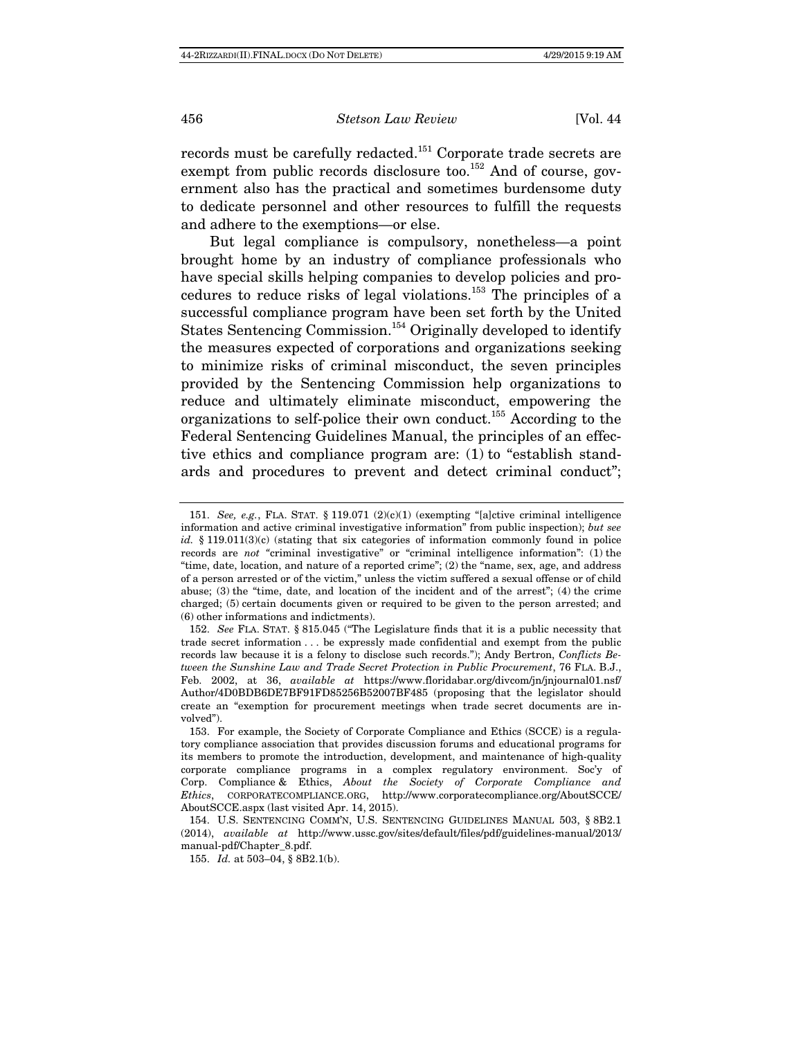records must be carefully redacted.[151] Corporate trade secrets are exempt from public records disclosure too.[152] And of course, government also has the practical and sometimes burdensome duty to dedicate personnel and other resources to fulfill the requests and adhere to the exemptions—or else.

But legal compliance is compulsory, nonetheless—a point brought home by an industry of compliance professionals who have special skills helping companies to develop policies and procedures to reduce risks of legal violations.[153] The principles of a successful compliance program have been set forth by the United States Sentencing Commission.[154] Originally developed to identify the measures expected of corporations and organizations seeking to minimize risks of criminal misconduct, the seven principles provided by the Sentencing Commission help organizations to reduce and ultimately eliminate misconduct, empowering the organizations to self-police their own conduct.[155] According to the Federal Sentencing Guidelines Manual, the principles of an effective ethics and compliance program are: (1) to "establish standards and procedures to prevent and detect criminal conduct";

---

151. *See, e.g.*, FLA. STAT. § 119.071 (2)(c)(1) (exempting "[a]ctive criminal intelligence information and active criminal investigative information" from public inspection); *but see id.* § 119.011(3)(c) (stating that six categories of information commonly found in police records are *not* "criminal investigative" or "criminal intelligence information": (1) the "time, date, location, and nature of a reported crime"; (2) the "name, sex, age, and address of a person arrested or of the victim," unless the victim suffered a sexual offense or of child abuse; (3) the "time, date, and location of the incident and of the arrest"; (4) the crime charged; (5) certain documents given or required to be given to the person arrested; and (6) other informations and indictments).

152. *See* FLA. STAT. § 815.045 ("The Legislature finds that it is a public necessity that trade secret information . . . be expressly made confidential and exempt from the public records law because it is a felony to disclose such records."); Andy Bertron, *Conflicts Between the Sunshine Law and Trade Secret Protection in Public Procurement*, 76 FLA. B.J., Feb. 2002, at 36, *available at* https://www.floridabar.org/divcom/jn/jnjournal01.nsf/Author/4D0BDB6DE7BF91FD85256B52007BF485 (proposing that the legislator should create an "exemption for procurement meetings when trade secret documents are involved").

153. For example, the Society of Corporate Compliance and Ethics (SCCE) is a regulatory compliance association that provides discussion forums and educational programs for its members to promote the introduction, development, and maintenance of high-quality corporate compliance programs in a complex regulatory environment. Soc'y of Corp. Compliance & Ethics, *About the Society of Corporate Compliance and Ethics*, CORPORATECOMPLIANCE.ORG, http://www.corporatecompliance.org/AboutSCCE/AboutSCCE.aspx (last visited Apr. 14, 2015).

154. U.S. SENTENCING COMM'N, U.S. SENTENCING GUIDELINES MANUAL 503, § 8B2.1 (2014), *available at* http://www.ussc.gov/sites/default/files/pdf/guidelines-manual/2013/manual-pdf/Chapter_8.pdf.

155. *Id.* at 503–04, § 8B2.1(b).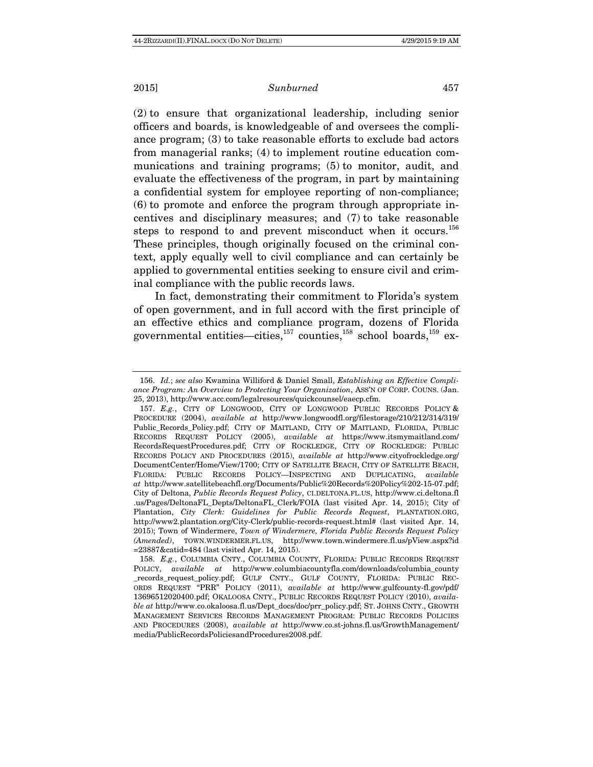(2) to ensure that organizational leadership, including senior officers and boards, is knowledgeable of and oversees the compliance program; (3) to take reasonable efforts to exclude bad actors from managerial ranks; (4) to implement routine education communications and training programs; (5) to monitor, audit, and evaluate the effectiveness of the program, in part by maintaining a confidential system for employee reporting of non-compliance; (6) to promote and enforce the program through appropriate incentives and disciplinary measures; and (7) to take reasonable steps to respond to and prevent misconduct when it occurs.[156] These principles, though originally focused on the criminal context, apply equally well to civil compliance and can certainly be applied to governmental entities seeking to ensure civil and criminal compliance with the public records laws.

In fact, demonstrating their commitment to Florida's system of open government, and in full accord with the first principle of an effective ethics and compliance program, dozens of Florida governmental entities—cities,[157] counties,[158] school boards,[159] ex-

---

156. *Id.*; *see also* Kwamina Williford & Daniel Small, *Establishing an Effective Compliance Program: An Overview to Protecting Your Organization*, ASS'N OF CORP. COUNS. (Jan. 25, 2013), http://www.acc.com/legalresources/quickcounsel/eaecp.cfm.

157. *E.g.*, CITY OF LONGWOOD, CITY OF LONGWOOD PUBLIC RECORDS POLICY & PROCEDURE (2004), *available at* http://www.longwoodfl.org/filestorage/210/212/314/319/Public_Records_Policy.pdf; CITY OF MAITLAND, CITY OF MAITLAND, FLORIDA, PUBLIC RECORDS REQUEST POLICY (2005), *available at* https://www.itsmymaitland.com/RecordsRequestProcedures.pdf; CITY OF ROCKLEDGE, CITY OF ROCKLEDGE: PUBLIC RECORDS POLICY AND PROCEDURES (2015), *available at* http://www.cityofrockledge.org/DocumentCenter/Home/View/1700; CITY OF SATELLITE BEACH, CITY OF SATELLITE BEACH, FLORIDA: PUBLIC RECORDS POLICY—INSPECTING AND DUPLICATING, *available at* http://www.satellitebeachfl.org/Documents/Public%20Records%20Policy%202-15-07.pdf; City of Deltona, *Public Records Request Policy*, CI.DELTONA.FL.US, http://www.ci.deltona.fl.us/Pages/DeltonaFL_Depts/DeltonaFL_Clerk/FOIA (last visited Apr. 14, 2015); City of Plantation, *City Clerk: Guidelines for Public Records Request*, PLANTATION.ORG, http://www2.plantation.org/City-Clerk/public-records-request.html# (last visited Apr. 14, 2015); Town of Windermere, *Town of Windermere, Florida Public Records Request Policy (Amended)*, TOWN.WINDERMER.FL.US, http://www.town.windermere.fl.us/pView.aspx?id=23887&catid=484 (last visited Apr. 14, 2015).

158. *E.g.*, COLUMBIA CNTY., COLUMBIA COUNTY, FLORIDA: PUBLIC RECORDS REQUEST POLICY, *available at* http://www.columbiacountyfla.com/downloads/columbia_county_records_request_policy.pdf; GULF CNTY., GULF COUNTY, FLORIDA: PUBLIC RECORDS REQUEST "PRR" POLICY (2011), *available at* http://www.gulfcounty-fl.gov/pdf/13696512020400.pdf; OKALOOSA CNTY., PUBLIC RECORDS REQUEST POLICY (2010), *available at* http://www.co.okaloosa.fl.us/Dept_docs/doc/prr_policy.pdf; ST. JOHNS CNTY., GROWTH MANAGEMENT SERVICES RECORDS MANAGEMENT PROGRAM: PUBLIC RECORDS POLICIES AND PROCEDURES (2008), *available at* http://www.co.st-johns.fl.us/GrowthManagement/media/PublicRecordsPoliciesandProcedures2008.pdf.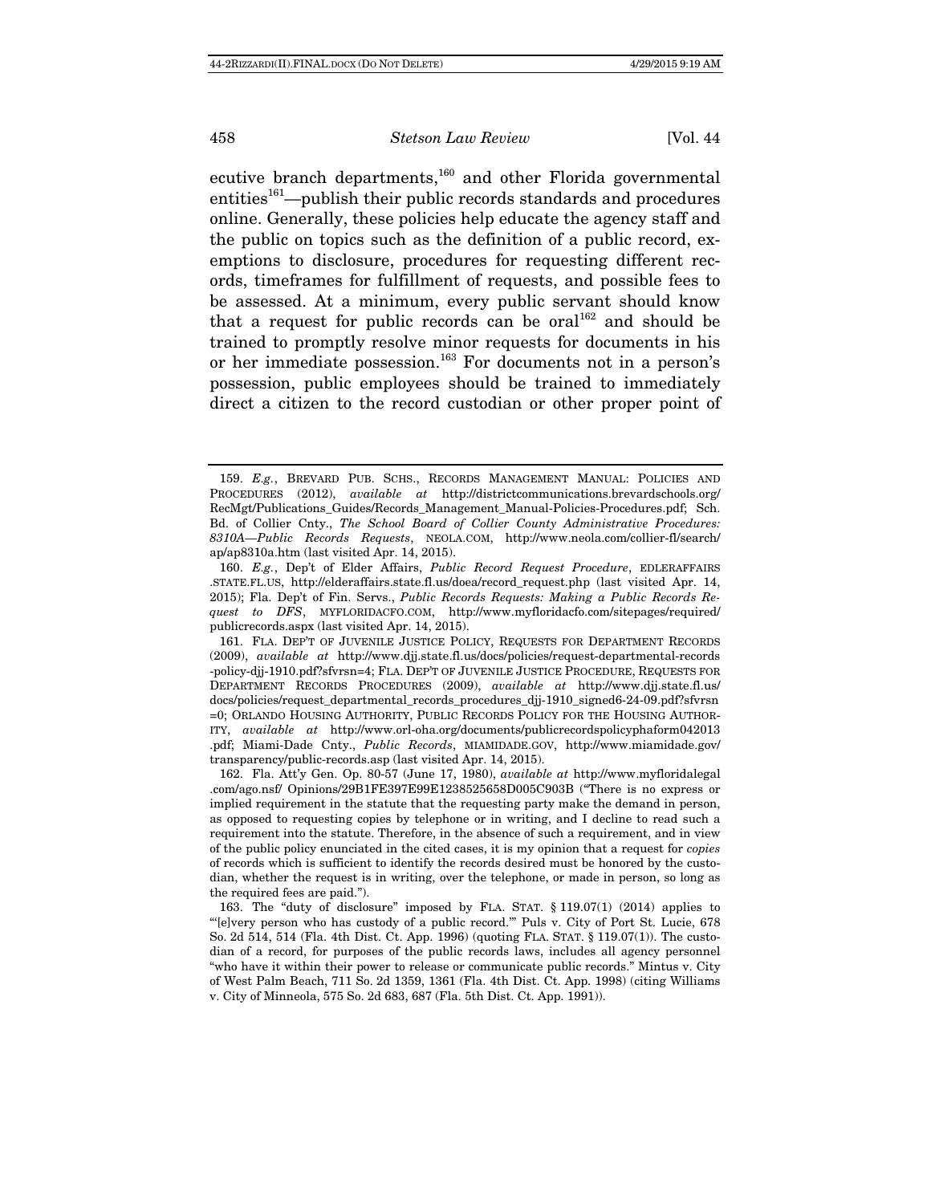ecutive branch departments,[160] and other Florida governmental entities[161]—publish their public records standards and procedures online. Generally, these policies help educate the agency staff and the public on topics such as the definition of a public record, exemptions to disclosure, procedures for requesting different records, timeframes for fulfillment of requests, and possible fees to be assessed. At a minimum, every public servant should know that a request for public records can be oral[162] and should be trained to promptly resolve minor requests for documents in his or her immediate possession.[163] For documents not in a person's possession, public employees should be trained to immediately direct a citizen to the record custodian or other proper point of

---

159. *E.g.*, BREVARD PUB. SCHS., RECORDS MANAGEMENT MANUAL: POLICIES AND PROCEDURES (2012), *available at* http://districtcommunications.brevardschools.org/RecMgt/Publications_Guides/Records_Management_Manual-Policies-Procedures.pdf; Sch. Bd. of Collier Cnty., *The School Board of Collier County Administrative Procedures: 8310A—Public Records Requests*, NEOLA.COM, http://www.neola.com/collier-fl/search/ap/ap8310a.htm (last visited Apr. 14, 2015).

160. *E.g.*, Dep't of Elder Affairs, *Public Record Request Procedure*, EDLERAFFAIRS.STATE.FL.US, http://elderaffairs.state.fl.us/doea/record_request.php (last visited Apr. 14, 2015); Fla. Dep't of Fin. Servs., *Public Records Requests: Making a Public Records Request to DFS*, MYFLORIDACFO.COM, http://www.myfloridacfo.com/sitepages/required/publicrecords.aspx (last visited Apr. 14, 2015).

161. FLA. DEP'T OF JUVENILE JUSTICE POLICY, REQUESTS FOR DEPARTMENT RECORDS (2009), *available at* http://www.djj.state.fl.us/docs/policies/request-departmental-records-policy-djj-1910.pdf?sfvrsn=4; FLA. DEP'T OF JUVENILE JUSTICE PROCEDURE, REQUESTS FOR DEPARTMENT RECORDS PROCEDURES (2009), *available at* http://www.djj.state.fl.us/docs/policies/request_departmental_records_procedures_djj-1910_signed6-24-09.pdf?sfvrsn=0; ORLANDO HOUSING AUTHORITY, PUBLIC RECORDS POLICY FOR THE HOUSING AUTHORITY, *available at* http://www.orl-oha.org/documents/publicrecordspolicyphaform042013.pdf; Miami-Dade Cnty., *Public Records*, MIAMIDADE.GOV, http://www.miamidade.gov/transparency/public-records.asp (last visited Apr. 14, 2015).

162. Fla. Att'y Gen. Op. 80-57 (June 17, 1980), *available at* http://www.myfloridalegal.com/ago.nsf/ Opinions/29B1FE397E99E1238525658D005C903B ("There is no express or implied requirement in the statute that the requesting party make the demand in person, as opposed to requesting copies by telephone or in writing, and I decline to read such a requirement into the statute. Therefore, in the absence of such a requirement, and in view of the public policy enunciated in the cited cases, it is my opinion that a request for *copies* of records which is sufficient to identify the records desired must be honored by the custodian, whether the request is in writing, over the telephone, or made in person, so long as the required fees are paid.").

163. The "duty of disclosure" imposed by FLA. STAT. § 119.07(1) (2014) applies to "'[e]very person who has custody of a public record.'" Puls v. City of Port St. Lucie, 678 So. 2d 514, 514 (Fla. 4th Dist. Ct. App. 1996) (quoting FLA. STAT. § 119.07(1)). The custodian of a record, for purposes of the public records laws, includes all agency personnel "who have it within their power to release or communicate public records." Mintus v. City of West Palm Beach, 711 So. 2d 1359, 1361 (Fla. 4th Dist. Ct. App. 1998) (citing Williams v. City of Minneola, 575 So. 2d 683, 687 (Fla. 5th Dist. Ct. App. 1991)).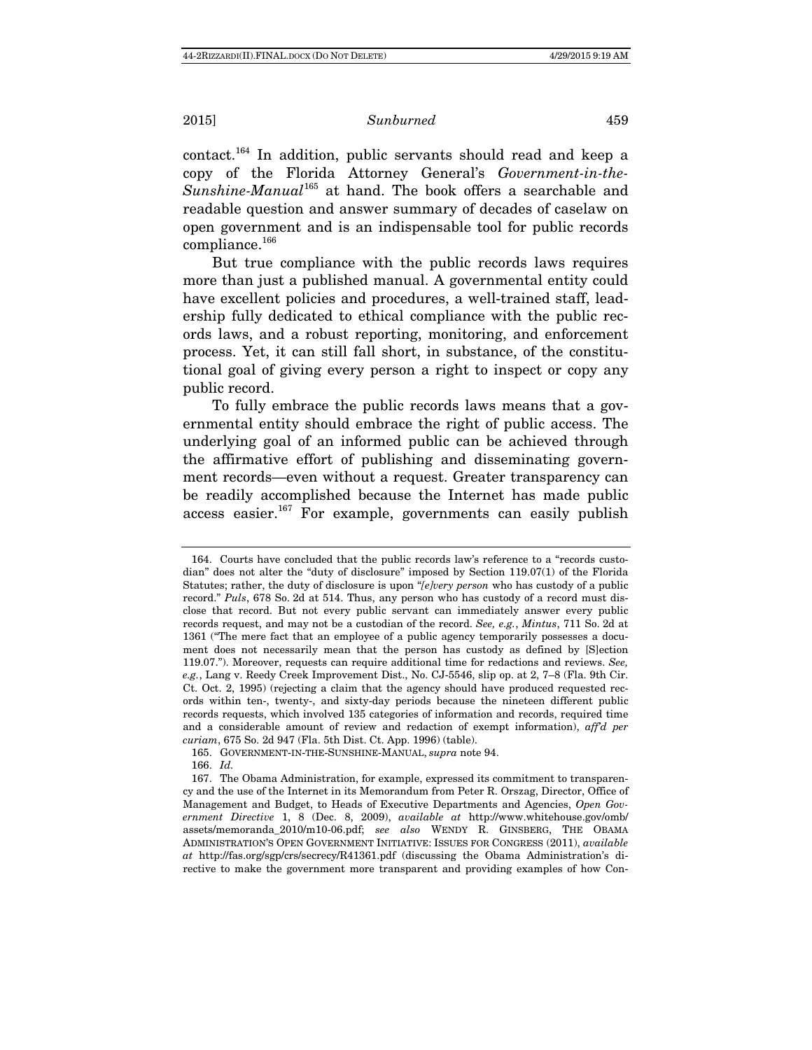contact.[164] In addition, public servants should read and keep a copy of the Florida Attorney General's *Government-in-the-Sunshine-Manual*[165] at hand. The book offers a searchable and readable question and answer summary of decades of caselaw on open government and is an indispensable tool for public records compliance.[166]

But true compliance with the public records laws requires more than just a published manual. A governmental entity could have excellent policies and procedures, a well-trained staff, leadership fully dedicated to ethical compliance with the public records laws, and a robust reporting, monitoring, and enforcement process. Yet, it can still fall short, in substance, of the constitutional goal of giving every person a right to inspect or copy any public record.

To fully embrace the public records laws means that a governmental entity should embrace the right of public access. The underlying goal of an informed public can be achieved through the affirmative effort of publishing and disseminating government records—even without a request. Greater transparency can be readily accomplished because the Internet has made public access easier.[167] For example, governments can easily publish

---

164. Courts have concluded that the public records law's reference to a "records custodian" does not alter the "duty of disclosure" imposed by Section 119.07(1) of the Florida Statutes; rather, the duty of disclosure is upon "*[e]very person* who has custody of a public record." *Puls*, 678 So. 2d at 514. Thus, any person who has custody of a record must disclose that record. But not every public servant can immediately answer every public records request, and may not be a custodian of the record. *See, e.g.*, *Mintus*, 711 So. 2d at 1361 ("The mere fact that an employee of a public agency temporarily possesses a document does not necessarily mean that the person has custody as defined by [S]ection 119.07."). Moreover, requests can require additional time for redactions and reviews. *See, e.g.*, Lang v. Reedy Creek Improvement Dist., No. CJ-5546, slip op. at 2, 7–8 (Fla. 9th Cir. Ct. Oct. 2, 1995) (rejecting a claim that the agency should have produced requested records within ten-, twenty-, and sixty-day periods because the nineteen different public records requests, which involved 135 categories of information and records, required time and a considerable amount of review and redaction of exempt information), *aff'd per curiam*, 675 So. 2d 947 (Fla. 5th Dist. Ct. App. 1996) (table).

165. GOVERNMENT-IN-THE-SUNSHINE-MANUAL, *supra* note 94.

166. *Id.*

167. The Obama Administration, for example, expressed its commitment to transparency and the use of the Internet in its Memorandum from Peter R. Orszag, Director, Office of Management and Budget, to Heads of Executive Departments and Agencies, *Open Government Directive* 1, 8 (Dec. 8, 2009), *available at* http://www.whitehouse.gov/omb/assets/memoranda_2010/m10-06.pdf; *see also* WENDY R. GINSBERG, THE OBAMA ADMINISTRATION'S OPEN GOVERNMENT INITIATIVE: ISSUES FOR CONGRESS (2011), *available at* http://fas.org/sgp/crs/secrecy/R41361.pdf (discussing the Obama Administration's directive to make the government more transparent and providing examples of how Con-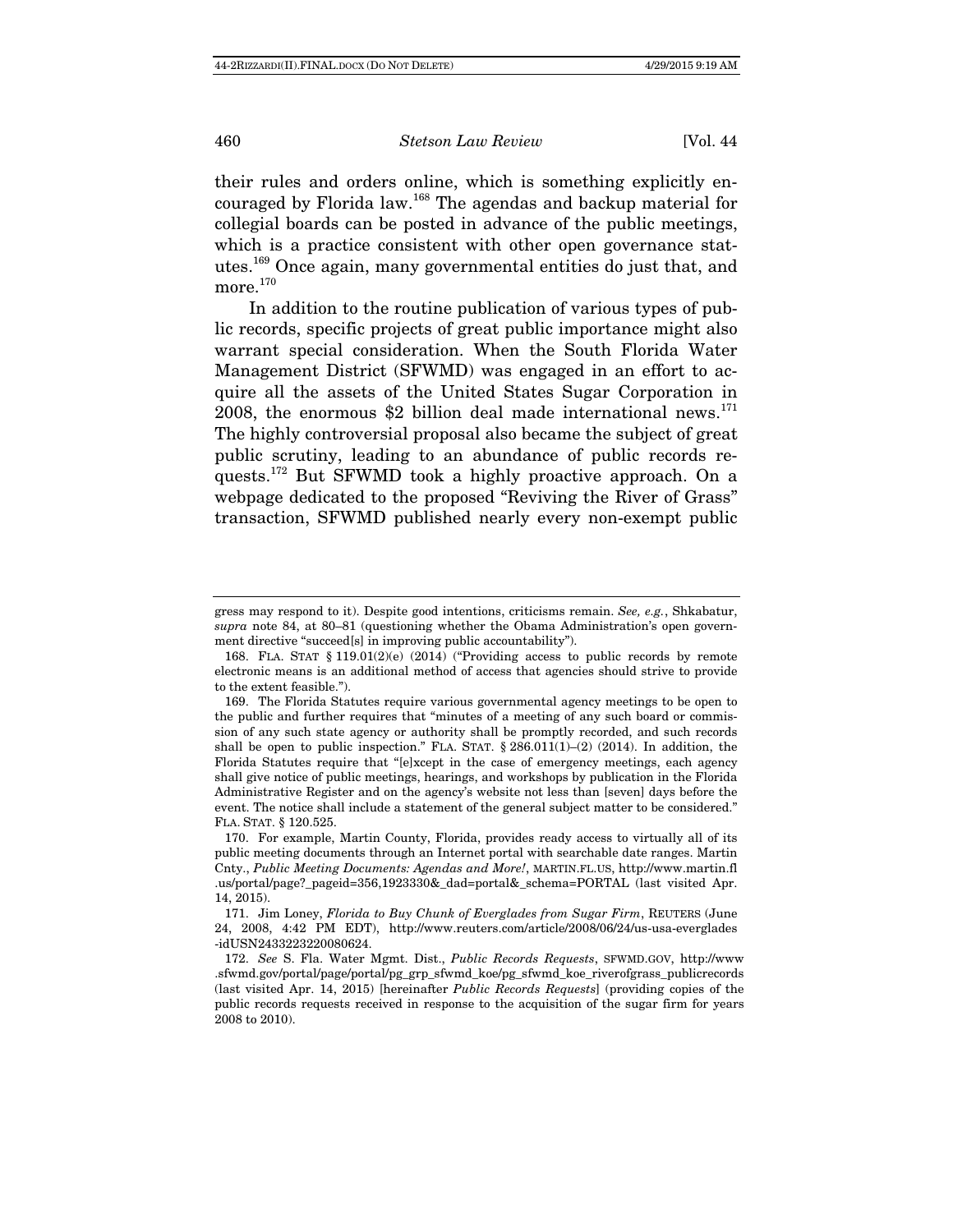their rules and orders online, which is something explicitly encouraged by Florida law.[168] The agendas and backup material for collegial boards can be posted in advance of the public meetings, which is a practice consistent with other open governance statutes.[169] Once again, many governmental entities do just that, and more.[170]

In addition to the routine publication of various types of public records, specific projects of great public importance might also warrant special consideration. When the South Florida Water Management District (SFWMD) was engaged in an effort to acquire all the assets of the United States Sugar Corporation in 2008, the enormous $2 billion deal made international news.[171] The highly controversial proposal also became the subject of great public scrutiny, leading to an abundance of public records requests.[172] But SFWMD took a highly proactive approach. On a webpage dedicated to the proposed "Reviving the River of Grass" transaction, SFWMD published nearly every non-exempt public

---

gress may respond to it). Despite good intentions, criticisms remain. *See, e.g.*, Shkabatur, *supra* note 84, at 80–81 (questioning whether the Obama Administration's open government directive "succeed[s] in improving public accountability").

168. FLA. STAT § 119.01(2)(e) (2014) ("Providing access to public records by remote electronic means is an additional method of access that agencies should strive to provide to the extent feasible.").

169. The Florida Statutes require various governmental agency meetings to be open to the public and further requires that "minutes of a meeting of any such board or commission of any such state agency or authority shall be promptly recorded, and such records shall be open to public inspection." FLA. STAT. § 286.011(1)–(2) (2014). In addition, the Florida Statutes require that "[e]xcept in the case of emergency meetings, each agency shall give notice of public meetings, hearings, and workshops by publication in the Florida Administrative Register and on the agency's website not less than [seven] days before the event. The notice shall include a statement of the general subject matter to be considered." FLA. STAT. § 120.525.

170. For example, Martin County, Florida, provides ready access to virtually all of its public meeting documents through an Internet portal with searchable date ranges. Martin Cnty., *Public Meeting Documents: Agendas and More!*, MARTIN.FL.US, http://www.martin.fl.us/portal/page?_pageid=356,1923330&_dad=portal&_schema=PORTAL (last visited Apr. 14, 2015).

171. Jim Loney, *Florida to Buy Chunk of Everglades from Sugar Firm*, REUTERS (June 24, 2008, 4:42 PM EDT), http://www.reuters.com/article/2008/06/24/us-usa-everglades-idUSN2433223220080624.

172. *See* S. Fla. Water Mgmt. Dist., *Public Records Requests*, SFWMD.GOV, http://www.sfwmd.gov/portal/page/portal/pg_grp_sfwmd_koe/pg_sfwmd_koe_riverofgrass_publicrecords (last visited Apr. 14, 2015) [hereinafter *Public Records Requests*] (providing copies of the public records requests received in response to the acquisition of the sugar firm for years 2008 to 2010).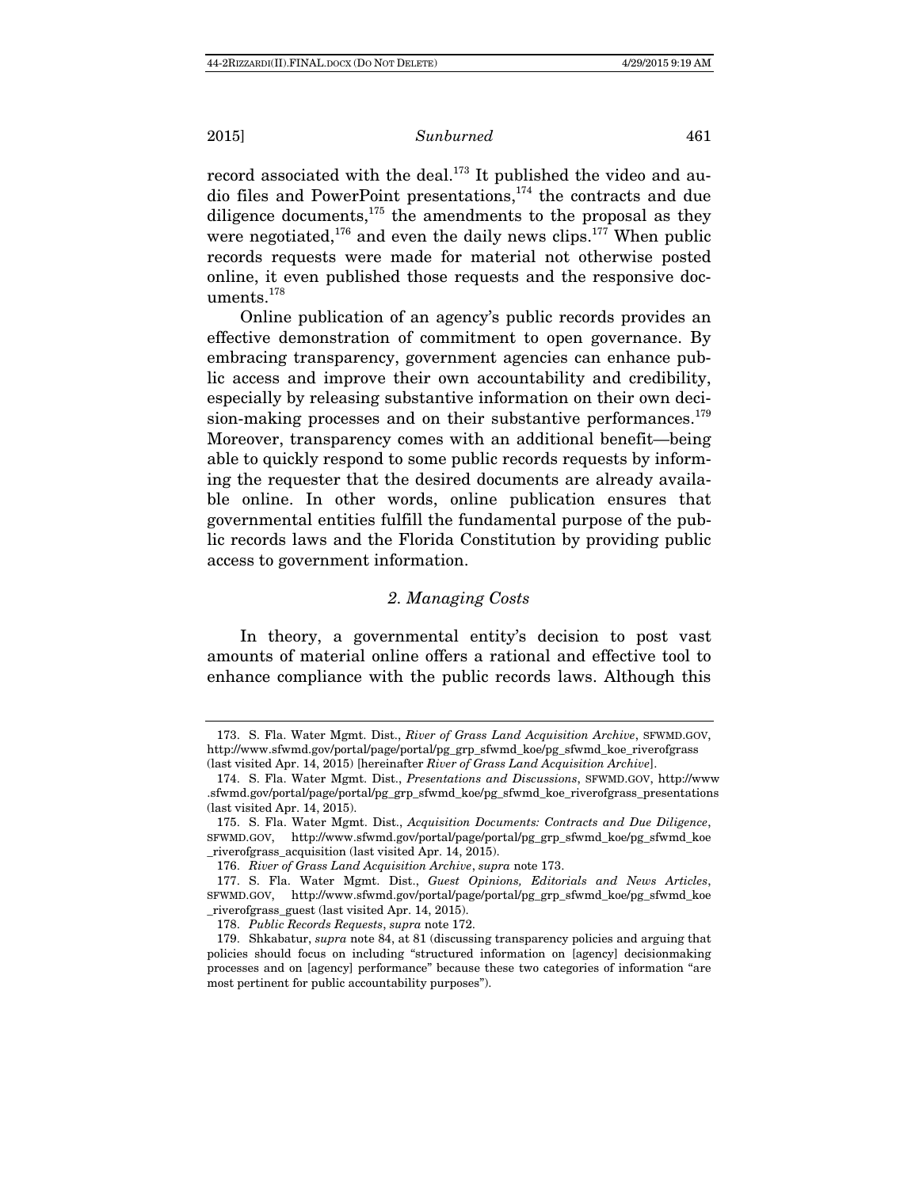record associated with the deal.[173] It published the video and audio files and PowerPoint presentations,[174] the contracts and due diligence documents,[175] the amendments to the proposal as they were negotiated,[176] and even the daily news clips.[177] When public records requests were made for material not otherwise posted online, it even published those requests and the responsive documents.[178]

Online publication of an agency's public records provides an effective demonstration of commitment to open governance. By embracing transparency, government agencies can enhance public access and improve their own accountability and credibility, especially by releasing substantive information on their own decision-making processes and on their substantive performances.[179] Moreover, transparency comes with an additional benefit—being able to quickly respond to some public records requests by informing the requester that the desired documents are already available online. In other words, online publication ensures that governmental entities fulfill the fundamental purpose of the public records laws and the Florida Constitution by providing public access to government information.

### *2. Managing Costs*

In theory, a governmental entity's decision to post vast amounts of material online offers a rational and effective tool to enhance compliance with the public records laws. Although this

---

173. S. Fla. Water Mgmt. Dist., *River of Grass Land Acquisition Archive*, SFWMD.GOV, http://www.sfwmd.gov/portal/page/portal/pg_grp_sfwmd_koe/pg_sfwmd_koe_riverofgrass (last visited Apr. 14, 2015) [hereinafter *River of Grass Land Acquisition Archive*].

174. S. Fla. Water Mgmt. Dist., *Presentations and Discussions*, SFWMD.GOV, http://www.sfwmd.gov/portal/page/portal/pg_grp_sfwmd_koe/pg_sfwmd_koe_riverofgrass_presentations (last visited Apr. 14, 2015).

175. S. Fla. Water Mgmt. Dist., *Acquisition Documents: Contracts and Due Diligence*, SFWMD.GOV, http://www.sfwmd.gov/portal/page/portal/pg_grp_sfwmd_koe/pg_sfwmd_koe_riverofgrass_acquisition (last visited Apr. 14, 2015).

176. *River of Grass Land Acquisition Archive*, *supra* note 173.

177. S. Fla. Water Mgmt. Dist., *Guest Opinions, Editorials and News Articles*, SFWMD.GOV, http://www.sfwmd.gov/portal/page/portal/pg_grp_sfwmd_koe/pg_sfwmd_koe_riverofgrass_guest (last visited Apr. 14, 2015).

178. *Public Records Requests*, *supra* note 172.

179. Shkabatur, *supra* note 84, at 81 (discussing transparency policies and arguing that policies should focus on including "structured information on [agency] decisionmaking processes and on [agency] performance" because these two categories of information "are most pertinent for public accountability purposes").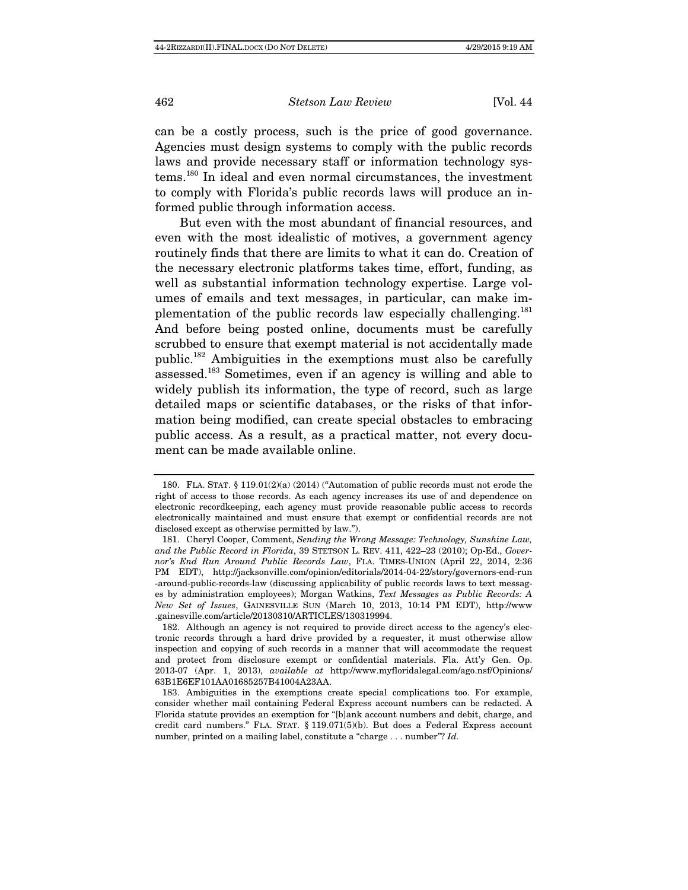can be a costly process, such is the price of good governance. Agencies must design systems to comply with the public records laws and provide necessary staff or information technology systems.[180] In ideal and even normal circumstances, the investment to comply with Florida's public records laws will produce an informed public through information access.

But even with the most abundant of financial resources, and even with the most idealistic of motives, a government agency routinely finds that there are limits to what it can do. Creation of the necessary electronic platforms takes time, effort, funding, as well as substantial information technology expertise. Large volumes of emails and text messages, in particular, can make implementation of the public records law especially challenging.[181] And before being posted online, documents must be carefully scrubbed to ensure that exempt material is not accidentally made public.[182] Ambiguities in the exemptions must also be carefully assessed.[183] Sometimes, even if an agency is willing and able to widely publish its information, the type of record, such as large detailed maps or scientific databases, or the risks of that information being modified, can create special obstacles to embracing public access. As a result, as a practical matter, not every document can be made available online.

---

180. FLA. STAT. § 119.01(2)(a) (2014) ("Automation of public records must not erode the right of access to those records. As each agency increases its use of and dependence on electronic recordkeeping, each agency must provide reasonable public access to records electronically maintained and must ensure that exempt or confidential records are not disclosed except as otherwise permitted by law.").

181. Cheryl Cooper, Comment, *Sending the Wrong Message: Technology, Sunshine Law, and the Public Record in Florida*, 39 STETSON L. REV. 411, 422–23 (2010); Op-Ed., *Governor's End Run Around Public Records Law*, FLA. TIMES-UNION (April 22, 2014, 2:36 PM EDT), http://jacksonville.com/opinion/editorials/2014-04-22/story/governors-end-run-around-public-records-law (discussing applicability of public records laws to text messages by administration employees); Morgan Watkins, *Text Messages as Public Records: A New Set of Issues*, GAINESVILLE SUN (March 10, 2013, 10:14 PM EDT), http://www.gainesville.com/article/20130310/ARTICLES/130319994.

182. Although an agency is not required to provide direct access to the agency's electronic records through a hard drive provided by a requester, it must otherwise allow inspection and copying of such records in a manner that will accommodate the request and protect from disclosure exempt or confidential materials. Fla. Att'y Gen. Op. 2013-07 (Apr. 1, 2013), *available at* http://www.myfloridalegal.com/ago.nsf/Opinions/63B1E6EF101AA01685257B41004A23AA.

183. Ambiguities in the exemptions create special complications too. For example, consider whether mail containing Federal Express account numbers can be redacted. A Florida statute provides an exemption for "[b]ank account numbers and debit, charge, and credit card numbers." FLA. STAT. § 119.071(5)(b). But does a Federal Express account number, printed on a mailing label, constitute a "charge . . . number"? *Id.*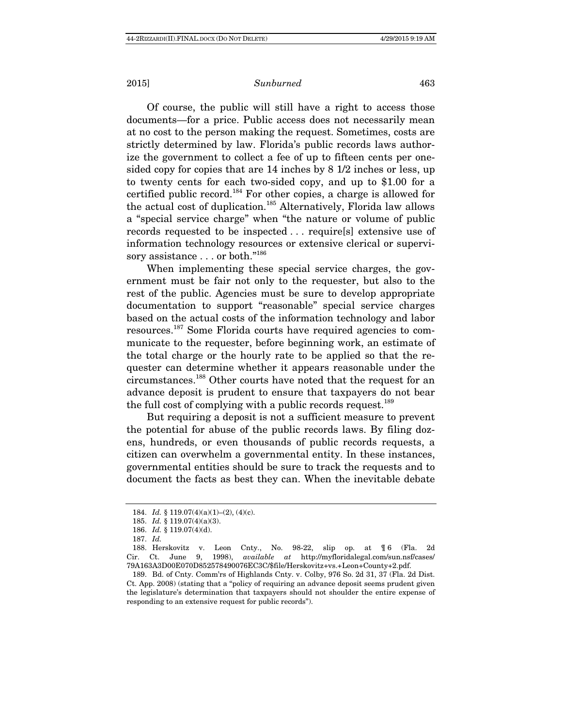Of course, the public will still have a right to access those documents—for a price. Public access does not necessarily mean at no cost to the person making the request. Sometimes, costs are strictly determined by law. Florida's public records laws authorize the government to collect a fee of up to fifteen cents per one-sided copy for copies that are 14 inches by 8 1/2 inches or less, up to twenty cents for each two-sided copy, and up to $1.00 for a certified public record.[184] For other copies, a charge is allowed for the actual cost of duplication.[185] Alternatively, Florida law allows a "special service charge" when "the nature or volume of public records requested to be inspected . . . require[s] extensive use of information technology resources or extensive clerical or supervisory assistance . . . or both."[186]

When implementing these special service charges, the government must be fair not only to the requester, but also to the rest of the public. Agencies must be sure to develop appropriate documentation to support "reasonable" special service charges based on the actual costs of the information technology and labor resources.[187] Some Florida courts have required agencies to communicate to the requester, before beginning work, an estimate of the total charge or the hourly rate to be applied so that the requester can determine whether it appears reasonable under the circumstances.[188] Other courts have noted that the request for an advance deposit is prudent to ensure that taxpayers do not bear the full cost of complying with a public records request.[189]

But requiring a deposit is not a sufficient measure to prevent the potential for abuse of the public records laws. By filing dozens, hundreds, or even thousands of public records requests, a citizen can overwhelm a governmental entity. In these instances, governmental entities should be sure to track the requests and to document the facts as best they can. When the inevitable debate

---

184. *Id.* § 119.07(4)(a)(1)–(2), (4)(c).

185. *Id.* § 119.07(4)(a)(3).

186. *Id.* § 119.07(4)(d).

187. *Id.*

188. Herskovitz v. Leon Cnty., No. 98-22, slip op. at ¶ 6 (Fla. 2d Cir. Ct. June 9, 1998), *available at* http://myfloridalegal.com/sun.nsf/cases/79A163A3D00E070D852578490076EC3C/$file/Herskovitz+vs.+Leon+County+2.pdf.

189. Bd. of Cnty. Comm'rs of Highlands Cnty. v. Colby, 976 So. 2d 31, 37 (Fla. 2d Dist. Ct. App. 2008) (stating that a "policy of requiring an advance deposit seems prudent given the legislature's determination that taxpayers should not shoulder the entire expense of responding to an extensive request for public records").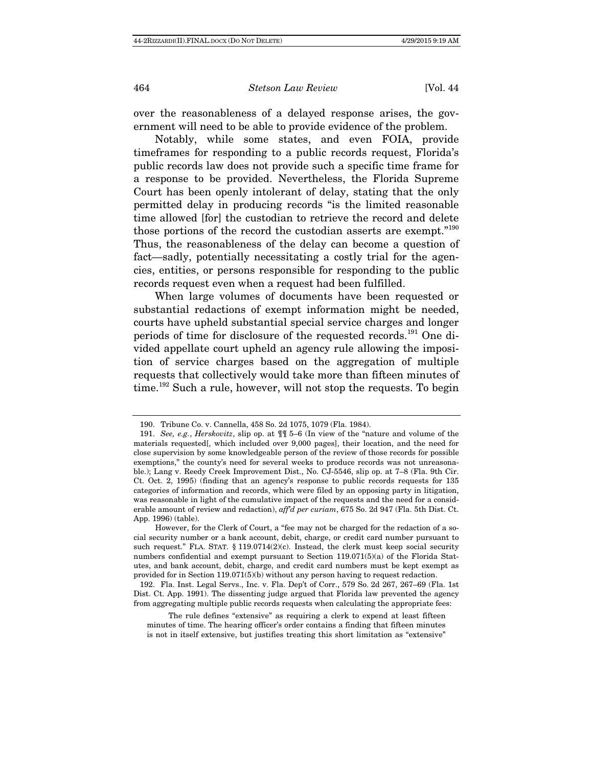over the reasonableness of a delayed response arises, the government will need to be able to provide evidence of the problem.

Notably, while some states, and even FOIA, provide timeframes for responding to a public records request, Florida's public records law does not provide such a specific time frame for a response to be provided. Nevertheless, the Florida Supreme Court has been openly intolerant of delay, stating that the only permitted delay in producing records "is the limited reasonable time allowed [for] the custodian to retrieve the record and delete those portions of the record the custodian asserts are exempt."[190] Thus, the reasonableness of the delay can become a question of fact—sadly, potentially necessitating a costly trial for the agencies, entities, or persons responsible for responding to the public records request even when a request had been fulfilled.

When large volumes of documents have been requested or substantial redactions of exempt information might be needed, courts have upheld substantial special service charges and longer periods of time for disclosure of the requested records.[191] One divided appellate court upheld an agency rule allowing the imposition of service charges based on the aggregation of multiple requests that collectively would take more than fifteen minutes of time.[192] Such a rule, however, will not stop the requests. To begin

---

190. Tribune Co. v. Cannella, 458 So. 2d 1075, 1079 (Fla. 1984).

191. *See, e.g.*, *Herskovitz*, slip op. at ¶¶ 5–6 (In view of the "nature and volume of the materials requested[, which included over 9,000 pages], their location, and the need for close supervision by some knowledgeable person of the review of those records for possible exemptions," the county's need for several weeks to produce records was not unreasonable.); Lang v. Reedy Creek Improvement Dist., No. CJ-5546, slip op. at 7–8 (Fla. 9th Cir. Ct. Oct. 2, 1995) (finding that an agency's response to public records requests for 135 categories of information and records, which were filed by an opposing party in litigation, was reasonable in light of the cumulative impact of the requests and the need for a considerable amount of review and redaction), *aff'd per curiam*, 675 So. 2d 947 (Fla. 5th Dist. Ct. App. 1996) (table).

However, for the Clerk of Court, a "fee may not be charged for the redaction of a social security number or a bank account, debit, charge, or credit card number pursuant to such request." FLA. STAT. § 119.0714(2)(c). Instead, the clerk must keep social security numbers confidential and exempt pursuant to Section 119.071(5)(a) of the Florida Statutes, and bank account, debit, charge, and credit card numbers must be kept exempt as provided for in Section 119.071(5)(b) without any person having to request redaction.

192. Fla. Inst. Legal Servs., Inc. v. Fla. Dep't of Corr., 579 So. 2d 267, 267–69 (Fla. 1st Dist. Ct. App. 1991). The dissenting judge argued that Florida law prevented the agency from aggregating multiple public records requests when calculating the appropriate fees:

> The rule defines "extensive" as requiring a clerk to expend at least fifteen minutes of time. The hearing officer's order contains a finding that fifteen minutes is not in itself extensive, but justifies treating this short limitation as "extensive"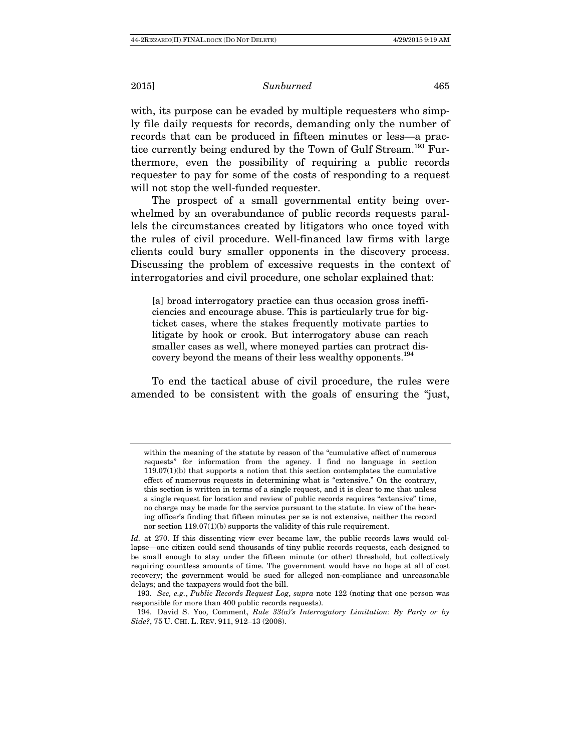with, its purpose can be evaded by multiple requesters who simply file daily requests for records, demanding only the number of records that can be produced in fifteen minutes or less—a practice currently being endured by the Town of Gulf Stream.[193] Furthermore, even the possibility of requiring a public records requester to pay for some of the costs of responding to a request will not stop the well-funded requester.

The prospect of a small governmental entity being overwhelmed by an overabundance of public records requests parallels the circumstances created by litigators who once toyed with the rules of civil procedure. Well-financed law firms with large clients could bury smaller opponents in the discovery process. Discussing the problem of excessive requests in the context of interrogatories and civil procedure, one scholar explained that:

> [a] broad interrogatory practice can thus occasion gross inefficiencies and encourage abuse. This is particularly true for big-ticket cases, where the stakes frequently motivate parties to litigate by hook or crook. But interrogatory abuse can reach smaller cases as well, where moneyed parties can protract discovery beyond the means of their less wealthy opponents.[194]

To end the tactical abuse of civil procedure, the rules were amended to be consistent with the goals of ensuring the "just,

---

> within the meaning of the statute by reason of the "cumulative effect of numerous requests" for information from the agency. I find no language in section 119.07(1)(b) that supports a notion that this section contemplates the cumulative effect of numerous requests in determining what is "extensive." On the contrary, this section is written in terms of a single request, and it is clear to me that unless a single request for location and review of public records requires "extensive" time, no charge may be made for the service pursuant to the statute. In view of the hearing officer's finding that fifteen minutes per se is not extensive, neither the record nor section 119.07(1)(b) supports the validity of this rule requirement.

*Id.* at 270. If this dissenting view ever became law, the public records laws would collapse—one citizen could send thousands of tiny public records requests, each designed to be small enough to stay under the fifteen minute (or other) threshold, but collectively requiring countless amounts of time. The government would have no hope at all of cost recovery; the government would be sued for alleged non-compliance and unreasonable delays; and the taxpayers would foot the bill.

193. *See, e.g.*, *Public Records Request Log*, *supra* note 122 (noting that one person was responsible for more than 400 public records requests).

194. David S. Yoo, Comment, *Rule 33(a)'s Interrogatory Limitation: By Party or by Side?*, 75 U. CHI. L. REV. 911, 912–13 (2008).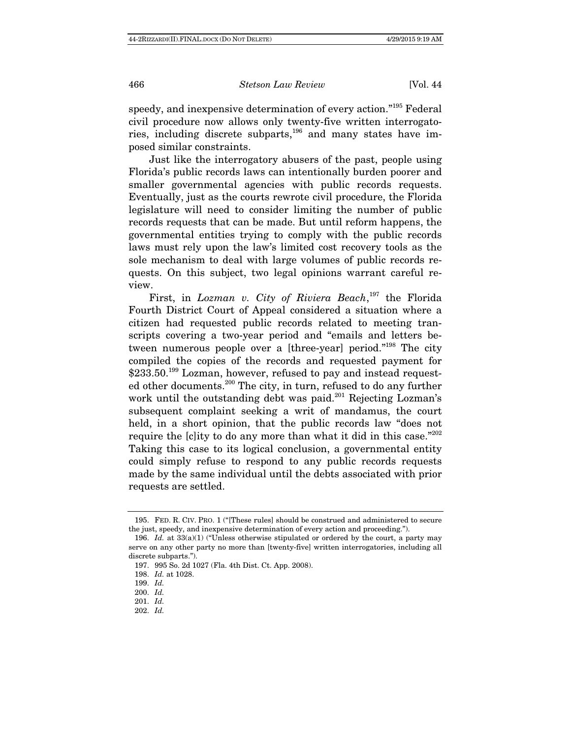speedy, and inexpensive determination of every action."[195] Federal civil procedure now allows only twenty-five written interrogatories, including discrete subparts,[196] and many states have imposed similar constraints.

Just like the interrogatory abusers of the past, people using Florida's public records laws can intentionally burden poorer and smaller governmental agencies with public records requests. Eventually, just as the courts rewrote civil procedure, the Florida legislature will need to consider limiting the number of public records requests that can be made. But until reform happens, the governmental entities trying to comply with the public records laws must rely upon the law's limited cost recovery tools as the sole mechanism to deal with large volumes of public records requests. On this subject, two legal opinions warrant careful review.

First, in *Lozman v. City of Riviera Beach*,[197] the Florida Fourth District Court of Appeal considered a situation where a citizen had requested public records related to meeting transcripts covering a two-year period and "emails and letters between numerous people over a [three-year] period."[198] The city compiled the copies of the records and requested payment for $233.50.[199] Lozman, however, refused to pay and instead requested other documents.[200] The city, in turn, refused to do any further work until the outstanding debt was paid.[201] Rejecting Lozman's subsequent complaint seeking a writ of mandamus, the court held, in a short opinion, that the public records law "does not require the [c]ity to do any more than what it did in this case."[202] Taking this case to its logical conclusion, a governmental entity could simply refuse to respond to any public records requests made by the same individual until the debts associated with prior requests are settled.

---

195. FED. R. CIV. PRO. 1 ("[These rules] should be construed and administered to secure the just, speedy, and inexpensive determination of every action and proceeding.").

196. *Id.* at 33(a)(1) ("Unless otherwise stipulated or ordered by the court, a party may serve on any other party no more than [twenty-five] written interrogatories, including all discrete subparts.").

197. 995 So. 2d 1027 (Fla. 4th Dist. Ct. App. 2008).

198. *Id.* at 1028.

199. *Id.*

200. *Id.*

201. *Id.*

202. *Id.*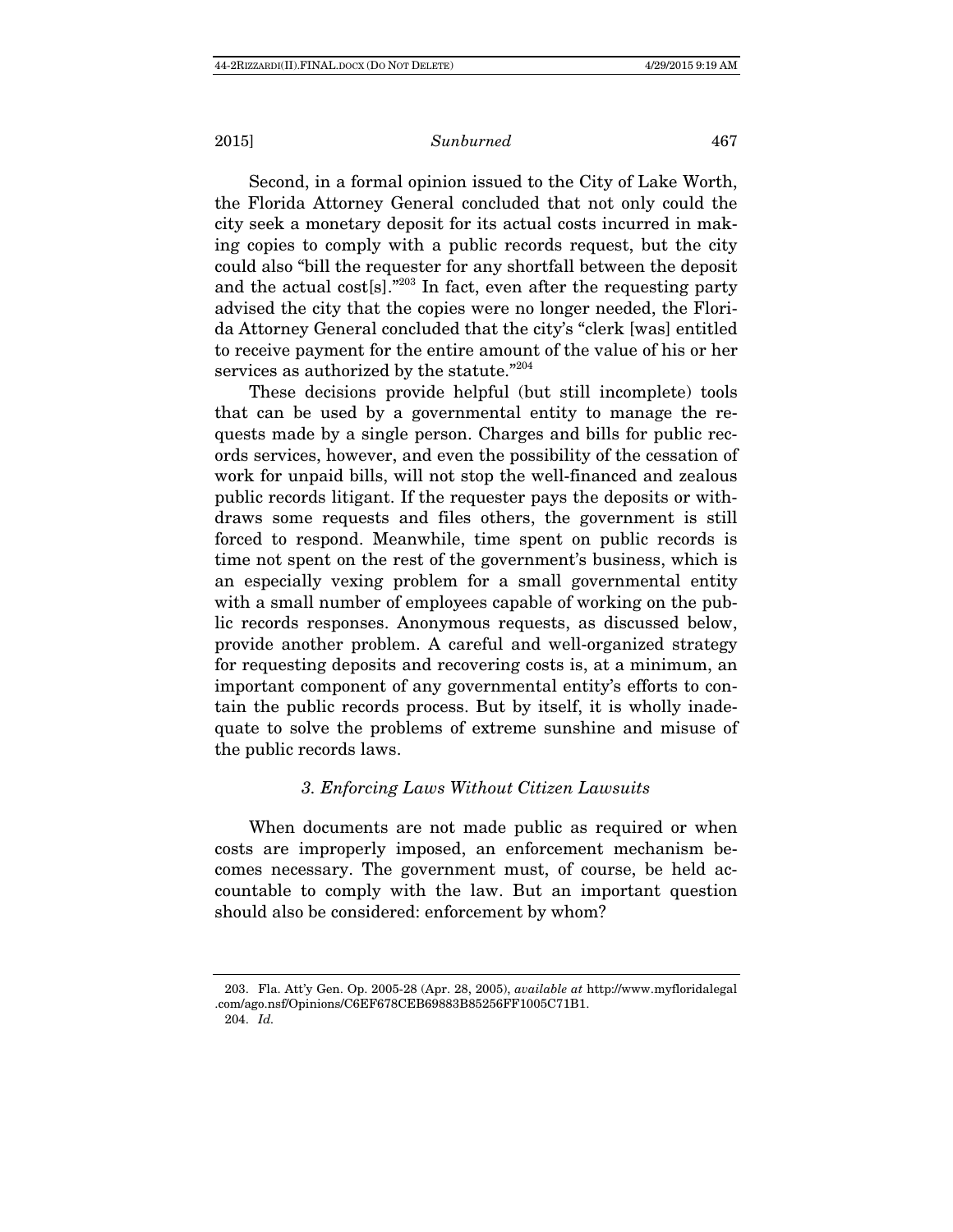Second, in a formal opinion issued to the City of Lake Worth, the Florida Attorney General concluded that not only could the city seek a monetary deposit for its actual costs incurred in making copies to comply with a public records request, but the city could also "bill the requester for any shortfall between the deposit and the actual cost[s]."[203] In fact, even after the requesting party advised the city that the copies were no longer needed, the Florida Attorney General concluded that the city's "clerk [was] entitled to receive payment for the entire amount of the value of his or her services as authorized by the statute."[204]

These decisions provide helpful (but still incomplete) tools that can be used by a governmental entity to manage the requests made by a single person. Charges and bills for public records services, however, and even the possibility of the cessation of work for unpaid bills, will not stop the well-financed and zealous public records litigant. If the requester pays the deposits or withdraws some requests and files others, the government is still forced to respond. Meanwhile, time spent on public records is time not spent on the rest of the government's business, which is an especially vexing problem for a small governmental entity with a small number of employees capable of working on the public records responses. Anonymous requests, as discussed below, provide another problem. A careful and well-organized strategy for requesting deposits and recovering costs is, at a minimum, an important component of any governmental entity's efforts to contain the public records process. But by itself, it is wholly inadequate to solve the problems of extreme sunshine and misuse of the public records laws.

### *3. Enforcing Laws Without Citizen Lawsuits*

When documents are not made public as required or when costs are improperly imposed, an enforcement mechanism becomes necessary. The government must, of course, be held accountable to comply with the law. But an important question should also be considered: enforcement by whom?

---

203. Fla. Att'y Gen. Op. 2005-28 (Apr. 28, 2005), *available at* http://www.myfloridalegal.com/ago.nsf/Opinions/C6EF678CEB69883B85256FF1005C71B1.

204. *Id.*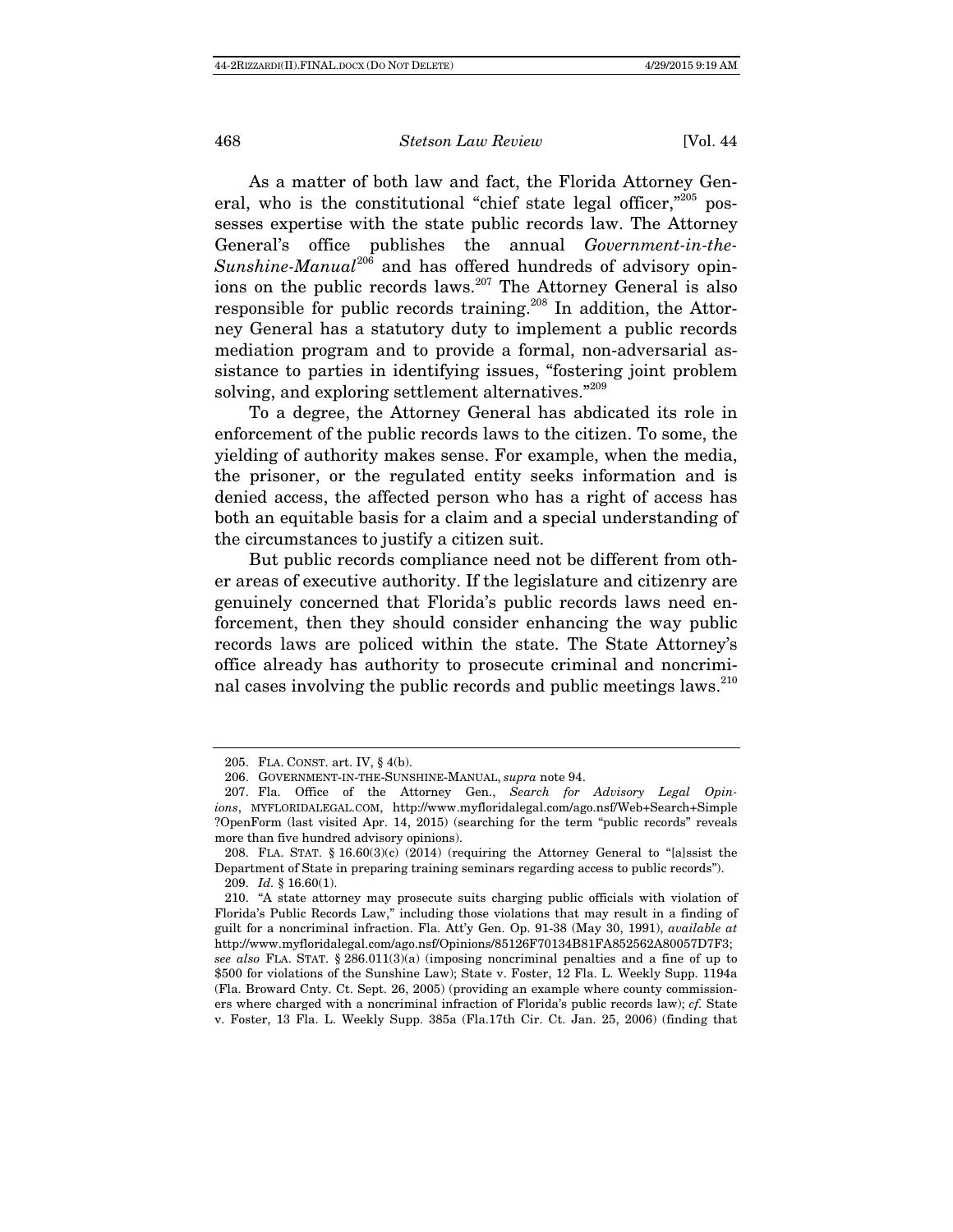As a matter of both law and fact, the Florida Attorney General, who is the constitutional "chief state legal officer,"[205] possesses expertise with the state public records law. The Attorney General's office publishes the annual *Government-in-the-Sunshine-Manual*[206] and has offered hundreds of advisory opinions on the public records laws.[207] The Attorney General is also responsible for public records training.[208] In addition, the Attorney General has a statutory duty to implement a public records mediation program and to provide a formal, non-adversarial assistance to parties in identifying issues, "fostering joint problem solving, and exploring settlement alternatives."[209]

To a degree, the Attorney General has abdicated its role in enforcement of the public records laws to the citizen. To some, the yielding of authority makes sense. For example, when the media, the prisoner, or the regulated entity seeks information and is denied access, the affected person who has a right of access has both an equitable basis for a claim and a special understanding of the circumstances to justify a citizen suit.

But public records compliance need not be different from other areas of executive authority. If the legislature and citizenry are genuinely concerned that Florida's public records laws need enforcement, then they should consider enhancing the way public records laws are policed within the state. The State Attorney's office already has authority to prosecute criminal and noncriminal cases involving the public records and public meetings laws.[210]

---

205. FLA. CONST. art. IV, § 4(b).

206. GOVERNMENT-IN-THE-SUNSHINE-MANUAL, *supra* note 94.

207. Fla. Office of the Attorney Gen., *Search for Advisory Legal Opinions*, MYFLORIDALEGAL.COM, http://www.myfloridalegal.com/ago.nsf/Web+Search+Simple?OpenForm (last visited Apr. 14, 2015) (searching for the term "public records" reveals more than five hundred advisory opinions).

208. FLA. STAT. § 16.60(3)(c) (2014) (requiring the Attorney General to "[a]ssist the Department of State in preparing training seminars regarding access to public records").

209. *Id.* § 16.60(1).

210. "A state attorney may prosecute suits charging public officials with violation of Florida's Public Records Law," including those violations that may result in a finding of guilt for a noncriminal infraction. Fla. Att'y Gen. Op. 91-38 (May 30, 1991), *available at* http://www.myfloridalegal.com/ago.nsf/Opinions/85126F70134B81FA852562A80057D7F3; *see also* FLA. STAT. § 286.011(3)(a) (imposing noncriminal penalties and a fine of up to $500 for violations of the Sunshine Law); State v. Foster, 12 Fla. L. Weekly Supp. 1194a (Fla. Broward Cnty. Ct. Sept. 26, 2005) (providing an example where county commissioners where charged with a noncriminal infraction of Florida's public records law); *cf.* State v. Foster, 13 Fla. L. Weekly Supp. 385a (Fla.17th Cir. Ct. Jan. 25, 2006) (finding that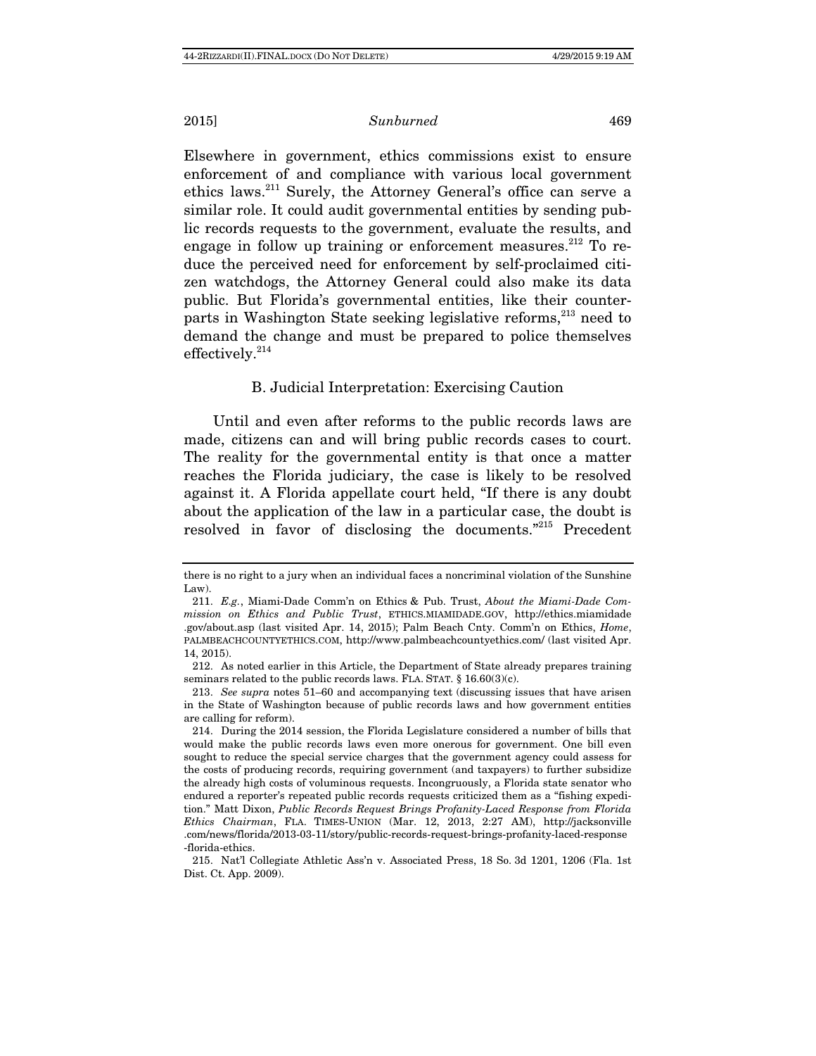Elsewhere in government, ethics commissions exist to ensure enforcement of and compliance with various local government ethics laws.[211] Surely, the Attorney General's office can serve a similar role. It could audit governmental entities by sending public records requests to the government, evaluate the results, and engage in follow up training or enforcement measures.[212] To reduce the perceived need for enforcement by self-proclaimed citizen watchdogs, the Attorney General could also make its data public. But Florida's governmental entities, like their counterparts in Washington State seeking legislative reforms,[213] need to demand the change and must be prepared to police themselves effectively.[214]

### B. Judicial Interpretation: Exercising Caution

Until and even after reforms to the public records laws are made, citizens can and will bring public records cases to court. The reality for the governmental entity is that once a matter reaches the Florida judiciary, the case is likely to be resolved against it. A Florida appellate court held, "If there is any doubt about the application of the law in a particular case, the doubt is resolved in favor of disclosing the documents."[215] Precedent

---

there is no right to a jury when an individual faces a noncriminal violation of the Sunshine Law).

211. *E.g.*, Miami-Dade Comm'n on Ethics & Pub. Trust, *About the Miami-Dade Commission on Ethics and Public Trust*, ETHICS.MIAMIDADE.GOV, http://ethics.miamidade.gov/about.asp (last visited Apr. 14, 2015); Palm Beach Cnty. Comm'n on Ethics, *Home*, PALMBEACHCOUNTYETHICS.COM, http://www.palmbeachcountyethics.com/ (last visited Apr. 14, 2015).

212. As noted earlier in this Article, the Department of State already prepares training seminars related to the public records laws. FLA. STAT. § 16.60(3)(c).

213. *See supra* notes 51–60 and accompanying text (discussing issues that have arisen in the State of Washington because of public records laws and how government entities are calling for reform).

214. During the 2014 session, the Florida Legislature considered a number of bills that would make the public records laws even more onerous for government. One bill even sought to reduce the special service charges that the government agency could assess for the costs of producing records, requiring government (and taxpayers) to further subsidize the already high costs of voluminous requests. Incongruously, a Florida state senator who endured a reporter's repeated public records requests criticized them as a "fishing expedition." Matt Dixon, *Public Records Request Brings Profanity-Laced Response from Florida Ethics Chairman*, FLA. TIMES-UNION (Mar. 12, 2013, 2:27 AM), http://jacksonville.com/news/florida/2013-03-11/story/public-records-request-brings-profanity-laced-response-florida-ethics.

215. Nat'l Collegiate Athletic Ass'n v. Associated Press, 18 So. 3d 1201, 1206 (Fla. 1st Dist. Ct. App. 2009).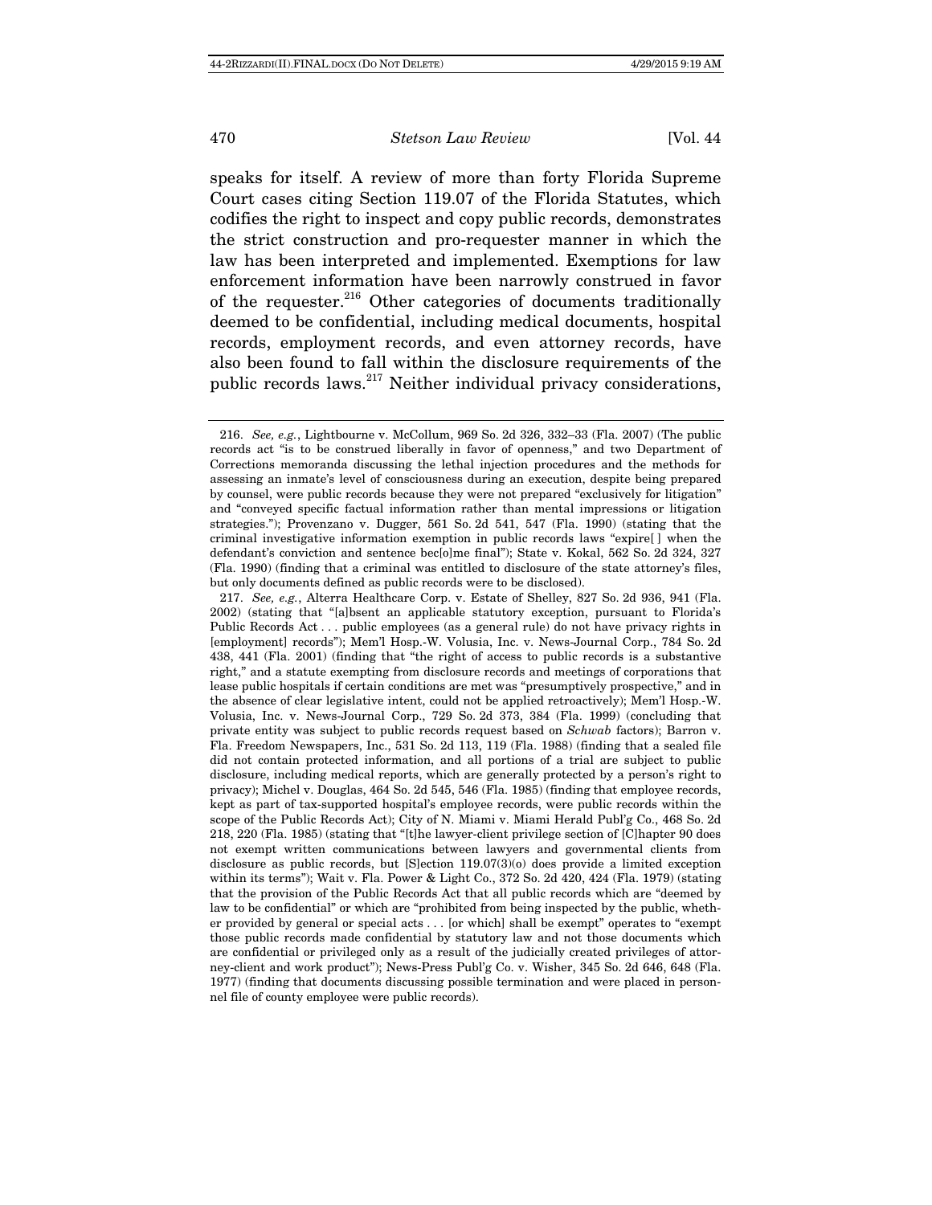speaks for itself. A review of more than forty Florida Supreme Court cases citing Section 119.07 of the Florida Statutes, which codifies the right to inspect and copy public records, demonstrates the strict construction and pro-requester manner in which the law has been interpreted and implemented. Exemptions for law enforcement information have been narrowly construed in favor of the requester.[216] Other categories of documents traditionally deemed to be confidential, including medical documents, hospital records, employment records, and even attorney records, have also been found to fall within the disclosure requirements of the public records laws.[217] Neither individual privacy considerations,

---

216. *See, e.g.*, Lightbourne v. McCollum, 969 So. 2d 326, 332–33 (Fla. 2007) (The public records act "is to be construed liberally in favor of openness," and two Department of Corrections memoranda discussing the lethal injection procedures and the methods for assessing an inmate's level of consciousness during an execution, despite being prepared by counsel, were public records because they were not prepared "exclusively for litigation" and "conveyed specific factual information rather than mental impressions or litigation strategies."); Provenzano v. Dugger, 561 So. 2d 541, 547 (Fla. 1990) (stating that the criminal investigative information exemption in public records laws "expire[ ] when the defendant's conviction and sentence bec[o]me final"); State v. Kokal, 562 So. 2d 324, 327 (Fla. 1990) (finding that a criminal was entitled to disclosure of the state attorney's files, but only documents defined as public records were to be disclosed).

217. *See, e.g.*, Alterra Healthcare Corp. v. Estate of Shelley, 827 So. 2d 936, 941 (Fla. 2002) (stating that "[a]bsent an applicable statutory exception, pursuant to Florida's Public Records Act . . . public employees (as a general rule) do not have privacy rights in [employment] records"); Mem'l Hosp.-W. Volusia, Inc. v. News-Journal Corp., 784 So. 2d 438, 441 (Fla. 2001) (finding that "the right of access to public records is a substantive right," and a statute exempting from disclosure records and meetings of corporations that lease public hospitals if certain conditions are met was "presumptively prospective," and in the absence of clear legislative intent, could not be applied retroactively); Mem'l Hosp.-W. Volusia, Inc. v. News-Journal Corp., 729 So. 2d 373, 384 (Fla. 1999) (concluding that private entity was subject to public records request based on *Schwab* factors); Barron v. Fla. Freedom Newspapers, Inc., 531 So. 2d 113, 119 (Fla. 1988) (finding that a sealed file did not contain protected information, and all portions of a trial are subject to public disclosure, including medical reports, which are generally protected by a person's right to privacy); Michel v. Douglas, 464 So. 2d 545, 546 (Fla. 1985) (finding that employee records, kept as part of tax-supported hospital's employee records, were public records within the scope of the Public Records Act); City of N. Miami v. Miami Herald Publ'g Co., 468 So. 2d 218, 220 (Fla. 1985) (stating that "[t]he lawyer-client privilege section of [C]hapter 90 does not exempt written communications between lawyers and governmental clients from disclosure as public records, but [S]ection 119.07(3)(o) does provide a limited exception within its terms"); Wait v. Fla. Power & Light Co., 372 So. 2d 420, 424 (Fla. 1979) (stating that the provision of the Public Records Act that all public records which are "deemed by law to be confidential" or which are "prohibited from being inspected by the public, whether provided by general or special acts . . . [or which] shall be exempt" operates to "exempt those public records made confidential by statutory law and not those documents which are confidential or privileged only as a result of the judicially created privileges of attorney-client and work product"); News-Press Publ'g Co. v. Wisher, 345 So. 2d 646, 648 (Fla. 1977) (finding that documents discussing possible termination and were placed in personnel file of county employee were public records).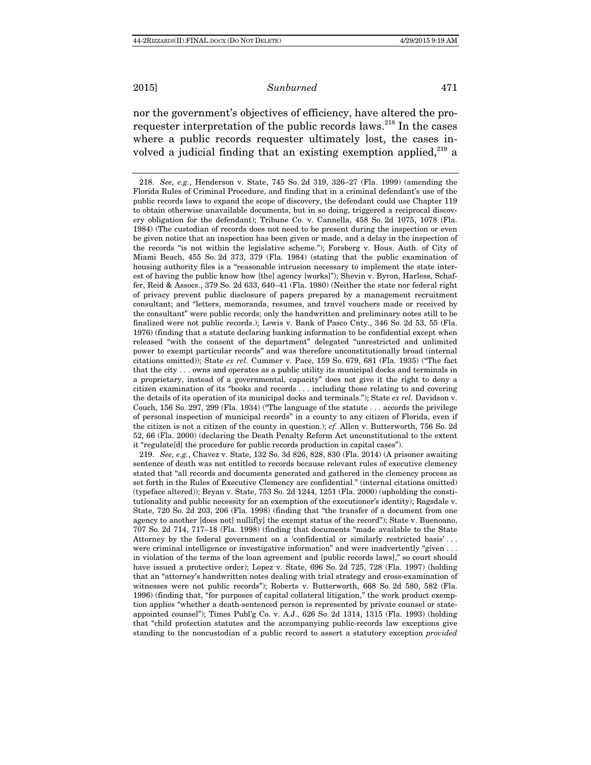nor the government's objectives of efficiency, have altered the pro-requester interpretation of the public records laws.[218] In the cases where a public records requester ultimately lost, the cases involved a judicial finding that an existing exemption applied,[219] a

---

218. *See, e.g.*, Henderson v. State, 745 So. 2d 319, 326–27 (Fla. 1999) (amending the Florida Rules of Criminal Procedure, and finding that in a criminal defendant's use of the public records laws to expand the scope of discovery, the defendant could use Chapter 119 to obtain otherwise unavailable documents, but in so doing, triggered a reciprocal discovery obligation for the defendant); Tribune Co. v. Cannella, 458 So. 2d 1075, 1078 (Fla. 1984) (The custodian of records does not need to be present during the inspection or even be given notice that an inspection has been given or made, and a delay in the inspection of the records "is not within the legislative scheme."); Forsberg v. Hous. Auth. of City of Miami Beach, 455 So. 2d 373, 379 (Fla. 1984) (stating that the public examination of housing authority files is a "reasonable intrusion necessary to implement the state interest of having the public know how [the] agency [works]"); Shevin v. Byron, Harless, Schaffer, Reid & Assocs., 379 So. 2d 633, 640–41 (Fla. 1980) (Neither the state nor federal right of privacy prevent public disclosure of papers prepared by a management recruitment consultant; and "letters, memoranda, resumes, and travel vouchers made or received by the consultant" were public records; only the handwritten and preliminary notes still to be finalized were not public records.); Lewis v. Bank of Pasco Cnty., 346 So. 2d 53, 55 (Fla. 1976) (finding that a statute declaring banking information to be confidential except when released "with the consent of the department" delegated "unrestricted and unlimited power to exempt particular records" and was therefore unconstitutionally broad (internal citations omitted)); State *ex rel.* Cummer v. Pace, 159 So. 679, 681 (Fla. 1935) ("The fact that the city . . . owns and operates as a public utility its municipal docks and terminals in a proprietary, instead of a governmental, capacity" does not give it the right to deny a citizen examination of its "books and records . . . including those relating to and covering the details of its operation of its municipal docks and terminals."); State *ex rel.* Davidson v. Couch, 156 So. 297, 299 (Fla. 1934) ("The language of the statute . . . accords the privilege of personal inspection of municipal records" in a county to any citizen of Florida, even if the citizen is not a citizen of the county in question.); *cf.* Allen v. Butterworth, 756 So. 2d 52, 66 (Fla. 2000) (declaring the Death Penalty Reform Act unconstitutional to the extent it "regulate[d] the procedure for public records production in capital cases").

219. *See, e.g.*, Chavez v. State, 132 So. 3d 826, 828, 830 (Fla. 2014) (A prisoner awaiting sentence of death was not entitled to records because relevant rules of executive clemency stated that "all records and documents generated and gathered in the clemency process as set forth in the Rules of Executive Clemency are confidential." (internal citations omitted) (typeface altered)); Bryan v. State, 753 So. 2d 1244, 1251 (Fla. 2000) (upholding the constitutionality and public necessity for an exemption of the executioner's identity); Ragsdale v. State, 720 So. 2d 203, 206 (Fla. 1998) (finding that "the transfer of a document from one agency to another [does not] nullif[y] the exempt status of the record"); State v. Buenoano, 707 So. 2d 714, 717–18 (Fla. 1998) (finding that documents "made available to the State Attorney by the federal government on a 'confidential or similarly restricted basis' . . . were criminal intelligence or investigative information" and were inadvertently "given . . . in violation of the terms of the loan agreement and [public records laws]," so court should have issued a protective order); Lopez v. State, 696 So. 2d 725, 728 (Fla. 1997) (holding that an "attorney's handwritten notes dealing with trial strategy and cross-examination of witnesses were not public records"); Roberts v. Butterworth, 668 So. 2d 580, 582 (Fla. 1996) (finding that, "for purposes of capital collateral litigation," the work product exemption applies "whether a death-sentenced person is represented by private counsel or state-appointed counsel"); Times Publ'g Co. v. A.J., 626 So. 2d 1314, 1315 (Fla. 1993) (holding that "child protection statutes and the accompanying public-records law exceptions give standing to the noncustodian of a public record to assert a statutory exception *provided*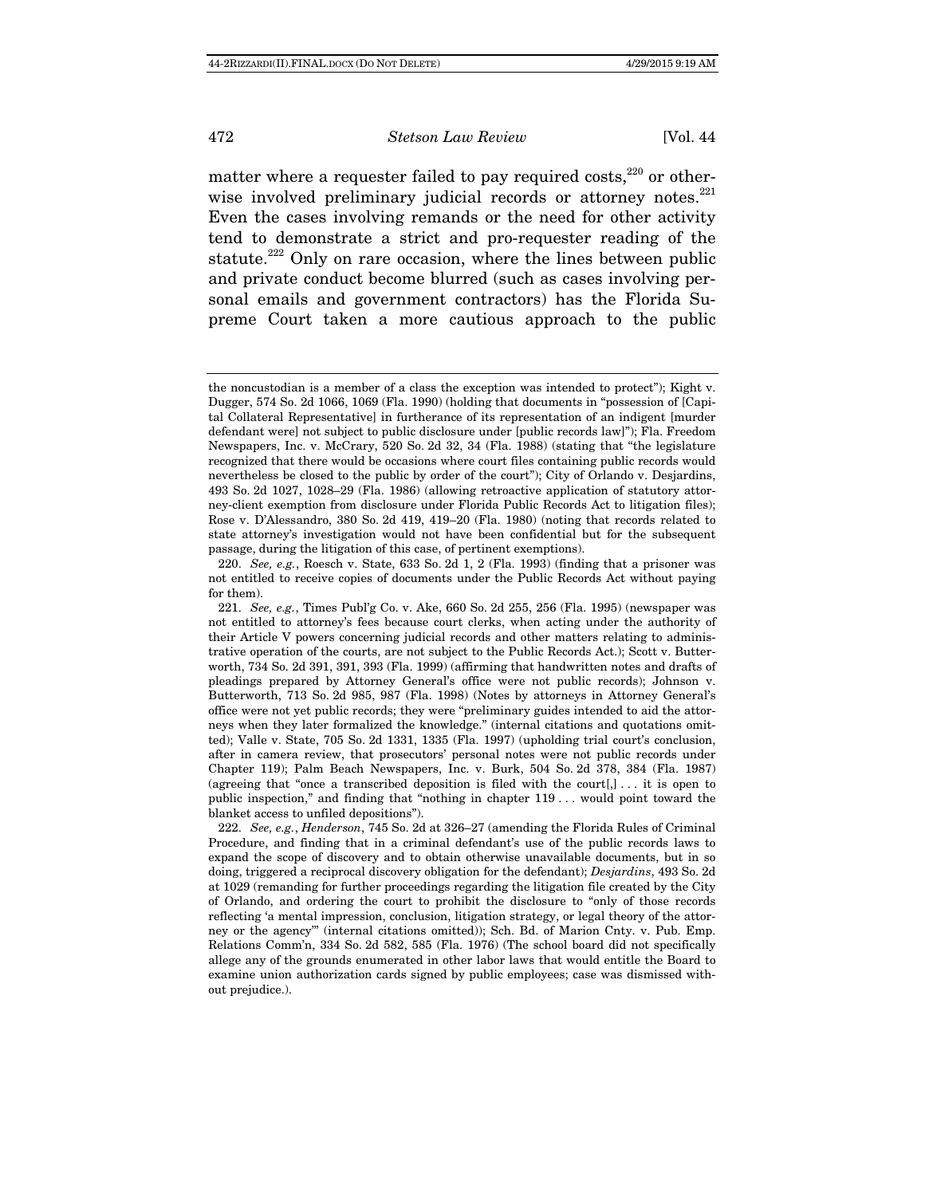matter where a requester failed to pay required costs,[220] or otherwise involved preliminary judicial records or attorney notes.[221] Even the cases involving remands or the need for other activity tend to demonstrate a strict and pro-requester reading of the statute.[222] Only on rare occasion, where the lines between public and private conduct become blurred (such as cases involving personal emails and government contractors) has the Florida Supreme Court taken a more cautious approach to the public

---

the noncustodian is a member of a class the exception was intended to protect"); Kight v. Dugger, 574 So. 2d 1066, 1069 (Fla. 1990) (holding that documents in "possession of [Capital Collateral Representative] in furtherance of its representation of an indigent [murder defendant were] not subject to public disclosure under [public records law]"); Fla. Freedom Newspapers, Inc. v. McCrary, 520 So. 2d 32, 34 (Fla. 1988) (stating that "the legislature recognized that there would be occasions where court files containing public records would nevertheless be closed to the public by order of the court"); City of Orlando v. Desjardins, 493 So. 2d 1027, 1028–29 (Fla. 1986) (allowing retroactive application of statutory attorney-client exemption from disclosure under Florida Public Records Act to litigation files); Rose v. D'Alessandro, 380 So. 2d 419, 419–20 (Fla. 1980) (noting that records related to state attorney's investigation would not have been confidential but for the subsequent passage, during the litigation of this case, of pertinent exemptions).

220. *See, e.g.*, Roesch v. State, 633 So. 2d 1, 2 (Fla. 1993) (finding that a prisoner was not entitled to receive copies of documents under the Public Records Act without paying for them).

221. *See, e.g.*, Times Publ'g Co. v. Ake, 660 So. 2d 255, 256 (Fla. 1995) (newspaper was not entitled to attorney's fees because court clerks, when acting under the authority of their Article V powers concerning judicial records and other matters relating to administrative operation of the courts, are not subject to the Public Records Act.); Scott v. Butterworth, 734 So. 2d 391, 391, 393 (Fla. 1999) (affirming that handwritten notes and drafts of pleadings prepared by Attorney General's office were not public records); Johnson v. Butterworth, 713 So. 2d 985, 987 (Fla. 1998) (Notes by attorneys in Attorney General's office were not yet public records; they were "preliminary guides intended to aid the attorneys when they later formalized the knowledge." (internal citations and quotations omitted); Valle v. State, 705 So. 2d 1331, 1335 (Fla. 1997) (upholding trial court's conclusion, after in camera review, that prosecutors' personal notes were not public records under Chapter 119); Palm Beach Newspapers, Inc. v. Burk, 504 So. 2d 378, 384 (Fla. 1987) (agreeing that "once a transcribed deposition is filed with the court[,] . . . it is open to public inspection," and finding that "nothing in chapter 119 . . . would point toward the blanket access to unfiled depositions").

222. *See, e.g.*, *Henderson*, 745 So. 2d at 326–27 (amending the Florida Rules of Criminal Procedure, and finding that in a criminal defendant's use of the public records laws to expand the scope of discovery and to obtain otherwise unavailable documents, but in so doing, triggered a reciprocal discovery obligation for the defendant); *Desjardins*, 493 So. 2d at 1029 (remanding for further proceedings regarding the litigation file created by the City of Orlando, and ordering the court to prohibit the disclosure to "only of those records reflecting 'a mental impression, conclusion, litigation strategy, or legal theory of the attorney or the agency'" (internal citations omitted)); Sch. Bd. of Marion Cnty. v. Pub. Emp. Relations Comm'n, 334 So. 2d 582, 585 (Fla. 1976) (The school board did not specifically allege any of the grounds enumerated in other labor laws that would entitle the Board to examine union authorization cards signed by public employees; case was dismissed without prejudice.).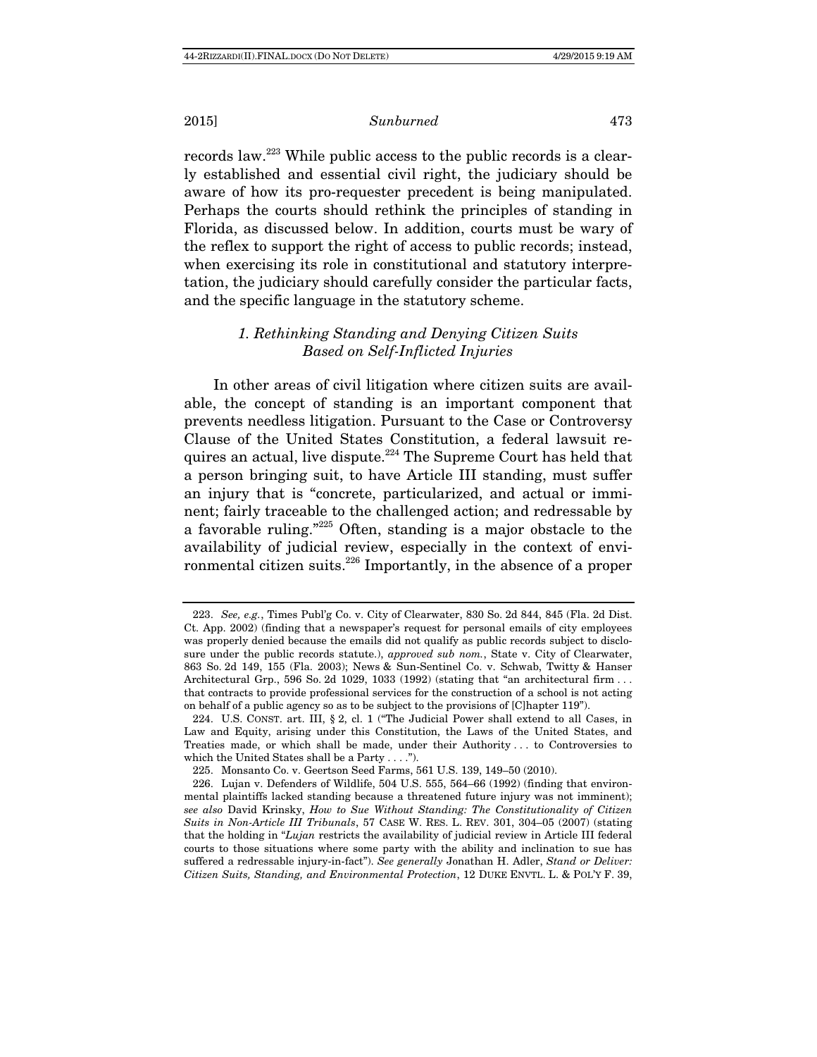records law.[223] While public access to the public records is a clearly established and essential civil right, the judiciary should be aware of how its pro-requester precedent is being manipulated. Perhaps the courts should rethink the principles of standing in Florida, as discussed below. In addition, courts must be wary of the reflex to support the right of access to public records; instead, when exercising its role in constitutional and statutory interpretation, the judiciary should carefully consider the particular facts, and the specific language in the statutory scheme.

### *1. Rethinking Standing and Denying Citizen Suits Based on Self-Inflicted Injuries*

In other areas of civil litigation where citizen suits are available, the concept of standing is an important component that prevents needless litigation. Pursuant to the Case or Controversy Clause of the United States Constitution, a federal lawsuit requires an actual, live dispute.[224] The Supreme Court has held that a person bringing suit, to have Article III standing, must suffer an injury that is "concrete, particularized, and actual or imminent; fairly traceable to the challenged action; and redressable by a favorable ruling."[225] Often, standing is a major obstacle to the availability of judicial review, especially in the context of environmental citizen suits.[226] Importantly, in the absence of a proper

---

223. *See, e.g.*, Times Publ'g Co. v. City of Clearwater, 830 So. 2d 844, 845 (Fla. 2d Dist. Ct. App. 2002) (finding that a newspaper's request for personal emails of city employees was properly denied because the emails did not qualify as public records subject to disclosure under the public records statute.), *approved sub nom.*, State v. City of Clearwater, 863 So. 2d 149, 155 (Fla. 2003); News & Sun-Sentinel Co. v. Schwab, Twitty & Hanser Architectural Grp., 596 So. 2d 1029, 1033 (1992) (stating that "an architectural firm . . . that contracts to provide professional services for the construction of a school is not acting on behalf of a public agency so as to be subject to the provisions of [C]hapter 119").

224. U.S. CONST. art. III, § 2, cl. 1 ("The Judicial Power shall extend to all Cases, in Law and Equity, arising under this Constitution, the Laws of the United States, and Treaties made, or which shall be made, under their Authority . . . to Controversies to which the United States shall be a Party . . . .").

225. Monsanto Co. v. Geertson Seed Farms, 561 U.S. 139, 149–50 (2010).

226. Lujan v. Defenders of Wildlife, 504 U.S. 555, 564–66 (1992) (finding that environmental plaintiffs lacked standing because a threatened future injury was not imminent); *see also* David Krinsky, *How to Sue Without Standing: The Constitutionality of Citizen Suits in Non-Article III Tribunals*, 57 CASE W. RES. L. REV. 301, 304–05 (2007) (stating that the holding in "*Lujan* restricts the availability of judicial review in Article III federal courts to those situations where some party with the ability and inclination to sue has suffered a redressable injury-in-fact"). *See generally* Jonathan H. Adler, *Stand or Deliver: Citizen Suits, Standing, and Environmental Protection*, 12 DUKE ENVTL. L. & POL'Y F. 39,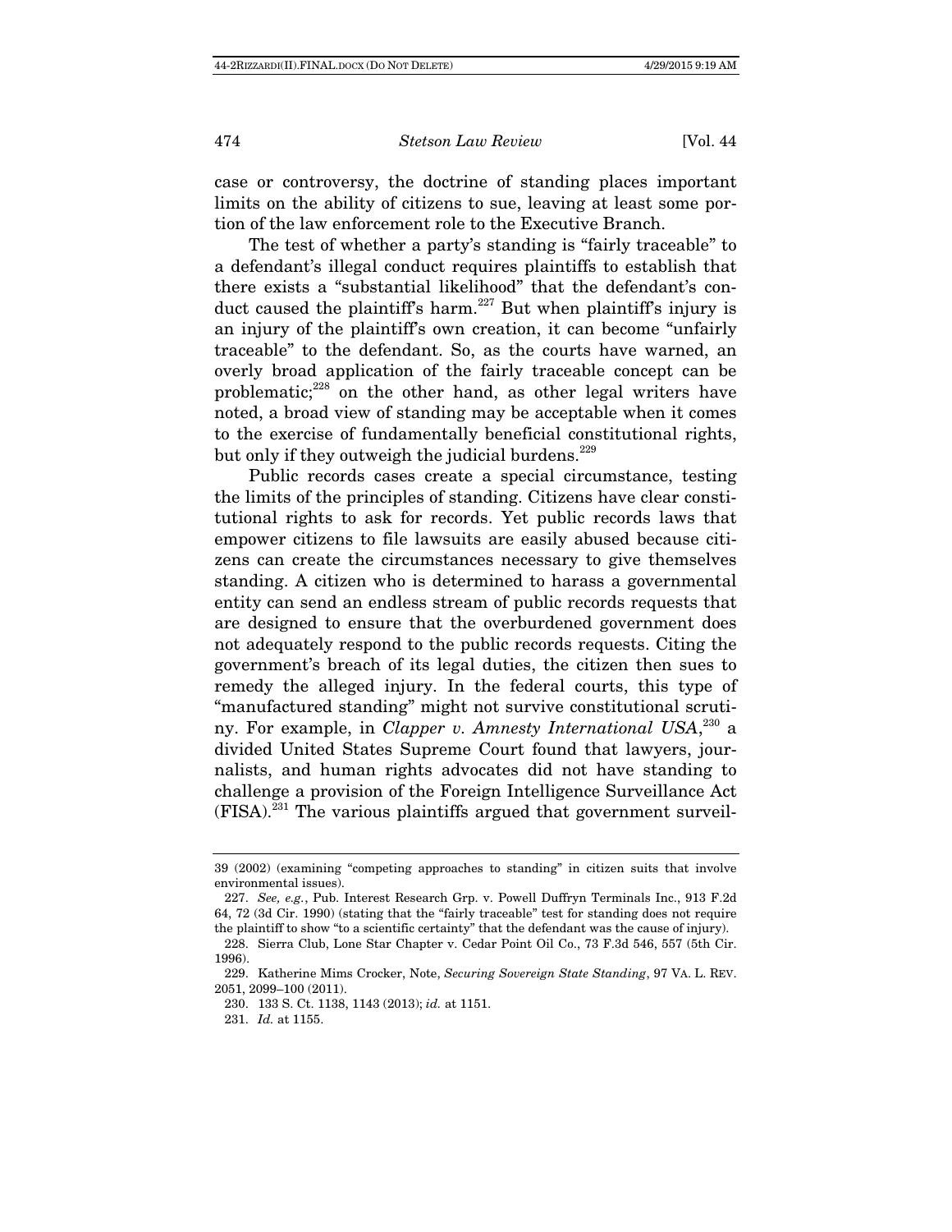case or controversy, the doctrine of standing places important limits on the ability of citizens to sue, leaving at least some portion of the law enforcement role to the Executive Branch.

The test of whether a party's standing is "fairly traceable" to a defendant's illegal conduct requires plaintiffs to establish that there exists a "substantial likelihood" that the defendant's conduct caused the plaintiff's harm.[227] But when plaintiff's injury is an injury of the plaintiff's own creation, it can become "unfairly traceable" to the defendant. So, as the courts have warned, an overly broad application of the fairly traceable concept can be problematic;[228] on the other hand, as other legal writers have noted, a broad view of standing may be acceptable when it comes to the exercise of fundamentally beneficial constitutional rights, but only if they outweigh the judicial burdens.[229]

Public records cases create a special circumstance, testing the limits of the principles of standing. Citizens have clear constitutional rights to ask for records. Yet public records laws that empower citizens to file lawsuits are easily abused because citizens can create the circumstances necessary to give themselves standing. A citizen who is determined to harass a governmental entity can send an endless stream of public records requests that are designed to ensure that the overburdened government does not adequately respond to the public records requests. Citing the government's breach of its legal duties, the citizen then sues to remedy the alleged injury. In the federal courts, this type of "manufactured standing" might not survive constitutional scrutiny. For example, in *Clapper v. Amnesty International USA*,[230] a divided United States Supreme Court found that lawyers, journalists, and human rights advocates did not have standing to challenge a provision of the Foreign Intelligence Surveillance Act (FISA).[231] The various plaintiffs argued that government surveil-

---

39 (2002) (examining "competing approaches to standing" in citizen suits that involve environmental issues).

227. *See, e.g.*, Pub. Interest Research Grp. v. Powell Duffryn Terminals Inc., 913 F.2d 64, 72 (3d Cir. 1990) (stating that the "fairly traceable" test for standing does not require the plaintiff to show "to a scientific certainty" that the defendant was the cause of injury).

228. Sierra Club, Lone Star Chapter v. Cedar Point Oil Co., 73 F.3d 546, 557 (5th Cir. 1996).

229. Katherine Mims Crocker, Note, *Securing Sovereign State Standing*, 97 VA. L. REV. 2051, 2099–100 (2011).

230. 133 S. Ct. 1138, 1143 (2013); *id.* at 1151.

231. *Id.* at 1155.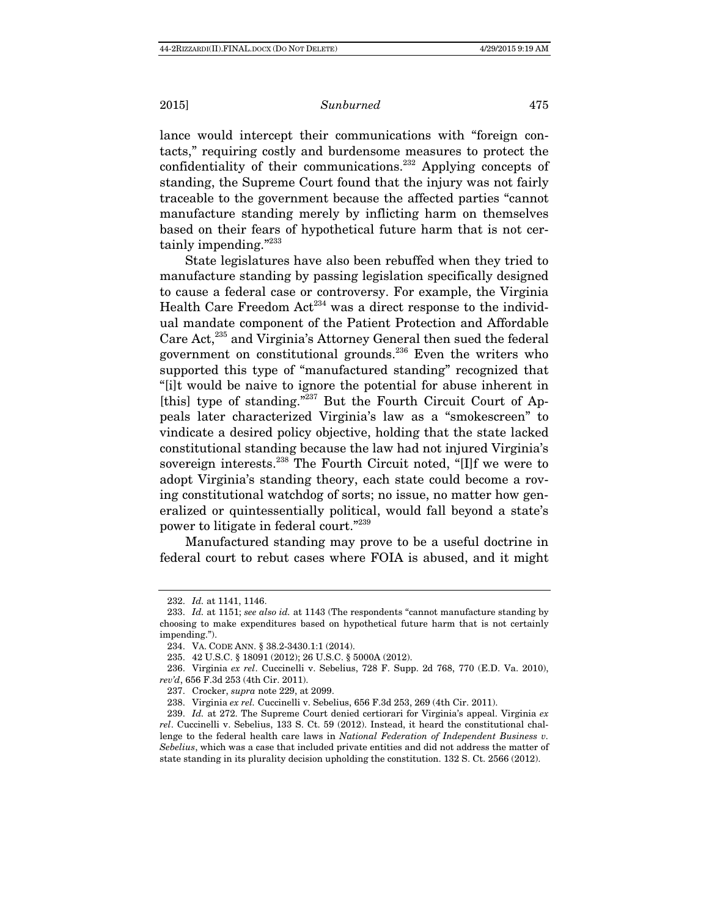lance would intercept their communications with "foreign contacts," requiring costly and burdensome measures to protect the confidentiality of their communications.[232] Applying concepts of standing, the Supreme Court found that the injury was not fairly traceable to the government because the affected parties "cannot manufacture standing merely by inflicting harm on themselves based on their fears of hypothetical future harm that is not certainly impending."[233]

State legislatures have also been rebuffed when they tried to manufacture standing by passing legislation specifically designed to cause a federal case or controversy. For example, the Virginia Health Care Freedom Act[234] was a direct response to the individual mandate component of the Patient Protection and Affordable Care Act,[235] and Virginia's Attorney General then sued the federal government on constitutional grounds.[236] Even the writers who supported this type of "manufactured standing" recognized that "[i]t would be naive to ignore the potential for abuse inherent in [this] type of standing."[237] But the Fourth Circuit Court of Appeals later characterized Virginia's law as a "smokescreen" to vindicate a desired policy objective, holding that the state lacked constitutional standing because the law had not injured Virginia's sovereign interests.[238] The Fourth Circuit noted, "[I]f we were to adopt Virginia's standing theory, each state could become a roving constitutional watchdog of sorts; no issue, no matter how generalized or quintessentially political, would fall beyond a state's power to litigate in federal court."[239]

Manufactured standing may prove to be a useful doctrine in federal court to rebut cases where FOIA is abused, and it might

---

232. *Id.* at 1141, 1146.

233. *Id.* at 1151; *see also id.* at 1143 (The respondents "cannot manufacture standing by choosing to make expenditures based on hypothetical future harm that is not certainly impending.").

234. VA. CODE ANN. § 38.2-3430.1:1 (2014).

235. 42 U.S.C. § 18091 (2012); 26 U.S.C. § 5000A (2012).

236. Virginia *ex rel*. Cuccinelli v. Sebelius, 728 F. Supp. 2d 768, 770 (E.D. Va. 2010), *rev'd*, 656 F.3d 253 (4th Cir. 2011).

237. Crocker, *supra* note 229, at 2099.

238. Virginia *ex rel.* Cuccinelli v. Sebelius, 656 F.3d 253, 269 (4th Cir. 2011).

239. *Id.* at 272. The Supreme Court denied certiorari for Virginia's appeal. Virginia *ex rel*. Cuccinelli v. Sebelius, 133 S. Ct. 59 (2012). Instead, it heard the constitutional challenge to the federal health care laws in *National Federation of Independent Business v. Sebelius*, which was a case that included private entities and did not address the matter of state standing in its plurality decision upholding the constitution. 132 S. Ct. 2566 (2012).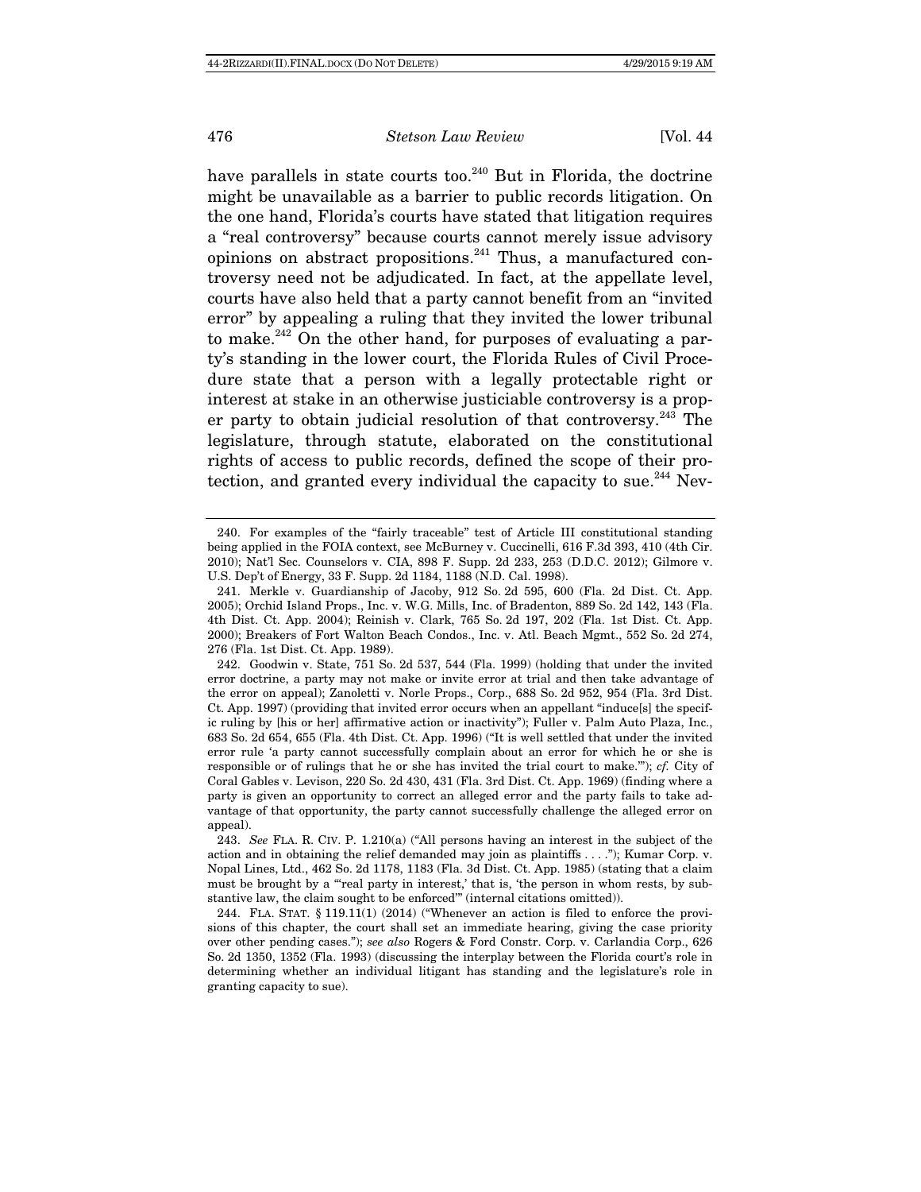have parallels in state courts too.[240] But in Florida, the doctrine might be unavailable as a barrier to public records litigation. On the one hand, Florida's courts have stated that litigation requires a "real controversy" because courts cannot merely issue advisory opinions on abstract propositions.[241] Thus, a manufactured controversy need not be adjudicated. In fact, at the appellate level, courts have also held that a party cannot benefit from an "invited error" by appealing a ruling that they invited the lower tribunal to make.[242] On the other hand, for purposes of evaluating a party's standing in the lower court, the Florida Rules of Civil Procedure state that a person with a legally protectable right or interest at stake in an otherwise justiciable controversy is a proper party to obtain judicial resolution of that controversy.[243] The legislature, through statute, elaborated on the constitutional rights of access to public records, defined the scope of their protection, and granted every individual the capacity to sue.[244] Nev-

---

240. For examples of the "fairly traceable" test of Article III constitutional standing being applied in the FOIA context, see McBurney v. Cuccinelli, 616 F.3d 393, 410 (4th Cir. 2010); Nat'l Sec. Counselors v. CIA, 898 F. Supp. 2d 233, 253 (D.D.C. 2012); Gilmore v. U.S. Dep't of Energy, 33 F. Supp. 2d 1184, 1188 (N.D. Cal. 1998).

241. Merkle v. Guardianship of Jacoby, 912 So. 2d 595, 600 (Fla. 2d Dist. Ct. App. 2005); Orchid Island Props., Inc. v. W.G. Mills, Inc. of Bradenton, 889 So. 2d 142, 143 (Fla. 4th Dist. Ct. App. 2004); Reinish v. Clark, 765 So. 2d 197, 202 (Fla. 1st Dist. Ct. App. 2000); Breakers of Fort Walton Beach Condos., Inc. v. Atl. Beach Mgmt., 552 So. 2d 274, 276 (Fla. 1st Dist. Ct. App. 1989).

242. Goodwin v. State, 751 So. 2d 537, 544 (Fla. 1999) (holding that under the invited error doctrine, a party may not make or invite error at trial and then take advantage of the error on appeal); Zanoletti v. Norle Props., Corp., 688 So. 2d 952, 954 (Fla. 3rd Dist. Ct. App. 1997) (providing that invited error occurs when an appellant "induce[s] the specific ruling by [his or her] affirmative action or inactivity"); Fuller v. Palm Auto Plaza, Inc., 683 So. 2d 654, 655 (Fla. 4th Dist. Ct. App. 1996) ("It is well settled that under the invited error rule 'a party cannot successfully complain about an error for which he or she is responsible or of rulings that he or she has invited the trial court to make.'"); *cf.* City of Coral Gables v. Levison, 220 So. 2d 430, 431 (Fla. 3rd Dist. Ct. App. 1969) (finding where a party is given an opportunity to correct an alleged error and the party fails to take advantage of that opportunity, the party cannot successfully challenge the alleged error on appeal).

243. *See* FLA. R. CIV. P. 1.210(a) ("All persons having an interest in the subject of the action and in obtaining the relief demanded may join as plaintiffs . . . ."); Kumar Corp. v. Nopal Lines, Ltd., 462 So. 2d 1178, 1183 (Fla. 3d Dist. Ct. App. 1985) (stating that a claim must be brought by a "'real party in interest,' that is, 'the person in whom rests, by substantive law, the claim sought to be enforced'" (internal citations omitted)).

244. FLA. STAT. § 119.11(1) (2014) ("Whenever an action is filed to enforce the provisions of this chapter, the court shall set an immediate hearing, giving the case priority over other pending cases."); *see also* Rogers & Ford Constr. Corp. v. Carlandia Corp., 626 So. 2d 1350, 1352 (Fla. 1993) (discussing the interplay between the Florida court's role in determining whether an individual litigant has standing and the legislature's role in granting capacity to sue).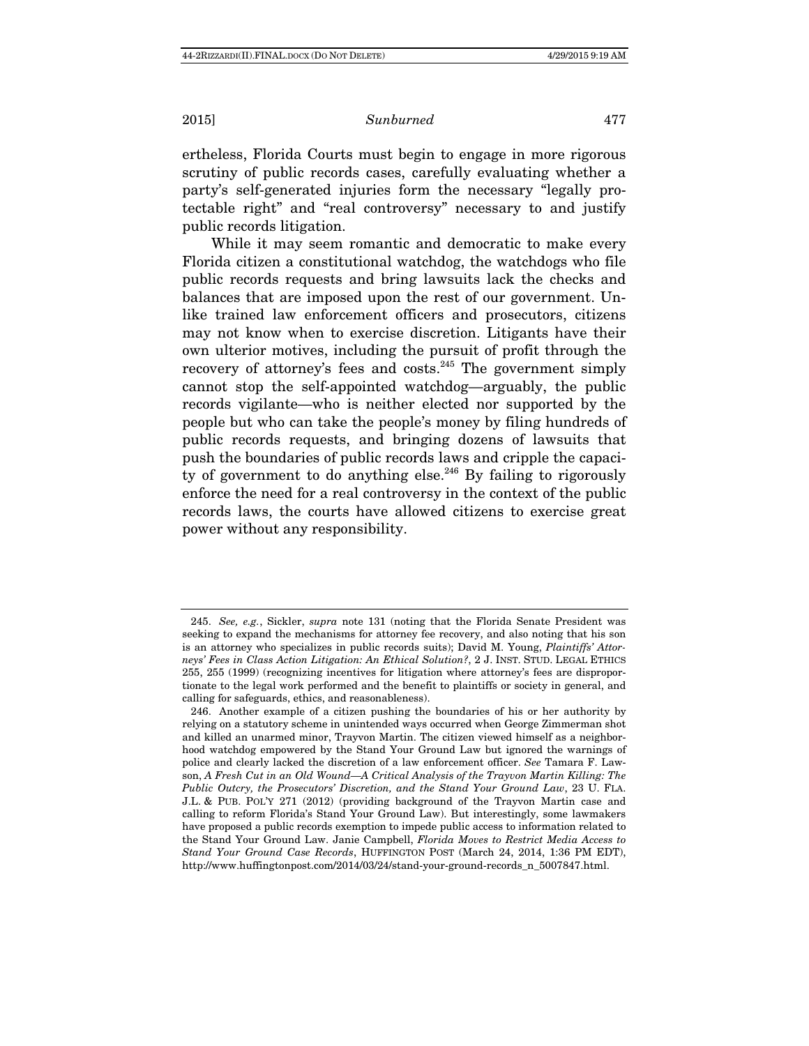ertheless, Florida Courts must begin to engage in more rigorous scrutiny of public records cases, carefully evaluating whether a party's self-generated injuries form the necessary "legally protectable right" and "real controversy" necessary to and justify public records litigation.

While it may seem romantic and democratic to make every Florida citizen a constitutional watchdog, the watchdogs who file public records requests and bring lawsuits lack the checks and balances that are imposed upon the rest of our government. Unlike trained law enforcement officers and prosecutors, citizens may not know when to exercise discretion. Litigants have their own ulterior motives, including the pursuit of profit through the recovery of attorney's fees and costs.[245] The government simply cannot stop the self-appointed watchdog—arguably, the public records vigilante—who is neither elected nor supported by the people but who can take the people's money by filing hundreds of public records requests, and bringing dozens of lawsuits that push the boundaries of public records laws and cripple the capacity of government to do anything else.[246] By failing to rigorously enforce the need for a real controversy in the context of the public records laws, the courts have allowed citizens to exercise great power without any responsibility.

---

245. *See, e.g.*, Sickler, *supra* note 131 (noting that the Florida Senate President was seeking to expand the mechanisms for attorney fee recovery, and also noting that his son is an attorney who specializes in public records suits); David M. Young, *Plaintiffs' Attorneys' Fees in Class Action Litigation: An Ethical Solution?*, 2 J. INST. STUD. LEGAL ETHICS 255, 255 (1999) (recognizing incentives for litigation where attorney's fees are disproportionate to the legal work performed and the benefit to plaintiffs or society in general, and calling for safeguards, ethics, and reasonableness).

246. Another example of a citizen pushing the boundaries of his or her authority by relying on a statutory scheme in unintended ways occurred when George Zimmerman shot and killed an unarmed minor, Trayvon Martin. The citizen viewed himself as a neighborhood watchdog empowered by the Stand Your Ground Law but ignored the warnings of police and clearly lacked the discretion of a law enforcement officer. *See* Tamara F. Lawson, *A Fresh Cut in an Old Wound—A Critical Analysis of the Trayvon Martin Killing: The Public Outcry, the Prosecutors' Discretion, and the Stand Your Ground Law*, 23 U. FLA. J.L. & PUB. POL'Y 271 (2012) (providing background of the Trayvon Martin case and calling to reform Florida's Stand Your Ground Law). But interestingly, some lawmakers have proposed a public records exemption to impede public access to information related to the Stand Your Ground Law. Janie Campbell, *Florida Moves to Restrict Media Access to Stand Your Ground Case Records*, HUFFINGTON POST (March 24, 2014, 1:36 PM EDT), http://www.huffingtonpost.com/2014/03/24/stand-your-ground-records_n_5007847.html.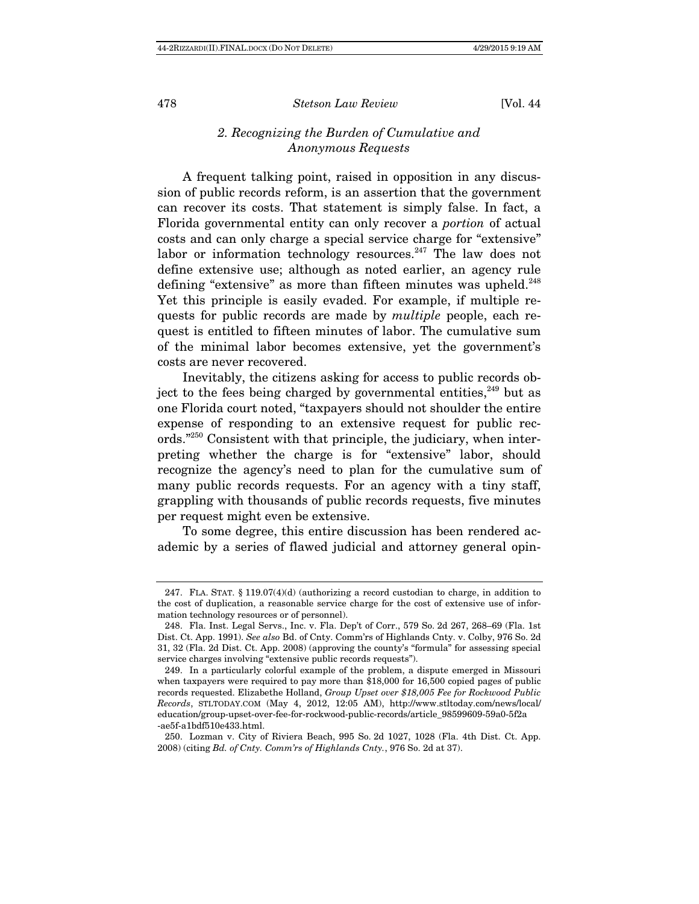### *2. Recognizing the Burden of Cumulative and Anonymous Requests*

A frequent talking point, raised in opposition in any discussion of public records reform, is an assertion that the government can recover its costs. That statement is simply false. In fact, a Florida governmental entity can only recover a *portion* of actual costs and can only charge a special service charge for "extensive" labor or information technology resources.[247] The law does not define extensive use; although as noted earlier, an agency rule defining "extensive" as more than fifteen minutes was upheld.[248] Yet this principle is easily evaded. For example, if multiple requests for public records are made by *multiple* people, each request is entitled to fifteen minutes of labor. The cumulative sum of the minimal labor becomes extensive, yet the government's costs are never recovered.

Inevitably, the citizens asking for access to public records object to the fees being charged by governmental entities,[249] but as one Florida court noted, "taxpayers should not shoulder the entire expense of responding to an extensive request for public records."[250] Consistent with that principle, the judiciary, when interpreting whether the charge is for "extensive" labor, should recognize the agency's need to plan for the cumulative sum of many public records requests. For an agency with a tiny staff, grappling with thousands of public records requests, five minutes per request might even be extensive.

To some degree, this entire discussion has been rendered academic by a series of flawed judicial and attorney general opin-

---

247. FLA. STAT. § 119.07(4)(d) (authorizing a record custodian to charge, in addition to the cost of duplication, a reasonable service charge for the cost of extensive use of information technology resources or of personnel).

248. Fla. Inst. Legal Servs., Inc. v. Fla. Dep't of Corr., 579 So. 2d 267, 268–69 (Fla. 1st Dist. Ct. App. 1991). *See also* Bd. of Cnty. Comm'rs of Highlands Cnty. v. Colby, 976 So. 2d 31, 32 (Fla. 2d Dist. Ct. App. 2008) (approving the county's "formula" for assessing special service charges involving "extensive public records requests").

249. In a particularly colorful example of the problem, a dispute emerged in Missouri when taxpayers were required to pay more than $18,000 for 16,500 copied pages of public records requested. Elizabethe Holland, *Group Upset over $18,005 Fee for Rockwood Public Records*, STLTODAY.COM (May 4, 2012, 12:05 AM), http://www.stltoday.com/news/local/education/group-upset-over-fee-for-rockwood-public-records/article_98599609-59a0-5f2a-ae5f-a1bdf510e433.html.

250. Lozman v. City of Riviera Beach, 995 So. 2d 1027, 1028 (Fla. 4th Dist. Ct. App. 2008) (citing *Bd. of Cnty. Comm'rs of Highlands Cnty.*, 976 So. 2d at 37).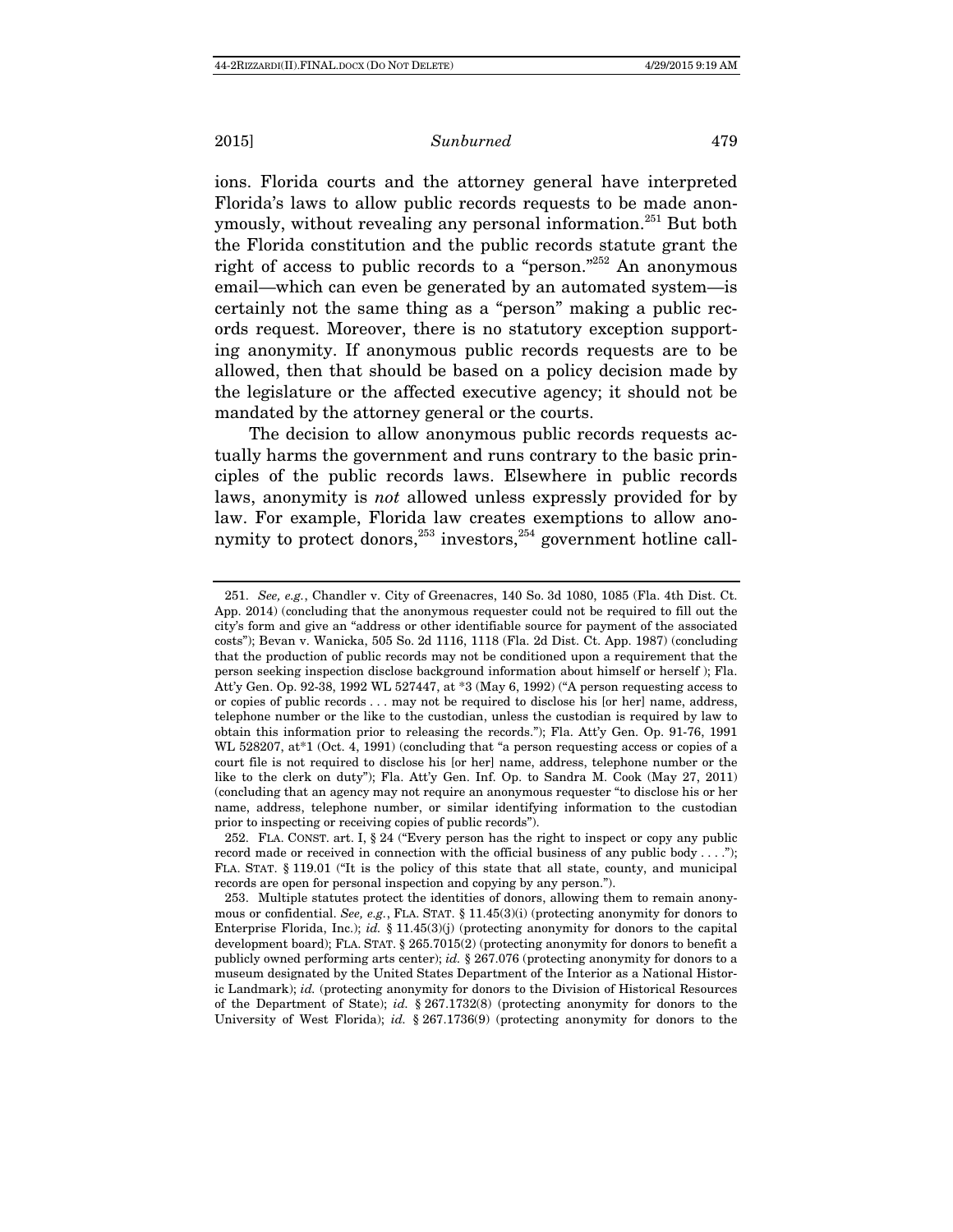ions. Florida courts and the attorney general have interpreted Florida's laws to allow public records requests to be made anonymously, without revealing any personal information.[251] But both the Florida constitution and the public records statute grant the right of access to public records to a "person."[252] An anonymous email—which can even be generated by an automated system—is certainly not the same thing as a "person" making a public records request. Moreover, there is no statutory exception supporting anonymity. If anonymous public records requests are to be allowed, then that should be based on a policy decision made by the legislature or the affected executive agency; it should not be mandated by the attorney general or the courts.

The decision to allow anonymous public records requests actually harms the government and runs contrary to the basic principles of the public records laws. Elsewhere in public records laws, anonymity is *not* allowed unless expressly provided for by law. For example, Florida law creates exemptions to allow anonymity to protect donors,[253] investors,[254] government hotline call-

---

251. *See, e.g.*, Chandler v. City of Greenacres, 140 So. 3d 1080, 1085 (Fla. 4th Dist. Ct. App. 2014) (concluding that the anonymous requester could not be required to fill out the city's form and give an "address or other identifiable source for payment of the associated costs"); Bevan v. Wanicka, 505 So. 2d 1116, 1118 (Fla. 2d Dist. Ct. App. 1987) (concluding that the production of public records may not be conditioned upon a requirement that the person seeking inspection disclose background information about himself or herself ); Fla. Att'y Gen. Op. 92-38, 1992 WL 527447, at *3 (May 6, 1992) ("A person requesting access to or copies of public records . . . may not be required to disclose his [or her] name, address, telephone number or the like to the custodian, unless the custodian is required by law to obtain this information prior to releasing the records."); Fla. Att'y Gen. Op. 91-76, 1991 WL 528207, at*1 (Oct. 4, 1991) (concluding that "a person requesting access or copies of a court file is not required to disclose his [or her] name, address, telephone number or the like to the clerk on duty"); Fla. Att'y Gen. Inf. Op. to Sandra M. Cook (May 27, 2011) (concluding that an agency may not require an anonymous requester "to disclose his or her name, address, telephone number, or similar identifying information to the custodian prior to inspecting or receiving copies of public records").

252. FLA. CONST. art. I, § 24 ("Every person has the right to inspect or copy any public record made or received in connection with the official business of any public body . . . ."); FLA. STAT. § 119.01 ("It is the policy of this state that all state, county, and municipal records are open for personal inspection and copying by any person.").

253. Multiple statutes protect the identities of donors, allowing them to remain anonymous or confidential. *See, e.g.*, FLA. STAT. § 11.45(3)(i) (protecting anonymity for donors to Enterprise Florida, Inc.); *id.* § 11.45(3)(j) (protecting anonymity for donors to the capital development board); FLA. STAT. § 265.7015(2) (protecting anonymity for donors to benefit a publicly owned performing arts center); *id.* § 267.076 (protecting anonymity for donors to a museum designated by the United States Department of the Interior as a National Historic Landmark); *id.* (protecting anonymity for donors to the Division of Historical Resources of the Department of State); *id.* § 267.1732(8) (protecting anonymity for donors to the University of West Florida); *id.* § 267.1736(9) (protecting anonymity for donors to the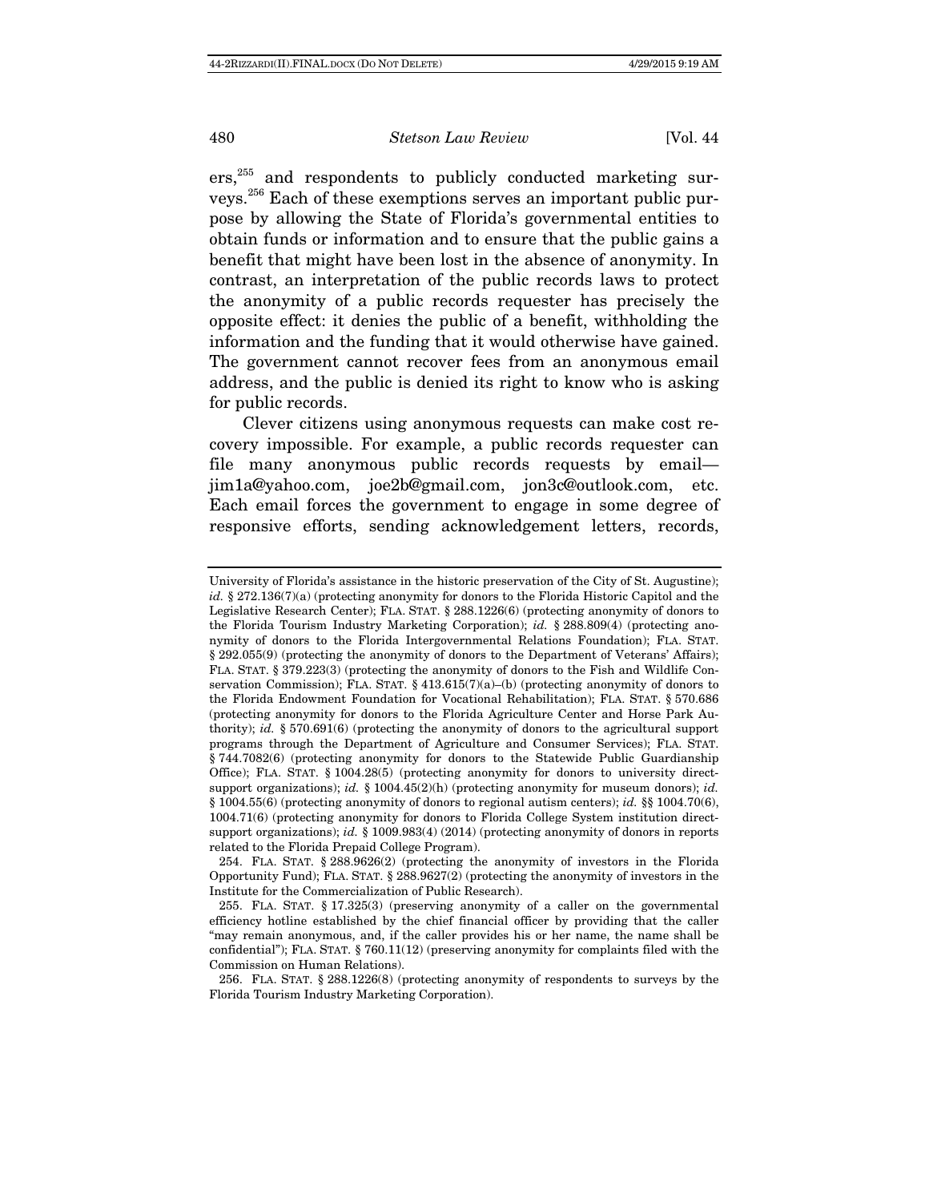ers,[255] and respondents to publicly conducted marketing surveys.[256] Each of these exemptions serves an important public purpose by allowing the State of Florida's governmental entities to obtain funds or information and to ensure that the public gains a benefit that might have been lost in the absence of anonymity. In contrast, an interpretation of the public records laws to protect the anonymity of a public records requester has precisely the opposite effect: it denies the public of a benefit, withholding the information and the funding that it would otherwise have gained. The government cannot recover fees from an anonymous email address, and the public is denied its right to know who is asking for public records.

Clever citizens using anonymous requests can make cost recovery impossible. For example, a public records requester can file many anonymous public records requests by email—jim1a@yahoo.com, joe2b@gmail.com, jon3c@outlook.com, etc. Each email forces the government to engage in some degree of responsive efforts, sending acknowledgement letters, records,

---

University of Florida's assistance in the historic preservation of the City of St. Augustine); *id.* § 272.136(7)(a) (protecting anonymity for donors to the Florida Historic Capitol and the Legislative Research Center); FLA. STAT. § 288.1226(6) (protecting anonymity of donors to the Florida Tourism Industry Marketing Corporation); *id.* § 288.809(4) (protecting anonymity of donors to the Florida Intergovernmental Relations Foundation); FLA. STAT. § 292.055(9) (protecting the anonymity of donors to the Department of Veterans' Affairs); FLA. STAT. § 379.223(3) (protecting the anonymity of donors to the Fish and Wildlife Conservation Commission); FLA. STAT. § 413.615(7)(a)–(b) (protecting anonymity of donors to the Florida Endowment Foundation for Vocational Rehabilitation); FLA. STAT. § 570.686 (protecting anonymity for donors to the Florida Agriculture Center and Horse Park Authority); *id.* § 570.691(6) (protecting the anonymity of donors to the agricultural support programs through the Department of Agriculture and Consumer Services); FLA. STAT. § 744.7082(6) (protecting anonymity for donors to the Statewide Public Guardianship Office); FLA. STAT. § 1004.28(5) (protecting anonymity for donors to university direct-support organizations); *id.* § 1004.45(2)(h) (protecting anonymity for museum donors); *id.* § 1004.55(6) (protecting anonymity of donors to regional autism centers); *id.* §§ 1004.70(6), 1004.71(6) (protecting anonymity for donors to Florida College System institution direct-support organizations); *id.* § 1009.983(4) (2014) (protecting anonymity of donors in reports related to the Florida Prepaid College Program).

254. FLA. STAT. § 288.9626(2) (protecting the anonymity of investors in the Florida Opportunity Fund); FLA. STAT. § 288.9627(2) (protecting the anonymity of investors in the Institute for the Commercialization of Public Research).

255. FLA. STAT. § 17.325(3) (preserving anonymity of a caller on the governmental efficiency hotline established by the chief financial officer by providing that the caller "may remain anonymous, and, if the caller provides his or her name, the name shall be confidential"); FLA. STAT. § 760.11(12) (preserving anonymity for complaints filed with the Commission on Human Relations).

256. FLA. STAT. § 288.1226(8) (protecting anonymity of respondents to surveys by the Florida Tourism Industry Marketing Corporation).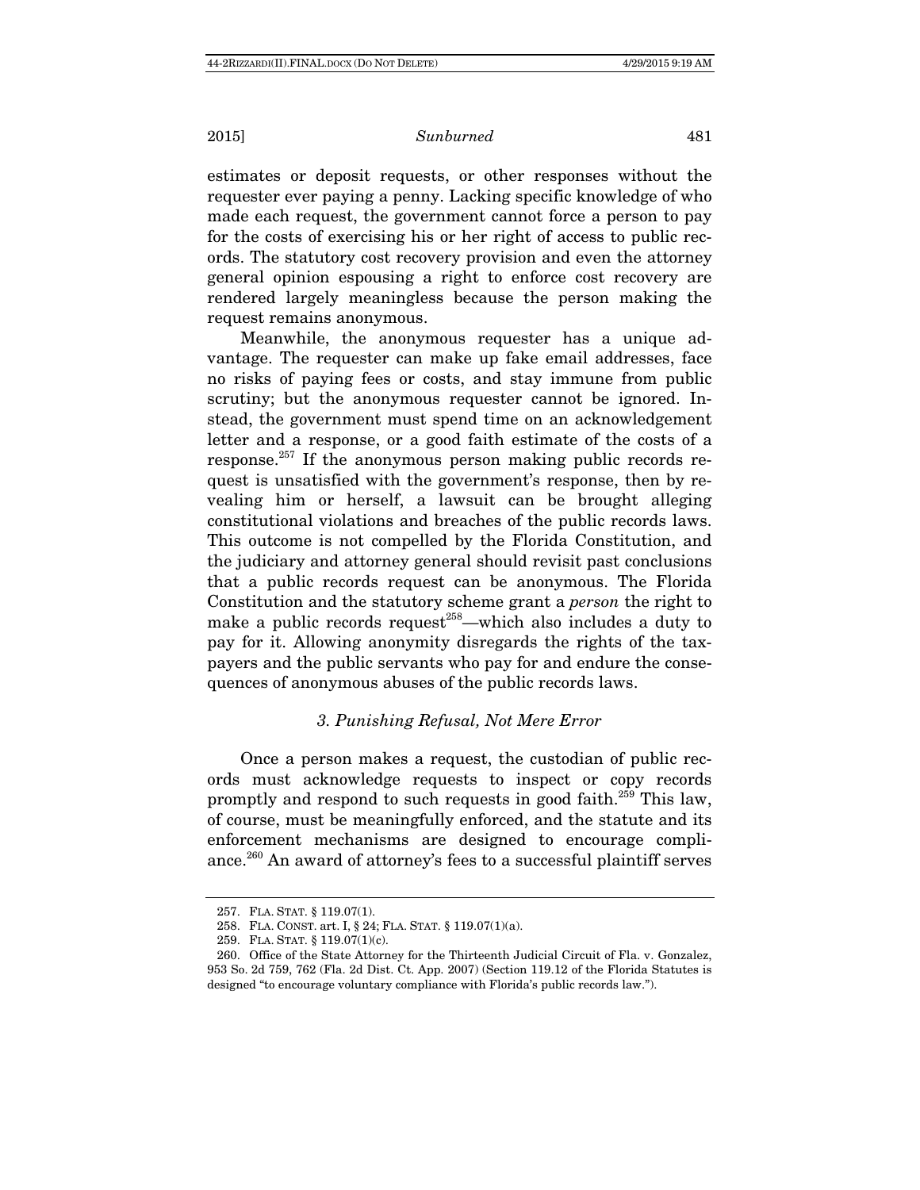estimates or deposit requests, or other responses without the requester ever paying a penny. Lacking specific knowledge of who made each request, the government cannot force a person to pay for the costs of exercising his or her right of access to public records. The statutory cost recovery provision and even the attorney general opinion espousing a right to enforce cost recovery are rendered largely meaningless because the person making the request remains anonymous.

Meanwhile, the anonymous requester has a unique advantage. The requester can make up fake email addresses, face no risks of paying fees or costs, and stay immune from public scrutiny; but the anonymous requester cannot be ignored. Instead, the government must spend time on an acknowledgement letter and a response, or a good faith estimate of the costs of a response.[257] If the anonymous person making public records request is unsatisfied with the government's response, then by revealing him or herself, a lawsuit can be brought alleging constitutional violations and breaches of the public records laws. This outcome is not compelled by the Florida Constitution, and the judiciary and attorney general should revisit past conclusions that a public records request can be anonymous. The Florida Constitution and the statutory scheme grant a *person* the right to make a public records request[258]—which also includes a duty to pay for it. Allowing anonymity disregards the rights of the taxpayers and the public servants who pay for and endure the consequences of anonymous abuses of the public records laws.

### *3. Punishing Refusal, Not Mere Error*

Once a person makes a request, the custodian of public records must acknowledge requests to inspect or copy records promptly and respond to such requests in good faith.[259] This law, of course, must be meaningfully enforced, and the statute and its enforcement mechanisms are designed to encourage compliance.[260] An award of attorney's fees to a successful plaintiff serves

---

257. FLA. STAT. § 119.07(1).

258. FLA. CONST. art. I, § 24; FLA. STAT. § 119.07(1)(a).

259. FLA. STAT. § 119.07(1)(c).

260. Office of the State Attorney for the Thirteenth Judicial Circuit of Fla. v. Gonzalez, 953 So. 2d 759, 762 (Fla. 2d Dist. Ct. App. 2007) (Section 119.12 of the Florida Statutes is designed "to encourage voluntary compliance with Florida's public records law.").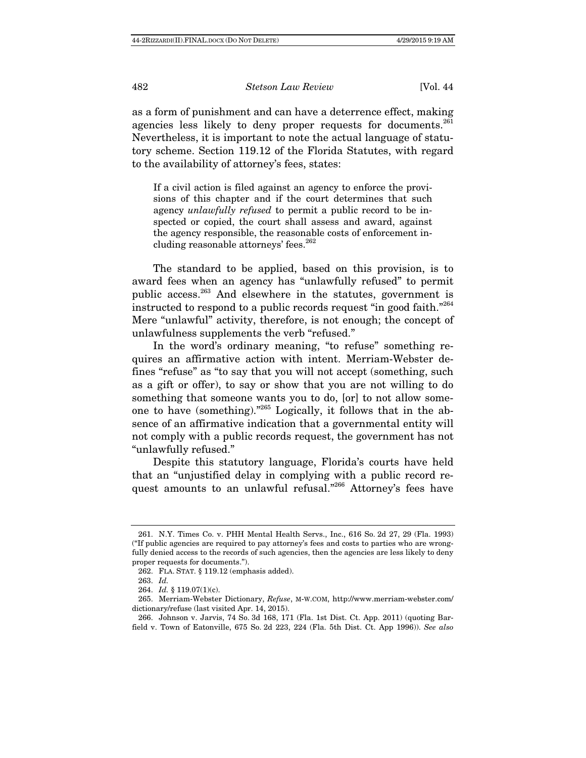as a form of punishment and can have a deterrence effect, making agencies less likely to deny proper requests for documents.[261] Nevertheless, it is important to note the actual language of statutory scheme. Section 119.12 of the Florida Statutes, with regard to the availability of attorney's fees, states:

> If a civil action is filed against an agency to enforce the provisions of this chapter and if the court determines that such agency *unlawfully refused* to permit a public record to be inspected or copied, the court shall assess and award, against the agency responsible, the reasonable costs of enforcement including reasonable attorneys' fees.[262]

The standard to be applied, based on this provision, is to award fees when an agency has "unlawfully refused" to permit public access.[263] And elsewhere in the statutes, government is instructed to respond to a public records request "in good faith."[264] Mere "unlawful" activity, therefore, is not enough; the concept of unlawfulness supplements the verb "refused."

In the word's ordinary meaning, "to refuse" something requires an affirmative action with intent. Merriam-Webster defines "refuse" as "to say that you will not accept (something, such as a gift or offer), to say or show that you are not willing to do something that someone wants you to do, [or] to not allow someone to have (something)."[265] Logically, it follows that in the absence of an affirmative indication that a governmental entity will not comply with a public records request, the government has not "unlawfully refused."

Despite this statutory language, Florida's courts have held that an "unjustified delay in complying with a public record request amounts to an unlawful refusal."[266] Attorney's fees have

---

261. N.Y. Times Co. v. PHH Mental Health Servs., Inc., 616 So. 2d 27, 29 (Fla. 1993) ("If public agencies are required to pay attorney's fees and costs to parties who are wrongfully denied access to the records of such agencies, then the agencies are less likely to deny proper requests for documents.").

262. FLA. STAT. § 119.12 (emphasis added).

263. *Id.*

264. *Id.* § 119.07(1)(c).

265. Merriam-Webster Dictionary, *Refuse*, M-W.COM, http://www.merriam-webster.com/dictionary/refuse (last visited Apr. 14, 2015).

266. Johnson v. Jarvis, 74 So. 3d 168, 171 (Fla. 1st Dist. Ct. App. 2011) (quoting Barfield v. Town of Eatonville, 675 So. 2d 223, 224 (Fla. 5th Dist. Ct. App 1996)). *See also*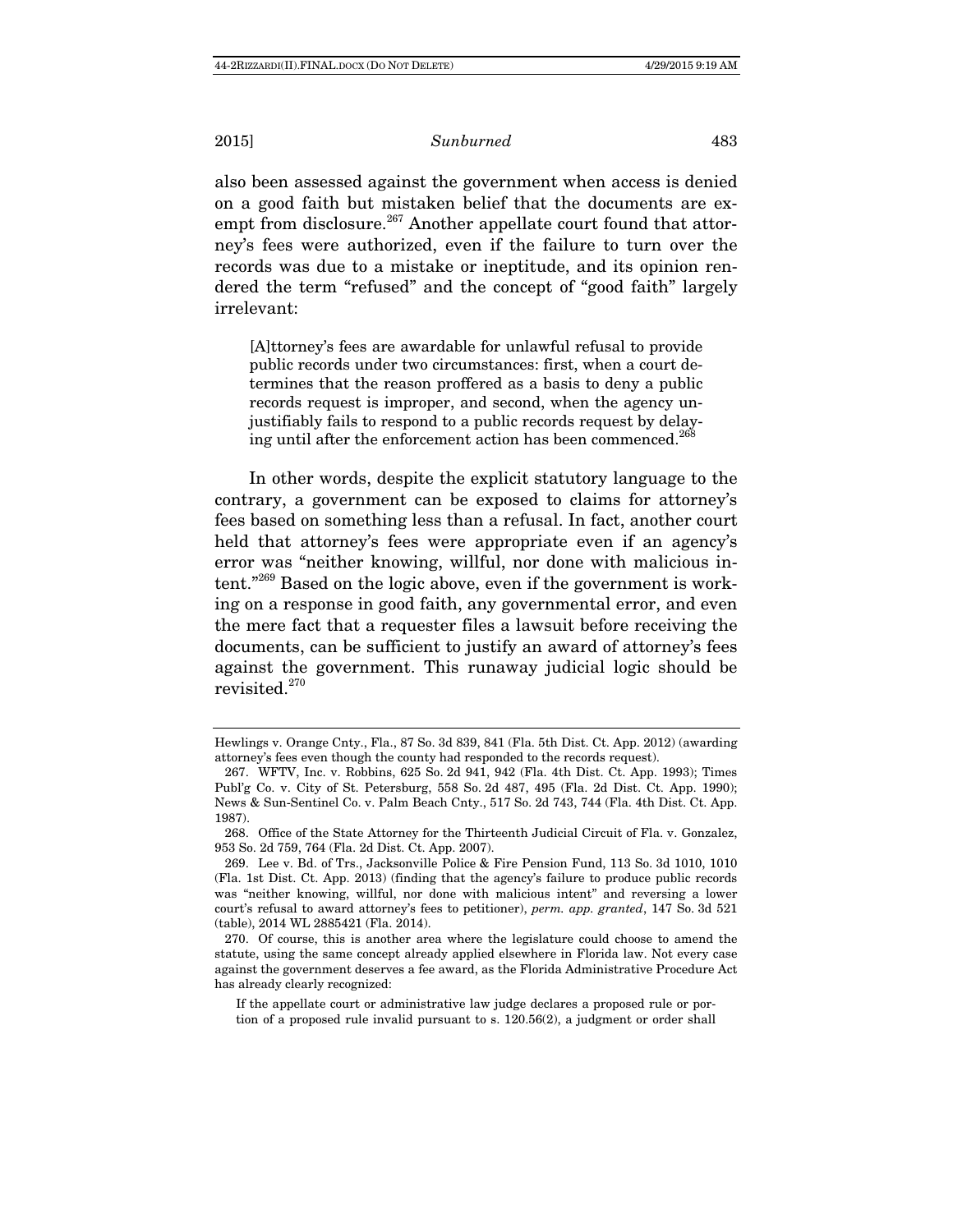also been assessed against the government when access is denied on a good faith but mistaken belief that the documents are exempt from disclosure.[267] Another appellate court found that attorney's fees were authorized, even if the failure to turn over the records was due to a mistake or ineptitude, and its opinion rendered the term "refused" and the concept of "good faith" largely irrelevant:

> [A]ttorney's fees are awardable for unlawful refusal to provide public records under two circumstances: first, when a court determines that the reason proffered as a basis to deny a public records request is improper, and second, when the agency unjustifiably fails to respond to a public records request by delaying until after the enforcement action has been commenced.[268]

In other words, despite the explicit statutory language to the contrary, a government can be exposed to claims for attorney's fees based on something less than a refusal. In fact, another court held that attorney's fees were appropriate even if an agency's error was "neither knowing, willful, nor done with malicious intent."[269] Based on the logic above, even if the government is working on a response in good faith, any governmental error, and even the mere fact that a requester files a lawsuit before receiving the documents, can be sufficient to justify an award of attorney's fees against the government. This runaway judicial logic should be revisited.[270]

---

Hewlings v. Orange Cnty., Fla., 87 So. 3d 839, 841 (Fla. 5th Dist. Ct. App. 2012) (awarding attorney's fees even though the county had responded to the records request).

267. WFTV, Inc. v. Robbins, 625 So. 2d 941, 942 (Fla. 4th Dist. Ct. App. 1993); Times Publ'g Co. v. City of St. Petersburg, 558 So. 2d 487, 495 (Fla. 2d Dist. Ct. App. 1990); News & Sun-Sentinel Co. v. Palm Beach Cnty., 517 So. 2d 743, 744 (Fla. 4th Dist. Ct. App. 1987).

268. Office of the State Attorney for the Thirteenth Judicial Circuit of Fla. v. Gonzalez, 953 So. 2d 759, 764 (Fla. 2d Dist. Ct. App. 2007).

269. Lee v. Bd. of Trs., Jacksonville Police & Fire Pension Fund, 113 So. 3d 1010, 1010 (Fla. 1st Dist. Ct. App. 2013) (finding that the agency's failure to produce public records was "neither knowing, willful, nor done with malicious intent" and reversing a lower court's refusal to award attorney's fees to petitioner), *perm. app. granted*, 147 So. 3d 521 (table), 2014 WL 2885421 (Fla. 2014).

270. Of course, this is another area where the legislature could choose to amend the statute, using the same concept already applied elsewhere in Florida law. Not every case against the government deserves a fee award, as the Florida Administrative Procedure Act has already clearly recognized:

> If the appellate court or administrative law judge declares a proposed rule or portion of a proposed rule invalid pursuant to s. 120.56(2), a judgment or order shall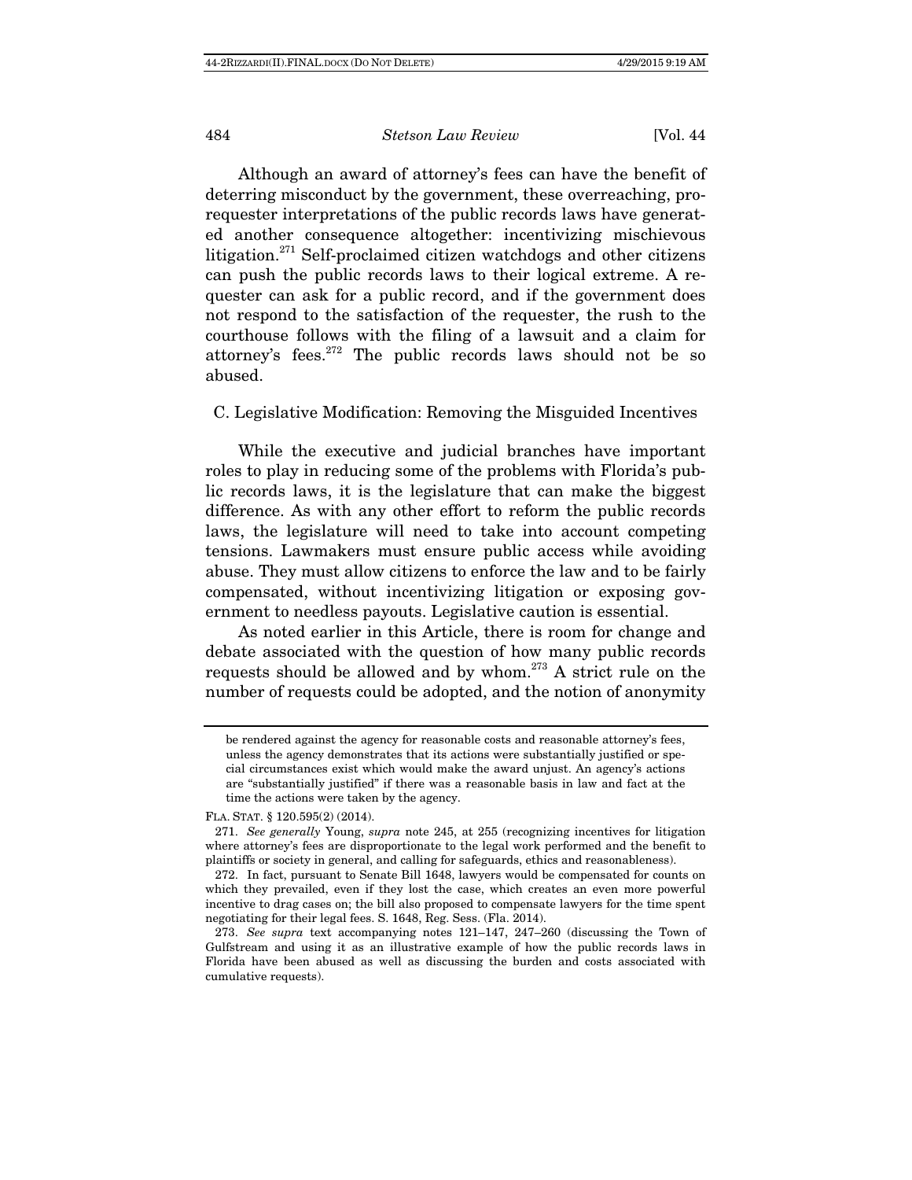Although an award of attorney's fees can have the benefit of deterring misconduct by the government, these overreaching, pro-requester interpretations of the public records laws have generated another consequence altogether: incentivizing mischievous litigation.[271] Self-proclaimed citizen watchdogs and other citizens can push the public records laws to their logical extreme. A requester can ask for a public record, and if the government does not respond to the satisfaction of the requester, the rush to the courthouse follows with the filing of a lawsuit and a claim for attorney's fees.[272] The public records laws should not be so abused.

### C. Legislative Modification: Removing the Misguided Incentives

While the executive and judicial branches have important roles to play in reducing some of the problems with Florida's public records laws, it is the legislature that can make the biggest difference. As with any other effort to reform the public records laws, the legislature will need to take into account competing tensions. Lawmakers must ensure public access while avoiding abuse. They must allow citizens to enforce the law and to be fairly compensated, without incentivizing litigation or exposing government to needless payouts. Legislative caution is essential.

As noted earlier in this Article, there is room for change and debate associated with the question of how many public records requests should be allowed and by whom.[273] A strict rule on the number of requests could be adopted, and the notion of anonymity

---

> be rendered against the agency for reasonable costs and reasonable attorney's fees, unless the agency demonstrates that its actions were substantially justified or special circumstances exist which would make the award unjust. An agency's actions are "substantially justified" if there was a reasonable basis in law and fact at the time the actions were taken by the agency.

FLA. STAT. § 120.595(2) (2014).

271. *See generally* Young, *supra* note 245, at 255 (recognizing incentives for litigation where attorney's fees are disproportionate to the legal work performed and the benefit to plaintiffs or society in general, and calling for safeguards, ethics and reasonableness).

272. In fact, pursuant to Senate Bill 1648, lawyers would be compensated for counts on which they prevailed, even if they lost the case, which creates an even more powerful incentive to drag cases on; the bill also proposed to compensate lawyers for the time spent negotiating for their legal fees. S. 1648, Reg. Sess. (Fla. 2014).

273. *See supra* text accompanying notes 121–147, 247–260 (discussing the Town of Gulfstream and using it as an illustrative example of how the public records laws in Florida have been abused as well as discussing the burden and costs associated with cumulative requests).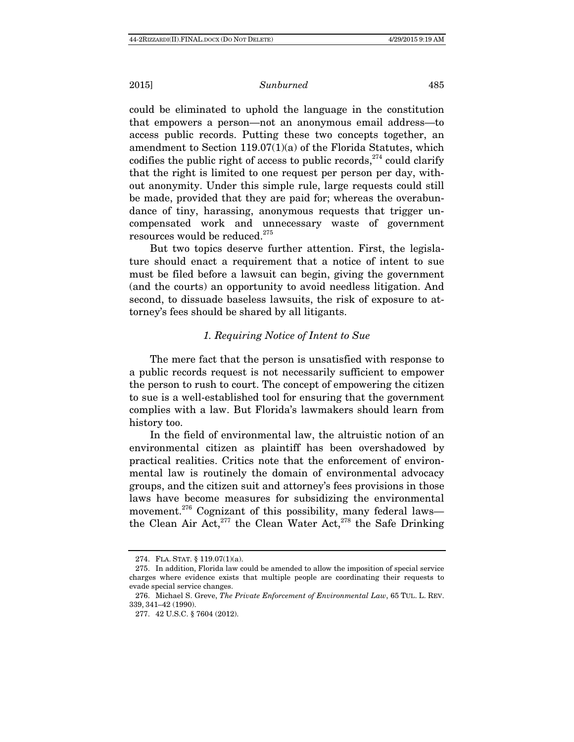could be eliminated to uphold the language in the constitution that empowers a person—not an anonymous email address—to access public records. Putting these two concepts together, an amendment to Section 119.07(1)(a) of the Florida Statutes, which codifies the public right of access to public records,[274] could clarify that the right is limited to one request per person per day, without anonymity. Under this simple rule, large requests could still be made, provided that they are paid for; whereas the overabundance of tiny, harassing, anonymous requests that trigger uncompensated work and unnecessary waste of government resources would be reduced.[275]

But two topics deserve further attention. First, the legislature should enact a requirement that a notice of intent to sue must be filed before a lawsuit can begin, giving the government (and the courts) an opportunity to avoid needless litigation. And second, to dissuade baseless lawsuits, the risk of exposure to attorney's fees should be shared by all litigants.

### *1. Requiring Notice of Intent to Sue*

The mere fact that the person is unsatisfied with response to a public records request is not necessarily sufficient to empower the person to rush to court. The concept of empowering the citizen to sue is a well-established tool for ensuring that the government complies with a law. But Florida's lawmakers should learn from history too.

In the field of environmental law, the altruistic notion of an environmental citizen as plaintiff has been overshadowed by practical realities. Critics note that the enforcement of environmental law is routinely the domain of environmental advocacy groups, and the citizen suit and attorney's fees provisions in those laws have become measures for subsidizing the environmental movement.[276] Cognizant of this possibility, many federal laws—the Clean Air Act,[277] the Clean Water Act,[278] the Safe Drinking

---

274. FLA. STAT. § 119.07(1)(a).

275. In addition, Florida law could be amended to allow the imposition of special service charges where evidence exists that multiple people are coordinating their requests to evade special service changes.

276. Michael S. Greve, *The Private Enforcement of Environmental Law*, 65 TUL. L. REV. 339, 341–42 (1990).

277. 42 U.S.C. § 7604 (2012).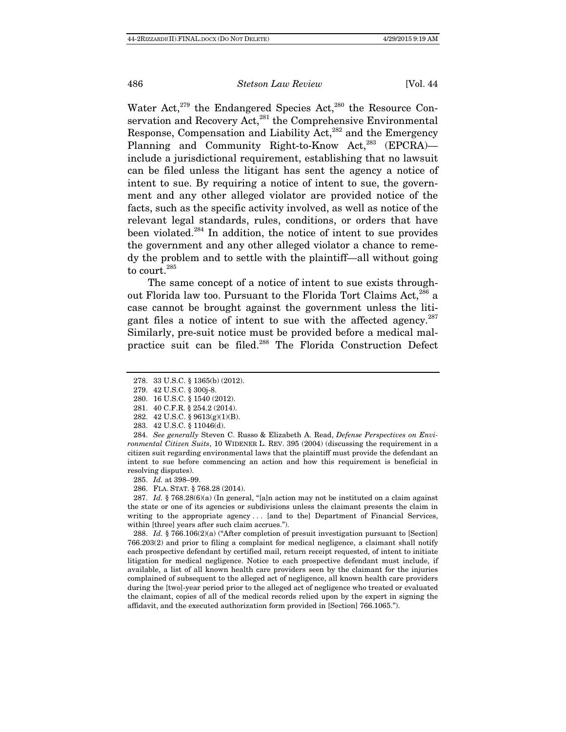Water Act,[279] the Endangered Species Act,[280] the Resource Conservation and Recovery Act,[281] the Comprehensive Environmental Response, Compensation and Liability Act,[282] and the Emergency Planning and Community Right-to-Know Act,[283] (EPCRA)—include a jurisdictional requirement, establishing that no lawsuit can be filed unless the litigant has sent the agency a notice of intent to sue. By requiring a notice of intent to sue, the government and any other alleged violator are provided notice of the facts, such as the specific activity involved, as well as notice of the relevant legal standards, rules, conditions, or orders that have been violated.[284] In addition, the notice of intent to sue provides the government and any other alleged violator a chance to remedy the problem and to settle with the plaintiff—all without going to court.[285]

The same concept of a notice of intent to sue exists throughout Florida law too. Pursuant to the Florida Tort Claims Act,[286] a case cannot be brought against the government unless the litigant files a notice of intent to sue with the affected agency.[287] Similarly, pre-suit notice must be provided before a medical malpractice suit can be filed.[288] The Florida Construction Defect

---

278. 33 U.S.C. § 1365(b) (2012).

279. 42 U.S.C. § 300j-8.

280. 16 U.S.C. § 1540 (2012).

281. 40 C.F.R. § 254.2 (2014).

282. 42 U.S.C. § 9613(g)(1)(B).

283. 42 U.S.C. § 11046(d).

284. *See generally* Steven C. Russo & Elizabeth A. Read, *Defense Perspectives on Environmental Citizen Suits*, 10 WIDENER L. REV. 395 (2004) (discussing the requirement in a citizen suit regarding environmental laws that the plaintiff must provide the defendant an intent to sue before commencing an action and how this requirement is beneficial in resolving disputes).

285. *Id.* at 398–99.

286. FLA. STAT. § 768.28 (2014).

287. *Id.* § 768.28(6)(a) (In general, "[a]n action may not be instituted on a claim against the state or one of its agencies or subdivisions unless the claimant presents the claim in writing to the appropriate agency . . . [and to the] Department of Financial Services, within [three] years after such claim accrues.").

288. *Id.* § 766.106(2)(a) ("After completion of presuit investigation pursuant to [Section] 766.203(2) and prior to filing a complaint for medical negligence, a claimant shall notify each prospective defendant by certified mail, return receipt requested, of intent to initiate litigation for medical negligence. Notice to each prospective defendant must include, if available, a list of all known health care providers seen by the claimant for the injuries complained of subsequent to the alleged act of negligence, all known health care providers during the [two]-year period prior to the alleged act of negligence who treated or evaluated the claimant, copies of all of the medical records relied upon by the expert in signing the affidavit, and the executed authorization form provided in [Section] 766.1065.").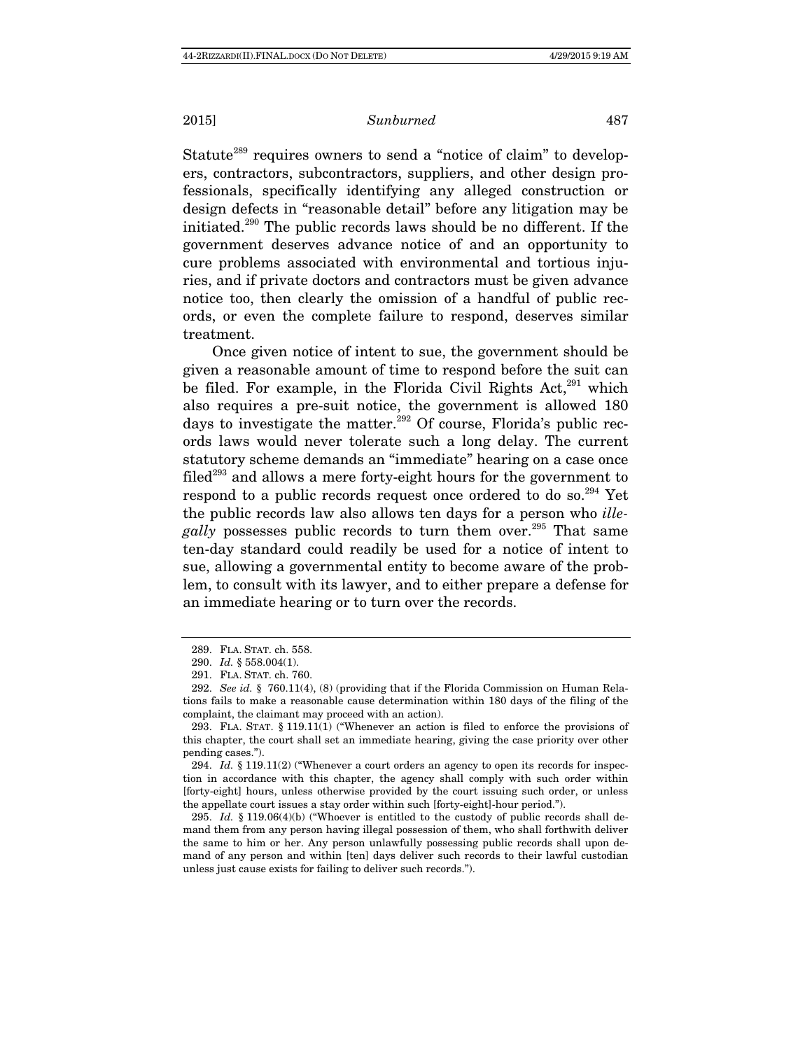Statute[289] requires owners to send a "notice of claim" to developers, contractors, subcontractors, suppliers, and other design professionals, specifically identifying any alleged construction or design defects in "reasonable detail" before any litigation may be initiated.[290] The public records laws should be no different. If the government deserves advance notice of and an opportunity to cure problems associated with environmental and tortious injuries, and if private doctors and contractors must be given advance notice too, then clearly the omission of a handful of public records, or even the complete failure to respond, deserves similar treatment.

Once given notice of intent to sue, the government should be given a reasonable amount of time to respond before the suit can be filed. For example, in the Florida Civil Rights Act,[291] which also requires a pre-suit notice, the government is allowed 180 days to investigate the matter.[292] Of course, Florida's public records laws would never tolerate such a long delay. The current statutory scheme demands an "immediate" hearing on a case once filed[293] and allows a mere forty-eight hours for the government to respond to a public records request once ordered to do so.[294] Yet the public records law also allows ten days for a person who *illegally* possesses public records to turn them over.[295] That same ten-day standard could readily be used for a notice of intent to sue, allowing a governmental entity to become aware of the problem, to consult with its lawyer, and to either prepare a defense for an immediate hearing or to turn over the records.

---

289. FLA. STAT. ch. 558.

290. *Id.* § 558.004(1).

291. FLA. STAT. ch. 760.

292. *See id.* § 760.11(4), (8) (providing that if the Florida Commission on Human Relations fails to make a reasonable cause determination within 180 days of the filing of the complaint, the claimant may proceed with an action).

293. FLA. STAT. § 119.11(1) ("Whenever an action is filed to enforce the provisions of this chapter, the court shall set an immediate hearing, giving the case priority over other pending cases.").

294. *Id.* § 119.11(2) ("Whenever a court orders an agency to open its records for inspection in accordance with this chapter, the agency shall comply with such order within [forty-eight] hours, unless otherwise provided by the court issuing such order, or unless the appellate court issues a stay order within such [forty-eight]-hour period.").

295. *Id.* § 119.06(4)(b) ("Whoever is entitled to the custody of public records shall demand them from any person having illegal possession of them, who shall forthwith deliver the same to him or her. Any person unlawfully possessing public records shall upon demand of any person and within [ten] days deliver such records to their lawful custodian unless just cause exists for failing to deliver such records.").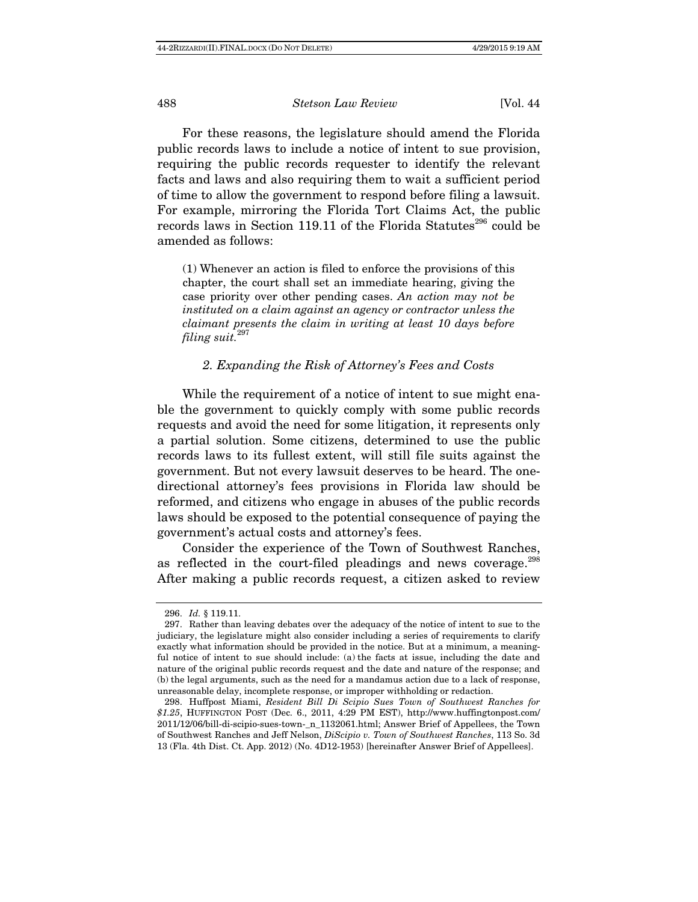For these reasons, the legislature should amend the Florida public records laws to include a notice of intent to sue provision, requiring the public records requester to identify the relevant facts and laws and also requiring them to wait a sufficient period of time to allow the government to respond before filing a lawsuit. For example, mirroring the Florida Tort Claims Act, the public records laws in Section 119.11 of the Florida Statutes[296] could be amended as follows:

> (1) Whenever an action is filed to enforce the provisions of this chapter, the court shall set an immediate hearing, giving the case priority over other pending cases. *An action may not be instituted on a claim against an agency or contractor unless the claimant presents the claim in writing at least 10 days before filing suit.*[297]

### *2. Expanding the Risk of Attorney's Fees and Costs*

While the requirement of a notice of intent to sue might enable the government to quickly comply with some public records requests and avoid the need for some litigation, it represents only a partial solution. Some citizens, determined to use the public records laws to its fullest extent, will still file suits against the government. But not every lawsuit deserves to be heard. The one-directional attorney's fees provisions in Florida law should be reformed, and citizens who engage in abuses of the public records laws should be exposed to the potential consequence of paying the government's actual costs and attorney's fees.

Consider the experience of the Town of Southwest Ranches, as reflected in the court-filed pleadings and news coverage.[298] After making a public records request, a citizen asked to review

---

296. *Id.* § 119.11.

297. Rather than leaving debates over the adequacy of the notice of intent to sue to the judiciary, the legislature might also consider including a series of requirements to clarify exactly what information should be provided in the notice. But at a minimum, a meaningful notice of intent to sue should include: (a) the facts at issue, including the date and nature of the original public records request and the date and nature of the response; and (b) the legal arguments, such as the need for a mandamus action due to a lack of response, unreasonable delay, incomplete response, or improper withholding or redaction.

298. Huffpost Miami, *Resident Bill Di Scipio Sues Town of Southwest Ranches for $1.25*, HUFFINGTON POST (Dec. 6., 2011, 4:29 PM EST), http://www.huffingtonpost.com/2011/12/06/bill-di-scipio-sues-town-_n_1132061.html; Answer Brief of Appellees, the Town of Southwest Ranches and Jeff Nelson, *DiScipio v. Town of Southwest Ranches*, 113 So. 3d 13 (Fla. 4th Dist. Ct. App. 2012) (No. 4D12-1953) [hereinafter Answer Brief of Appellees].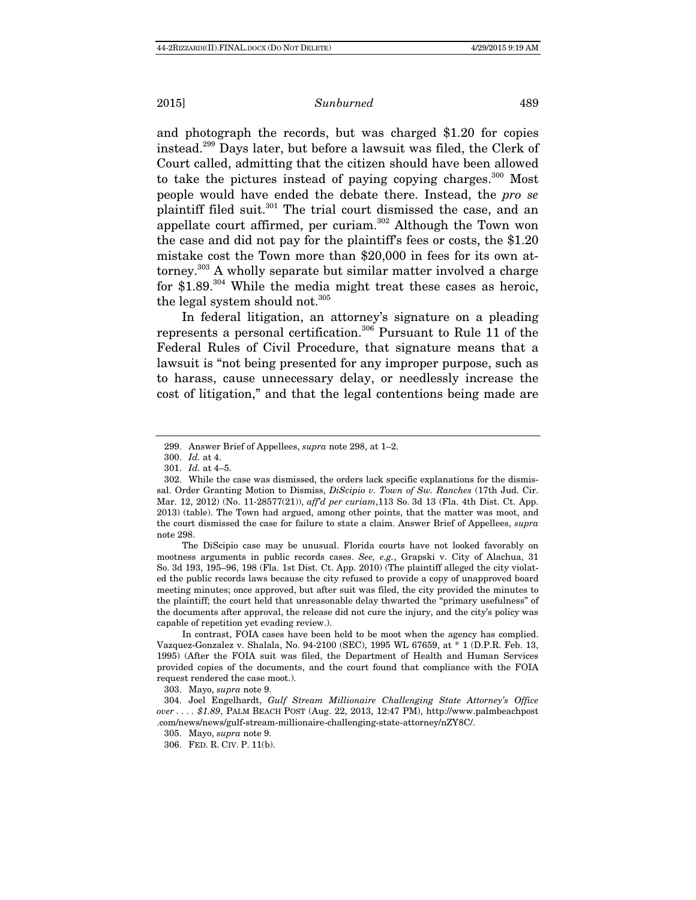and photograph the records, but was charged $1.20 for copies instead.[299] Days later, but before a lawsuit was filed, the Clerk of Court called, admitting that the citizen should have been allowed to take the pictures instead of paying copying charges.[300] Most people would have ended the debate there. Instead, the *pro se* plaintiff filed suit.[301] The trial court dismissed the case, and an appellate court affirmed, per curiam.[302] Although the Town won the case and did not pay for the plaintiff's fees or costs, the $1.20 mistake cost the Town more than $20,000 in fees for its own attorney.[303] A wholly separate but similar matter involved a charge for $1.89.[304] While the media might treat these cases as heroic, the legal system should not.[305]

In federal litigation, an attorney's signature on a pleading represents a personal certification.[306] Pursuant to Rule 11 of the Federal Rules of Civil Procedure, that signature means that a lawsuit is "not being presented for any improper purpose, such as to harass, cause unnecessary delay, or needlessly increase the cost of litigation," and that the legal contentions being made are

---

299. Answer Brief of Appellees, *supra* note 298, at 1–2.

300. *Id.* at 4.

301. *Id.* at 4–5.

302. While the case was dismissed, the orders lack specific explanations for the dismissal. Order Granting Motion to Dismiss, *DiScipio v. Town of Sw. Ranches* (17th Jud. Cir. Mar. 12, 2012) (No. 11-28577(21)), *aff'd per curiam*,113 So. 3d 13 (Fla. 4th Dist. Ct. App. 2013) (table). The Town had argued, among other points, that the matter was moot, and the court dismissed the case for failure to state a claim. Answer Brief of Appellees, *supra* note 298.

The DiScipio case may be unusual. Florida courts have not looked favorably on mootness arguments in public records cases. *See, e.g.*, Grapski v. City of Alachua, 31 So. 3d 193, 195–96, 198 (Fla. 1st Dist. Ct. App. 2010) (The plaintiff alleged the city violated the public records laws because the city refused to provide a copy of unapproved board meeting minutes; once approved, but after suit was filed, the city provided the minutes to the plaintiff; the court held that unreasonable delay thwarted the "primary usefulness" of the documents after approval, the release did not cure the injury, and the city's policy was capable of repetition yet evading review.).

In contrast, FOIA cases have been held to be moot when the agency has complied. Vazquez-Gonzalez v. Shalala, No. 94-2100 (SEC), 1995 WL 67659, at * 1 (D.P.R. Feb. 13, 1995) (After the FOIA suit was filed, the Department of Health and Human Services provided copies of the documents, and the court found that compliance with the FOIA request rendered the case moot.).

303. Mayo, *supra* note 9.

304. Joel Engelhardt, *Gulf Stream Millionaire Challenging State Attorney's Office over . . . . $1.89*, PALM BEACH POST (Aug. 22, 2013, 12:47 PM), http://www.palmbeachpost.com/news/news/gulf-stream-millionaire-challenging-state-attorney/nZY8C/.

305. Mayo, *supra* note 9.

306. FED. R. CIV. P. 11(b).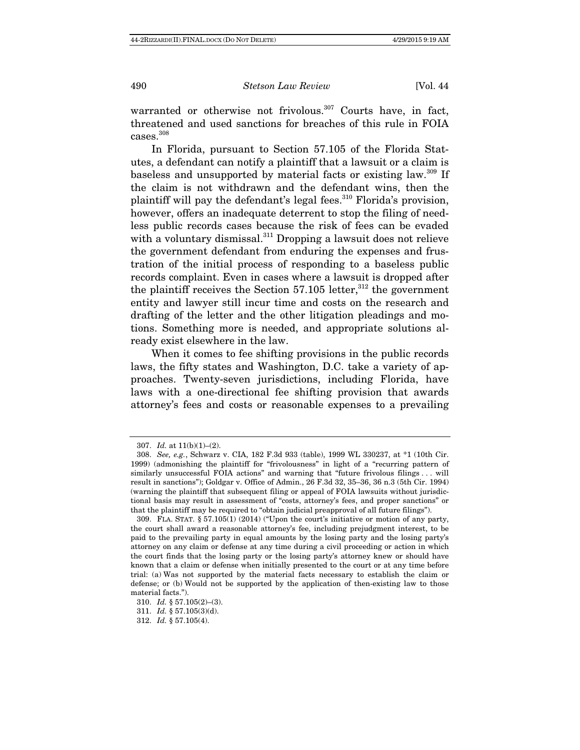warranted or otherwise not frivolous.[307] Courts have, in fact, threatened and used sanctions for breaches of this rule in FOIA cases.[308]

In Florida, pursuant to Section 57.105 of the Florida Statutes, a defendant can notify a plaintiff that a lawsuit or a claim is baseless and unsupported by material facts or existing law.[309] If the claim is not withdrawn and the defendant wins, then the plaintiff will pay the defendant's legal fees.[310] Florida's provision, however, offers an inadequate deterrent to stop the filing of needless public records cases because the risk of fees can be evaded with a voluntary dismissal.[311] Dropping a lawsuit does not relieve the government defendant from enduring the expenses and frustration of the initial process of responding to a baseless public records complaint. Even in cases where a lawsuit is dropped after the plaintiff receives the Section 57.105 letter,[312] the government entity and lawyer still incur time and costs on the research and drafting of the letter and the other litigation pleadings and motions. Something more is needed, and appropriate solutions already exist elsewhere in the law.

When it comes to fee shifting provisions in the public records laws, the fifty states and Washington, D.C. take a variety of approaches. Twenty-seven jurisdictions, including Florida, have laws with a one-directional fee shifting provision that awards attorney's fees and costs or reasonable expenses to a prevailing

---

307. *Id.* at 11(b)(1)–(2).

308. *See, e.g.*, Schwarz v. CIA, 182 F.3d 933 (table), 1999 WL 330237, at *1 (10th Cir. 1999) (admonishing the plaintiff for "frivolousness" in light of a "recurring pattern of similarly unsuccessful FOIA actions" and warning that "future frivolous filings . . . will result in sanctions"); Goldgar v. Office of Admin., 26 F.3d 32, 35–36, 36 n.3 (5th Cir. 1994) (warning the plaintiff that subsequent filing or appeal of FOIA lawsuits without jurisdictional basis may result in assessment of "costs, attorney's fees, and proper sanctions" or that the plaintiff may be required to "obtain judicial preapproval of all future filings").

309. FLA. STAT. § 57.105(1) (2014) ("Upon the court's initiative or motion of any party, the court shall award a reasonable attorney's fee, including prejudgment interest, to be paid to the prevailing party in equal amounts by the losing party and the losing party's attorney on any claim or defense at any time during a civil proceeding or action in which the court finds that the losing party or the losing party's attorney knew or should have known that a claim or defense when initially presented to the court or at any time before trial: (a) Was not supported by the material facts necessary to establish the claim or defense; or (b) Would not be supported by the application of then-existing law to those material facts.").

310. *Id.* § 57.105(2)–(3).

311. *Id.* § 57.105(3)(d).

312. *Id.* § 57.105(4).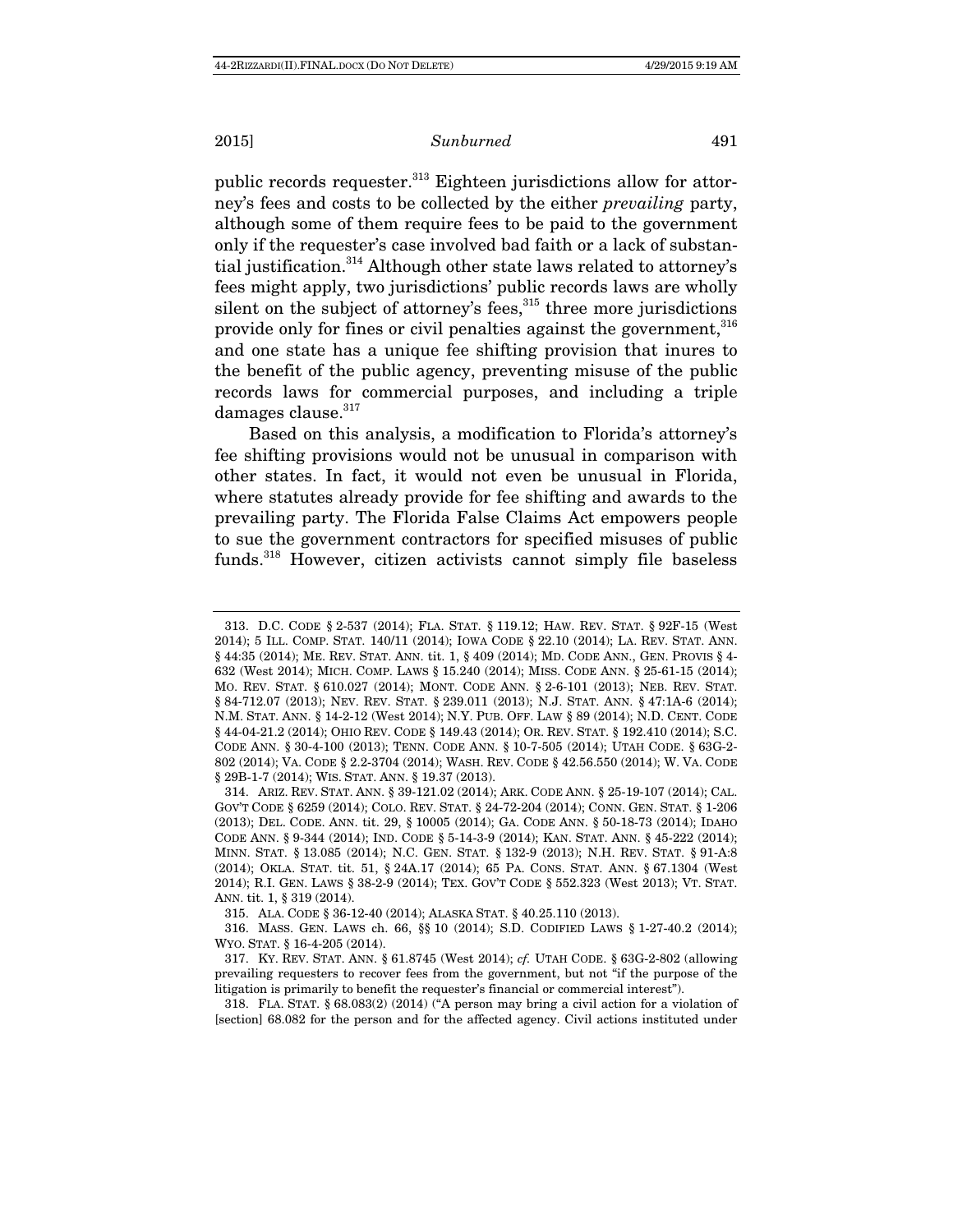public records requester.[313] Eighteen jurisdictions allow for attorney's fees and costs to be collected by the either *prevailing* party, although some of them require fees to be paid to the government only if the requester's case involved bad faith or a lack of substantial justification.[314] Although other state laws related to attorney's fees might apply, two jurisdictions' public records laws are wholly silent on the subject of attorney's fees,[315] three more jurisdictions provide only for fines or civil penalties against the government,[316] and one state has a unique fee shifting provision that inures to the benefit of the public agency, preventing misuse of the public records laws for commercial purposes, and including a triple damages clause.[317]

Based on this analysis, a modification to Florida's attorney's fee shifting provisions would not be unusual in comparison with other states. In fact, it would not even be unusual in Florida, where statutes already provide for fee shifting and awards to the prevailing party. The Florida False Claims Act empowers people to sue the government contractors for specified misuses of public funds.[318] However, citizen activists cannot simply file baseless

---

313. D.C. CODE § 2-537 (2014); FLA. STAT. § 119.12; HAW. REV. STAT. § 92F-15 (West 2014); 5 ILL. COMP. STAT. 140/11 (2014); IOWA CODE § 22.10 (2014); LA. REV. STAT. ANN. § 44:35 (2014); ME. REV. STAT. ANN. tit. 1, § 409 (2014); MD. CODE ANN., GEN. PROVIS § 4-632 (West 2014); MICH. COMP. LAWS § 15.240 (2014); MISS. CODE ANN. § 25-61-15 (2014); MO. REV. STAT. § 610.027 (2014); MONT. CODE ANN. § 2-6-101 (2013); NEB. REV. STAT. § 84-712.07 (2013); NEV. REV. STAT. § 239.011 (2013); N.J. STAT. ANN. § 47:1A-6 (2014); N.M. STAT. ANN. § 14-2-12 (West 2014); N.Y. PUB. OFF. LAW § 89 (2014); N.D. CENT. CODE § 44-04-21.2 (2014); OHIO REV. CODE § 149.43 (2014); OR. REV. STAT. § 192.410 (2014); S.C. CODE ANN. § 30-4-100 (2013); TENN. CODE ANN. § 10-7-505 (2014); UTAH CODE. § 63G-2-802 (2014); VA. CODE § 2.2-3704 (2014); WASH. REV. CODE § 42.56.550 (2014); W. VA. CODE § 29B-1-7 (2014); WIS. STAT. ANN. § 19.37 (2013).

314. ARIZ. REV. STAT. ANN. § 39-121.02 (2014); ARK. CODE ANN. § 25-19-107 (2014); CAL. GOV'T CODE § 6259 (2014); COLO. REV. STAT. § 24-72-204 (2014); CONN. GEN. STAT. § 1-206 (2013); DEL. CODE. ANN. tit. 29, § 10005 (2014); GA. CODE ANN. § 50-18-73 (2014); IDAHO CODE ANN. § 9-344 (2014); IND. CODE § 5-14-3-9 (2014); KAN. STAT. ANN. § 45-222 (2014); MINN. STAT. § 13.085 (2014); N.C. GEN. STAT. § 132-9 (2013); N.H. REV. STAT. § 91-A:8 (2014); OKLA. STAT. tit. 51, § 24A.17 (2014); 65 PA. CONS. STAT. ANN. § 67.1304 (West 2014); R.I. GEN. LAWS § 38-2-9 (2014); TEX. GOV'T CODE § 552.323 (West 2013); VT. STAT. ANN. tit. 1, § 319 (2014).

315. ALA. CODE § 36-12-40 (2014); ALASKA STAT. § 40.25.110 (2013).

316. MASS. GEN. LAWS ch. 66, §§ 10 (2014); S.D. CODIFIED LAWS § 1-27-40.2 (2014); WYO. STAT. § 16-4-205 (2014).

317. KY. REV. STAT. ANN. § 61.8745 (West 2014); *cf.* UTAH CODE. § 63G-2-802 (allowing prevailing requesters to recover fees from the government, but not "if the purpose of the litigation is primarily to benefit the requester's financial or commercial interest").

318. FLA. STAT. § 68.083(2) (2014) ("A person may bring a civil action for a violation of [section] 68.082 for the person and for the affected agency. Civil actions instituted under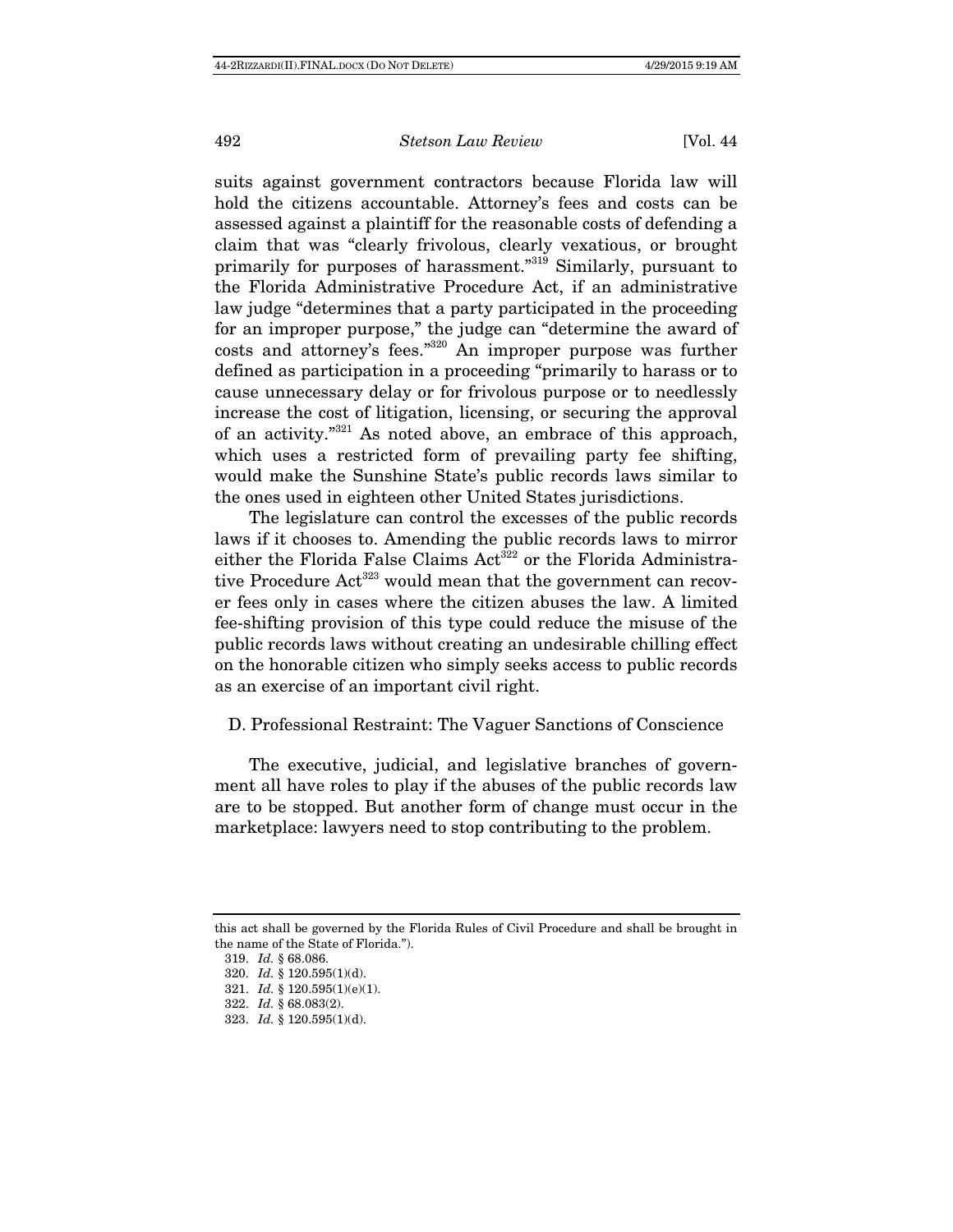suits against government contractors because Florida law will hold the citizens accountable. Attorney's fees and costs can be assessed against a plaintiff for the reasonable costs of defending a claim that was "clearly frivolous, clearly vexatious, or brought primarily for purposes of harassment."[319] Similarly, pursuant to the Florida Administrative Procedure Act, if an administrative law judge "determines that a party participated in the proceeding for an improper purpose," the judge can "determine the award of costs and attorney's fees."[320] An improper purpose was further defined as participation in a proceeding "primarily to harass or to cause unnecessary delay or for frivolous purpose or to needlessly increase the cost of litigation, licensing, or securing the approval of an activity."[321] As noted above, an embrace of this approach, which uses a restricted form of prevailing party fee shifting, would make the Sunshine State's public records laws similar to the ones used in eighteen other United States jurisdictions.

The legislature can control the excesses of the public records laws if it chooses to. Amending the public records laws to mirror either the Florida False Claims Act[322] or the Florida Administrative Procedure Act[323] would mean that the government can recover fees only in cases where the citizen abuses the law. A limited fee-shifting provision of this type could reduce the misuse of the public records laws without creating an undesirable chilling effect on the honorable citizen who simply seeks access to public records as an exercise of an important civil right.

### D. Professional Restraint: The Vaguer Sanctions of Conscience

The executive, judicial, and legislative branches of government all have roles to play if the abuses of the public records law are to be stopped. But another form of change must occur in the marketplace: lawyers need to stop contributing to the problem.

---

this act shall be governed by the Florida Rules of Civil Procedure and shall be brought in the name of the State of Florida.").

319. *Id.* § 68.086.

320. *Id.* § 120.595(1)(d).

321. *Id.* § 120.595(1)(e)(1).

322. *Id.* § 68.083(2).

323. *Id.* § 120.595(1)(d).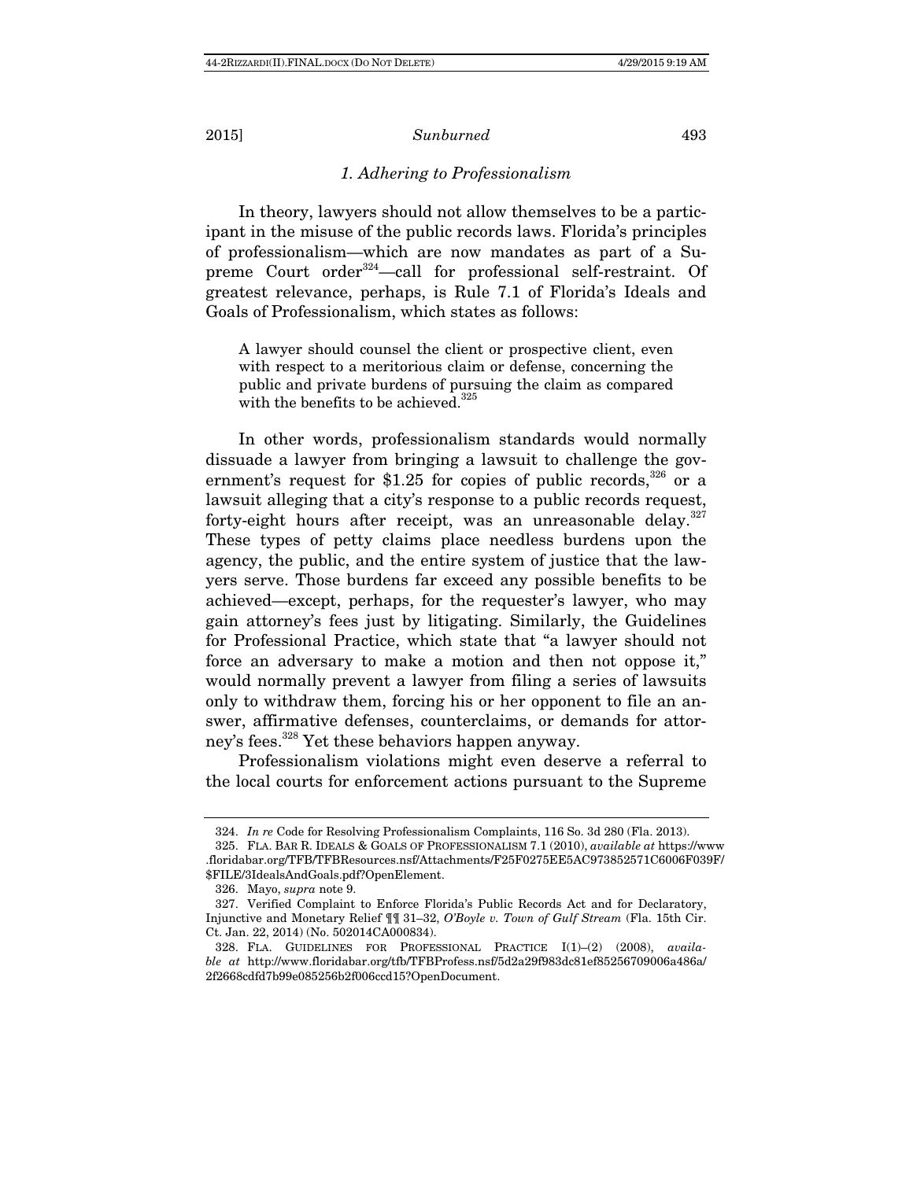### *1. Adhering to Professionalism*

In theory, lawyers should not allow themselves to be a participant in the misuse of the public records laws. Florida's principles of professionalism—which are now mandates as part of a Supreme Court order[324]—call for professional self-restraint. Of greatest relevance, perhaps, is Rule 7.1 of Florida's Ideals and Goals of Professionalism, which states as follows:

> A lawyer should counsel the client or prospective client, even with respect to a meritorious claim or defense, concerning the public and private burdens of pursuing the claim as compared with the benefits to be achieved.[325]

In other words, professionalism standards would normally dissuade a lawyer from bringing a lawsuit to challenge the government's request for $1.25 for copies of public records,[326] or a lawsuit alleging that a city's response to a public records request, forty-eight hours after receipt, was an unreasonable delay.[327] These types of petty claims place needless burdens upon the agency, the public, and the entire system of justice that the lawyers serve. Those burdens far exceed any possible benefits to be achieved—except, perhaps, for the requester's lawyer, who may gain attorney's fees just by litigating. Similarly, the Guidelines for Professional Practice, which state that "a lawyer should not force an adversary to make a motion and then not oppose it," would normally prevent a lawyer from filing a series of lawsuits only to withdraw them, forcing his or her opponent to file an answer, affirmative defenses, counterclaims, or demands for attorney's fees.[328] Yet these behaviors happen anyway.

Professionalism violations might even deserve a referral to the local courts for enforcement actions pursuant to the Supreme

---

324. *In re* Code for Resolving Professionalism Complaints, 116 So. 3d 280 (Fla. 2013).

325. FLA. BAR R. IDEALS & GOALS OF PROFESSIONALISM 7.1 (2010), *available at* https://www.floridabar.org/TFB/TFBResources.nsf/Attachments/F25F0275EE5AC973852571C6006F039F/$FILE/3IdealsAndGoals.pdf?OpenElement.

326. Mayo, *supra* note 9.

327. Verified Complaint to Enforce Florida's Public Records Act and for Declaratory, Injunctive and Monetary Relief ¶¶ 31–32, *O'Boyle v. Town of Gulf Stream* (Fla. 15th Cir. Ct. Jan. 22, 2014) (No. 502014CA000834).

328. FLA. GUIDELINES FOR PROFESSIONAL PRACTICE I(1)–(2) (2008), *available at* http://www.floridabar.org/tfb/TFBProfess.nsf/5d2a29f983dc81ef85256709006a486a/2f2668cdfd7b99e085256b2f006ccd15?OpenDocument.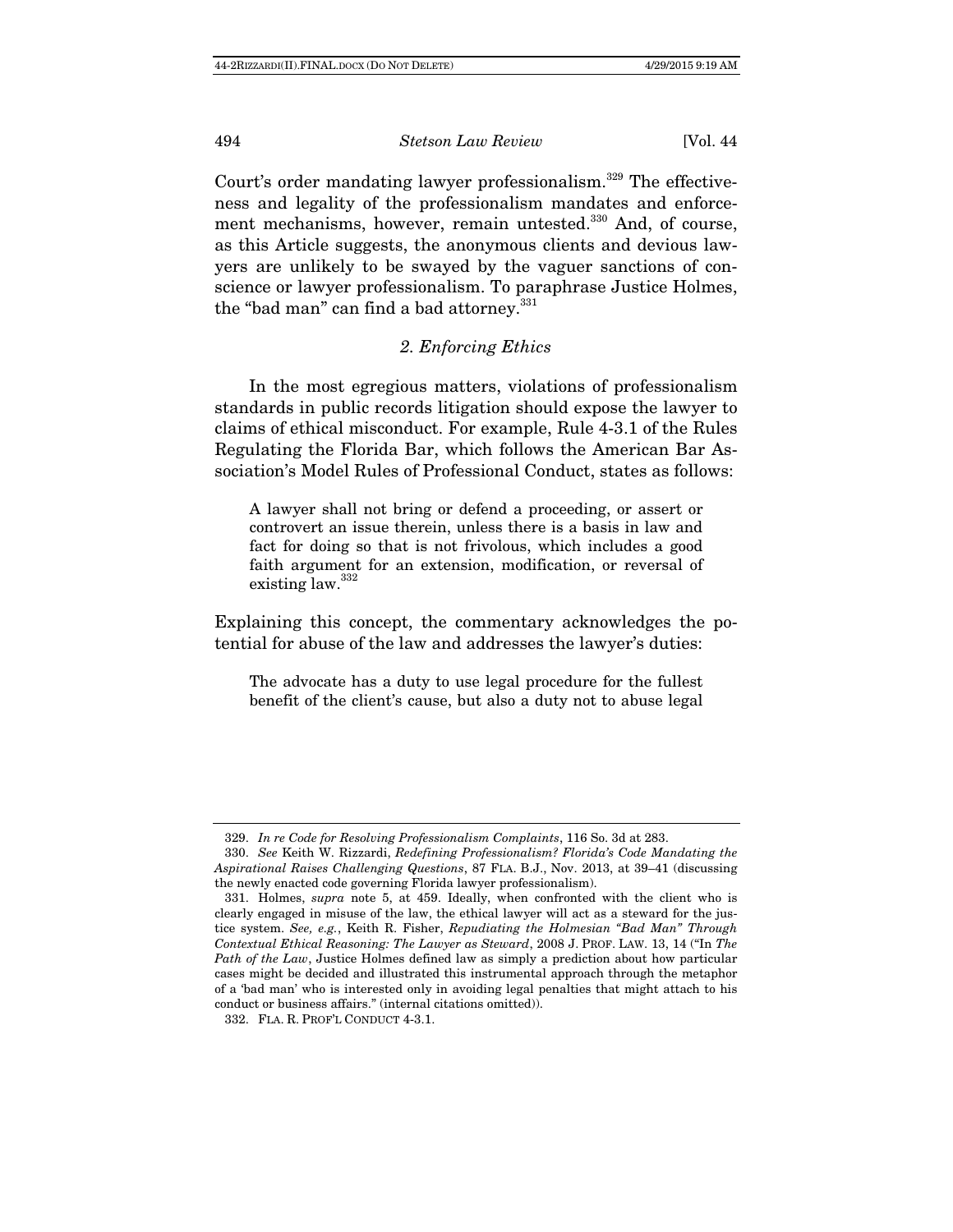Court's order mandating lawyer professionalism.[329] The effectiveness and legality of the professionalism mandates and enforcement mechanisms, however, remain untested.[330] And, of course, as this Article suggests, the anonymous clients and devious lawyers are unlikely to be swayed by the vaguer sanctions of conscience or lawyer professionalism. To paraphrase Justice Holmes, the "bad man" can find a bad attorney.[331]

### *2. Enforcing Ethics*

In the most egregious matters, violations of professionalism standards in public records litigation should expose the lawyer to claims of ethical misconduct. For example, Rule 4-3.1 of the Rules Regulating the Florida Bar, which follows the American Bar Association's Model Rules of Professional Conduct, states as follows:

> A lawyer shall not bring or defend a proceeding, or assert or controvert an issue therein, unless there is a basis in law and fact for doing so that is not frivolous, which includes a good faith argument for an extension, modification, or reversal of existing law.[332]

Explaining this concept, the commentary acknowledges the potential for abuse of the law and addresses the lawyer's duties:

> The advocate has a duty to use legal procedure for the fullest benefit of the client's cause, but also a duty not to abuse legal

---

329. *In re Code for Resolving Professionalism Complaints*, 116 So. 3d at 283.

330. *See* Keith W. Rizzardi, *Redefining Professionalism? Florida's Code Mandating the Aspirational Raises Challenging Questions*, 87 FLA. B.J., Nov. 2013, at 39–41 (discussing the newly enacted code governing Florida lawyer professionalism).

331. Holmes, *supra* note 5, at 459. Ideally, when confronted with the client who is clearly engaged in misuse of the law, the ethical lawyer will act as a steward for the justice system. *See, e.g.*, Keith R. Fisher, *Repudiating the Holmesian "Bad Man" Through Contextual Ethical Reasoning: The Lawyer as Steward*, 2008 J. PROF. LAW. 13, 14 ("In *The Path of the Law*, Justice Holmes defined law as simply a prediction about how particular cases might be decided and illustrated this instrumental approach through the metaphor of a 'bad man' who is interested only in avoiding legal penalties that might attach to his conduct or business affairs." (internal citations omitted)).

332. FLA. R. PROF'L CONDUCT 4-3.1.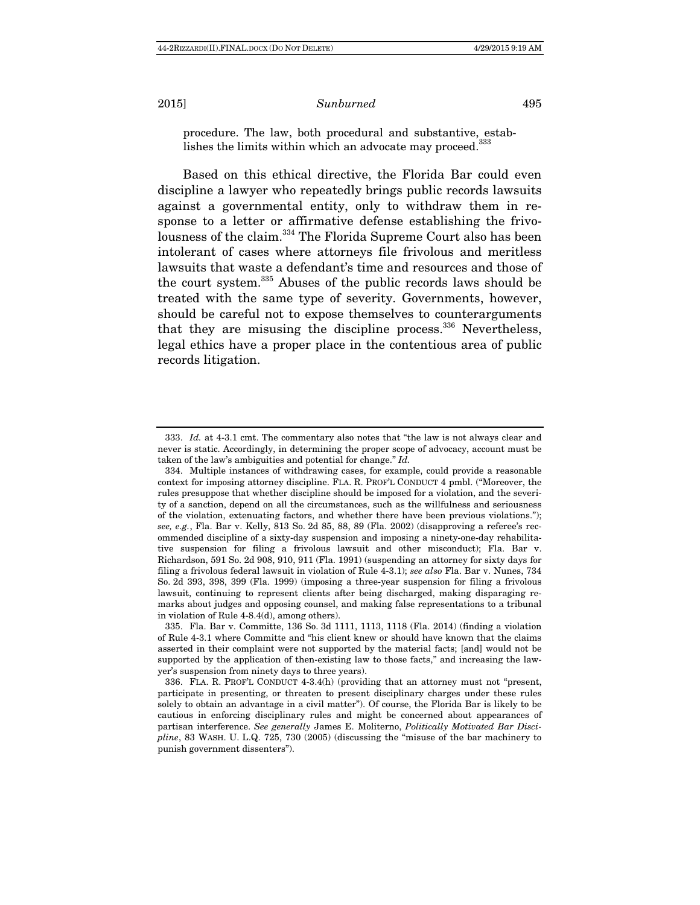procedure. The law, both procedural and substantive, establishes the limits within which an advocate may proceed.[333]

Based on this ethical directive, the Florida Bar could even discipline a lawyer who repeatedly brings public records lawsuits against a governmental entity, only to withdraw them in response to a letter or affirmative defense establishing the frivolousness of the claim.[334] The Florida Supreme Court also has been intolerant of cases where attorneys file frivolous and meritless lawsuits that waste a defendant's time and resources and those of the court system.[335] Abuses of the public records laws should be treated with the same type of severity. Governments, however, should be careful not to expose themselves to counterarguments that they are misusing the discipline process.[336] Nevertheless, legal ethics have a proper place in the contentious area of public records litigation.

---

333. *Id.* at 4-3.1 cmt. The commentary also notes that "the law is not always clear and never is static. Accordingly, in determining the proper scope of advocacy, account must be taken of the law's ambiguities and potential for change." *Id.*

334. Multiple instances of withdrawing cases, for example, could provide a reasonable context for imposing attorney discipline. FLA. R. PROF'L CONDUCT 4 pmbl. ("Moreover, the rules presuppose that whether discipline should be imposed for a violation, and the severity of a sanction, depend on all the circumstances, such as the willfulness and seriousness of the violation, extenuating factors, and whether there have been previous violations."); *see, e.g.*, Fla. Bar v. Kelly, 813 So. 2d 85, 88, 89 (Fla. 2002) (disapproving a referee's recommended discipline of a sixty-day suspension and imposing a ninety-one-day rehabilitative suspension for filing a frivolous lawsuit and other misconduct); Fla. Bar v. Richardson, 591 So. 2d 908, 910, 911 (Fla. 1991) (suspending an attorney for sixty days for filing a frivolous federal lawsuit in violation of Rule 4-3.1); *see also* Fla. Bar v. Nunes, 734 So. 2d 393, 398, 399 (Fla. 1999) (imposing a three-year suspension for filing a frivolous lawsuit, continuing to represent clients after being discharged, making disparaging remarks about judges and opposing counsel, and making false representations to a tribunal in violation of Rule 4-8.4(d), among others).

335. Fla. Bar v. Committe, 136 So. 3d 1111, 1113, 1118 (Fla. 2014) (finding a violation of Rule 4-3.1 where Committe and "his client knew or should have known that the claims asserted in their complaint were not supported by the material facts; [and] would not be supported by the application of then-existing law to those facts," and increasing the lawyer's suspension from ninety days to three years).

336. FLA. R. PROF'L CONDUCT 4-3.4(h) (providing that an attorney must not "present, participate in presenting, or threaten to present disciplinary charges under these rules solely to obtain an advantage in a civil matter"). Of course, the Florida Bar is likely to be cautious in enforcing disciplinary rules and might be concerned about appearances of partisan interference. *See generally* James E. Moliterno, *Politically Motivated Bar Discipline*, 83 WASH. U. L.Q. 725, 730 (2005) (discussing the "misuse of the bar machinery to punish government dissenters").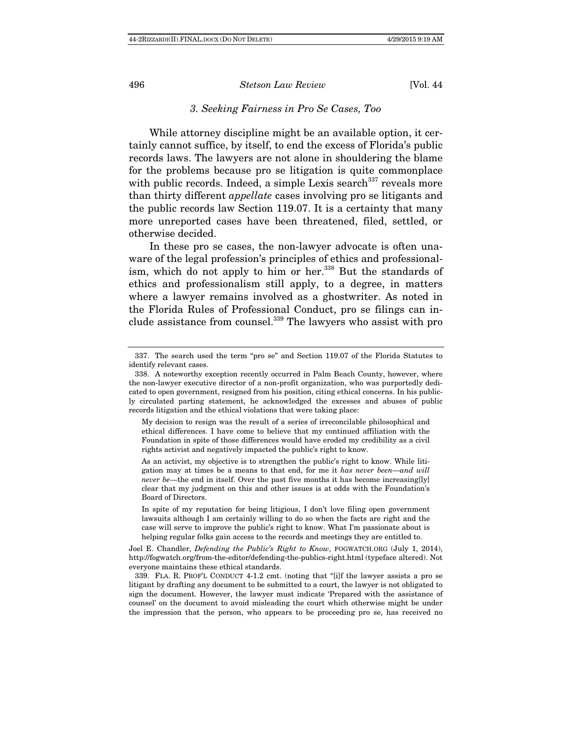### 3. Seeking Fairness in Pro Se Cases, Too

While attorney discipline might be an available option, it certainly cannot suffice, by itself, to end the excess of Florida's public records laws. The lawyers are not alone in shouldering the blame for the problems because pro se litigation is quite commonplace with public records. Indeed, a simple Lexis search[337] reveals more than thirty different *appellate* cases involving pro se litigants and the public records law Section 119.07. It is a certainty that many more unreported cases have been threatened, filed, settled, or otherwise decided.

In these pro se cases, the non-lawyer advocate is often unaware of the legal profession's principles of ethics and professionalism, which do not apply to him or her.[338] But the standards of ethics and professionalism still apply, to a degree, in matters where a lawyer remains involved as a ghostwriter. As noted in the Florida Rules of Professional Conduct, pro se filings can include assistance from counsel.[339] The lawyers who assist with pro

---

337. The search used the term "pro se" and Section 119.07 of the Florida Statutes to identify relevant cases.

338. A noteworthy exception recently occurred in Palm Beach County, however, where the non-lawyer executive director of a non-profit organization, who was purportedly dedicated to open government, resigned from his position, citing ethical concerns. In his publicly circulated parting statement, he acknowledged the excesses and abuses of public records litigation and the ethical violations that were taking place:

> My decision to resign was the result of a series of irreconcilable philosophical and ethical differences. I have come to believe that my continued affiliation with the Foundation in spite of those differences would have eroded my credibility as a civil rights activist and negatively impacted the public's right to know.
>
> As an activist, my objective is to strengthen the public's right to know. While litigation may at times be a means to that end, for me it *has never been—and will never be*—the end in itself. Over the past five months it has become increasing[ly] clear that my judgment on this and other issues is at odds with the Foundation's Board of Directors.
>
> In spite of my reputation for being litigious, I don't love filing open government lawsuits although I am certainly willing to do so when the facts are right and the case will serve to improve the public's right to know. What I'm passionate about is helping regular folks gain access to the records and meetings they are entitled to.

Joel E. Chandler, *Defending the Public's Right to Know*, FOGWATCH.ORG (July 1, 2014), http://fogwatch.org/from-the-editor/defending-the-publics-right.html (typeface altered). Not everyone maintains these ethical standards.

339. FLA. R. PROF'L CONDUCT 4-1.2 cmt. (noting that "[i]f the lawyer assists a pro se litigant by drafting any document to be submitted to a court, the lawyer is not obligated to sign the document. However, the lawyer must indicate 'Prepared with the assistance of counsel' on the document to avoid misleading the court which otherwise might be under the impression that the person, who appears to be proceeding pro se, has received no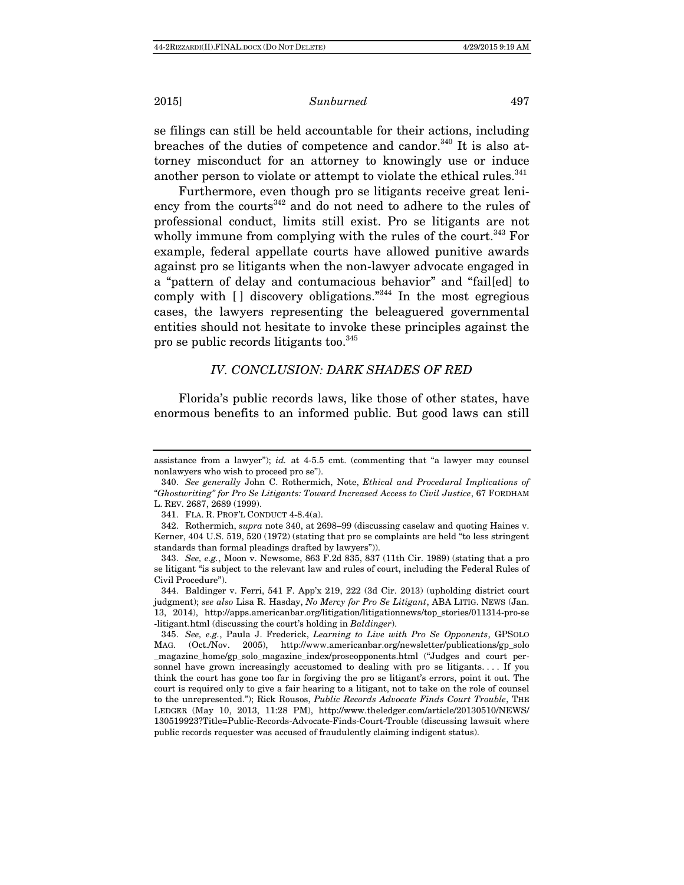se filings can still be held accountable for their actions, including breaches of the duties of competence and candor.[340] It is also attorney misconduct for an attorney to knowingly use or induce another person to violate or attempt to violate the ethical rules.[341]

Furthermore, even though pro se litigants receive great leniency from the courts[342] and do not need to adhere to the rules of professional conduct, limits still exist. Pro se litigants are not wholly immune from complying with the rules of the court.[343] For example, federal appellate courts have allowed punitive awards against pro se litigants when the non-lawyer advocate engaged in a "pattern of delay and contumacious behavior" and "fail[ed] to comply with [ ] discovery obligations."[344] In the most egregious cases, the lawyers representing the beleaguered governmental entities should not hesitate to invoke these principles against the pro se public records litigants too.[345]

## IV. CONCLUSION: DARK SHADES OF RED

Florida's public records laws, like those of other states, have enormous benefits to an informed public. But good laws can still

---

assistance from a lawyer"); *id.* at 4-5.5 cmt. (commenting that "a lawyer may counsel nonlawyers who wish to proceed pro se").

340. *See generally* John C. Rothermich, Note, *Ethical and Procedural Implications of "Ghostwriting" for Pro Se Litigants: Toward Increased Access to Civil Justice*, 67 FORDHAM L. REV. 2687, 2689 (1999).

341. FLA. R. PROF'L CONDUCT 4-8.4(a).

342. Rothermich, *supra* note 340, at 2698–99 (discussing caselaw and quoting Haines v. Kerner, 404 U.S. 519, 520 (1972) (stating that pro se complaints are held "to less stringent standards than formal pleadings drafted by lawyers")).

343. *See, e.g.*, Moon v. Newsome, 863 F.2d 835, 837 (11th Cir. 1989) (stating that a pro se litigant "is subject to the relevant law and rules of court, including the Federal Rules of Civil Procedure").

344. Baldinger v. Ferri, 541 F. App'x 219, 222 (3d Cir. 2013) (upholding district court judgment); *see also* Lisa R. Hasday, *No Mercy for Pro Se Litigant*, ABA LITIG. NEWS (Jan. 13, 2014), http://apps.americanbar.org/litigation/litigationnews/top_stories/011314-pro-se-litigant.html (discussing the court's holding in *Baldinger*).

345. *See, e.g.*, Paula J. Frederick, *Learning to Live with Pro Se Opponents*, GPSOLO MAG. (Oct./Nov. 2005), http://www.americanbar.org/newsletter/publications/gp_solo_magazine_home/gp_solo_magazine_index/proseopponents.html ("Judges and court personnel have grown increasingly accustomed to dealing with pro se litigants. . . . If you think the court has gone too far in forgiving the pro se litigant's errors, point it out. The court is required only to give a fair hearing to a litigant, not to take on the role of counsel to the unrepresented."); Rick Rousos, *Public Records Advocate Finds Court Trouble*, THE LEDGER (May 10, 2013, 11:28 PM), http://www.theledger.com/article/20130510/NEWS/130519923?Title=Public-Records-Advocate-Finds-Court-Trouble (discussing lawsuit where public records requester was accused of fraudulently claiming indigent status).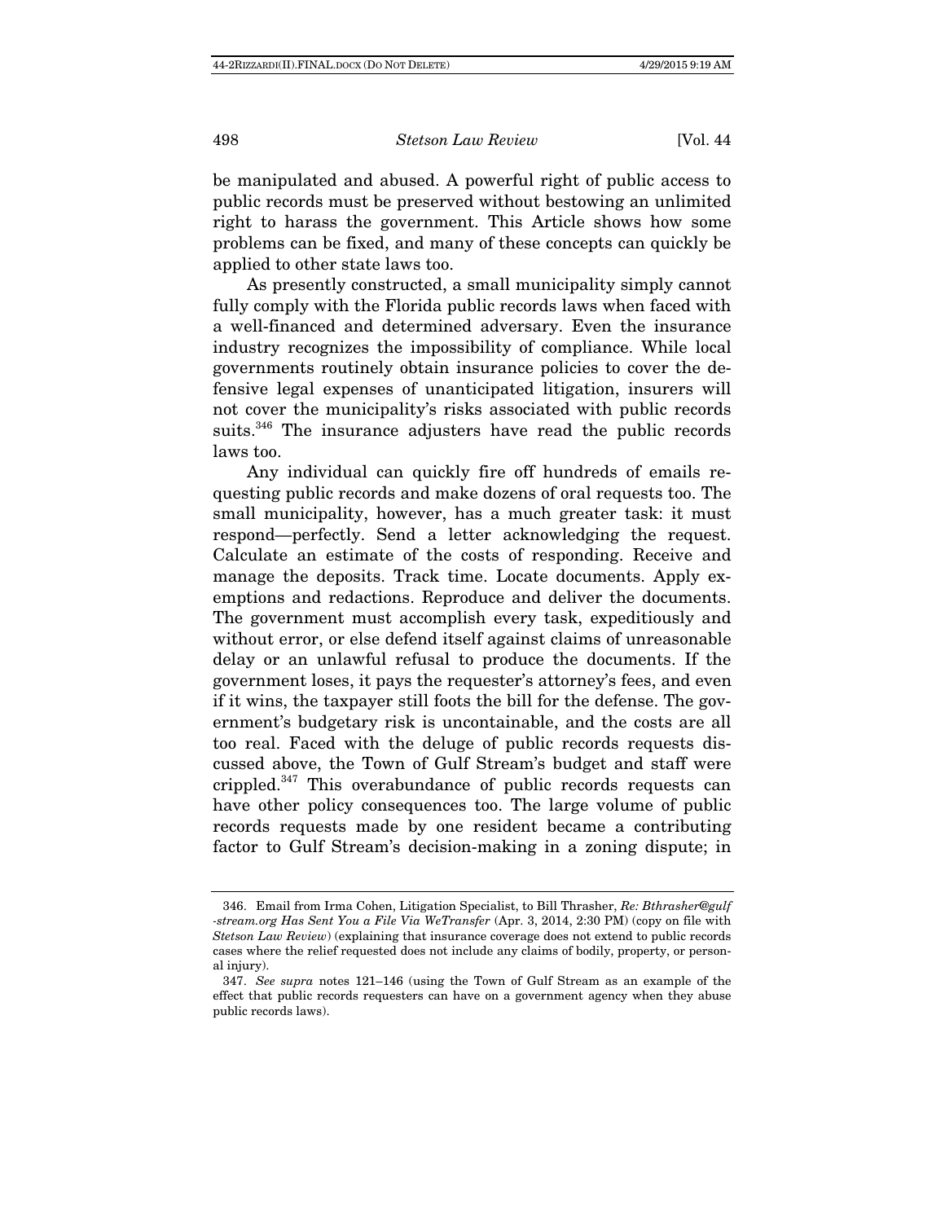be manipulated and abused. A powerful right of public access to public records must be preserved without bestowing an unlimited right to harass the government. This Article shows how some problems can be fixed, and many of these concepts can quickly be applied to other state laws too.

As presently constructed, a small municipality simply cannot fully comply with the Florida public records laws when faced with a well-financed and determined adversary. Even the insurance industry recognizes the impossibility of compliance. While local governments routinely obtain insurance policies to cover the defensive legal expenses of unanticipated litigation, insurers will not cover the municipality's risks associated with public records suits.[346] The insurance adjusters have read the public records laws too.

Any individual can quickly fire off hundreds of emails requesting public records and make dozens of oral requests too. The small municipality, however, has a much greater task: it must respond—perfectly. Send a letter acknowledging the request. Calculate an estimate of the costs of responding. Receive and manage the deposits. Track time. Locate documents. Apply exemptions and redactions. Reproduce and deliver the documents. The government must accomplish every task, expeditiously and without error, or else defend itself against claims of unreasonable delay or an unlawful refusal to produce the documents. If the government loses, it pays the requester's attorney's fees, and even if it wins, the taxpayer still foots the bill for the defense. The government's budgetary risk is uncontainable, and the costs are all too real. Faced with the deluge of public records requests discussed above, the Town of Gulf Stream's budget and staff were crippled.[347] This overabundance of public records requests can have other policy consequences too. The large volume of public records requests made by one resident became a contributing factor to Gulf Stream's decision-making in a zoning dispute; in

---

346. Email from Irma Cohen, Litigation Specialist, to Bill Thrasher, *Re: Bthrasher@gulf-stream.org Has Sent You a File Via WeTransfer* (Apr. 3, 2014, 2:30 PM) (copy on file with *Stetson Law Review*) (explaining that insurance coverage does not extend to public records cases where the relief requested does not include any claims of bodily, property, or personal injury).

347. *See supra* notes 121–146 (using the Town of Gulf Stream as an example of the effect that public records requesters can have on a government agency when they abuse public records laws).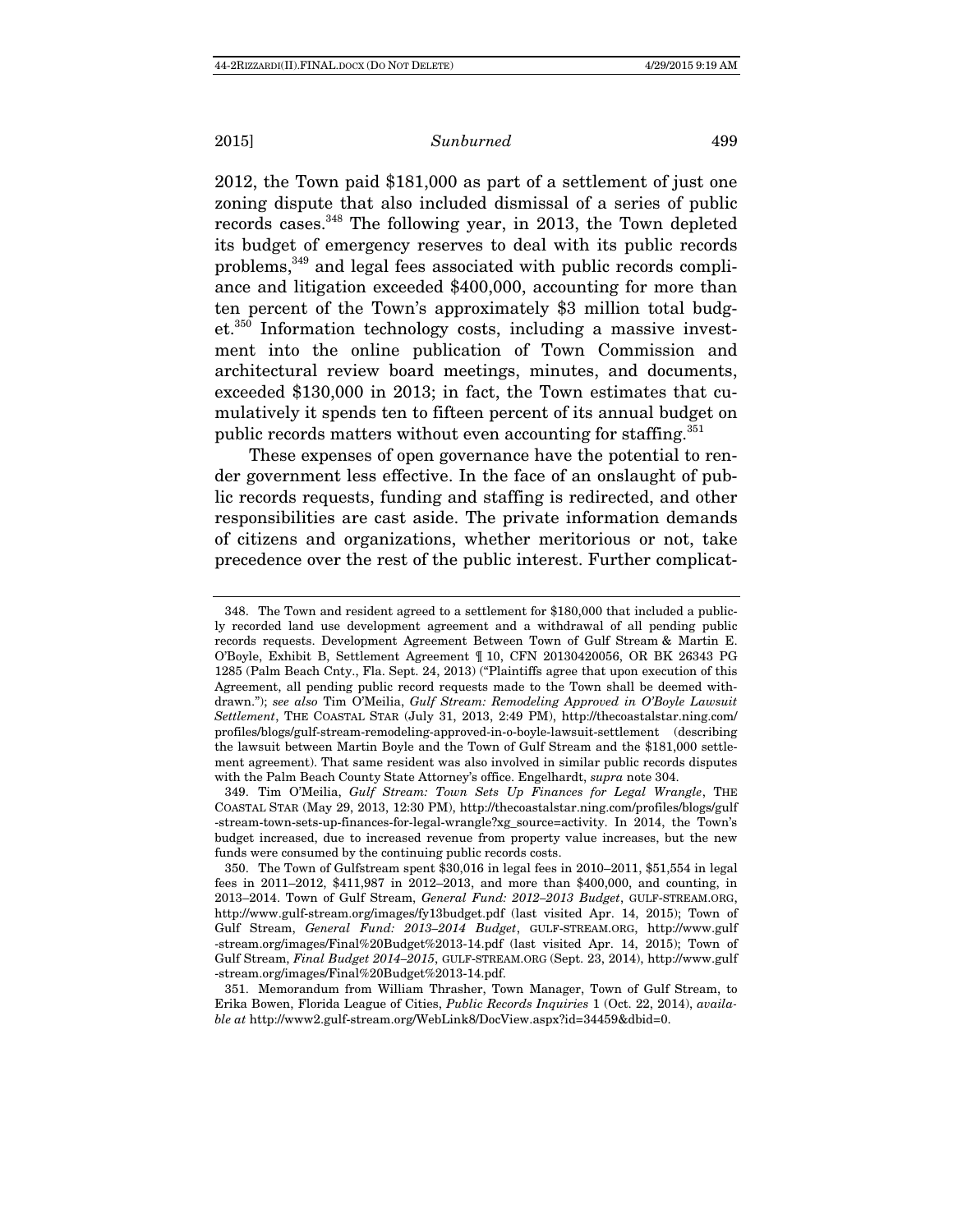2012, the Town paid $181,000 as part of a settlement of just one zoning dispute that also included dismissal of a series of public records cases.[348] The following year, in 2013, the Town depleted its budget of emergency reserves to deal with its public records problems,[349] and legal fees associated with public records compliance and litigation exceeded $400,000, accounting for more than ten percent of the Town's approximately $3 million total budget.[350] Information technology costs, including a massive investment into the online publication of Town Commission and architectural review board meetings, minutes, and documents, exceeded $130,000 in 2013; in fact, the Town estimates that cumulatively it spends ten to fifteen percent of its annual budget on public records matters without even accounting for staffing.[351]

These expenses of open governance have the potential to render government less effective. In the face of an onslaught of public records requests, funding and staffing is redirected, and other responsibilities are cast aside. The private information demands of citizens and organizations, whether meritorious or not, take precedence over the rest of the public interest. Further complicat-

---

348. The Town and resident agreed to a settlement for $180,000 that included a publicly recorded land use development agreement and a withdrawal of all pending public records requests. Development Agreement Between Town of Gulf Stream & Martin E. O'Boyle, Exhibit B, Settlement Agreement ¶ 10, CFN 20130420056, OR BK 26343 PG 1285 (Palm Beach Cnty., Fla. Sept. 24, 2013) ("Plaintiffs agree that upon execution of this Agreement, all pending public record requests made to the Town shall be deemed withdrawn."); *see also* Tim O'Meilia, *Gulf Stream: Remodeling Approved in O'Boyle Lawsuit Settlement*, THE COASTAL STAR (July 31, 2013, 2:49 PM), http://thecoastalstar.ning.com/profiles/blogs/gulf-stream-remodeling-approved-in-o-boyle-lawsuit-settlement (describing the lawsuit between Martin Boyle and the Town of Gulf Stream and the $181,000 settlement agreement). That same resident was also involved in similar public records disputes with the Palm Beach County State Attorney's office. Engelhardt, *supra* note 304.

349. Tim O'Meilia, *Gulf Stream: Town Sets Up Finances for Legal Wrangle*, THE COASTAL STAR (May 29, 2013, 12:30 PM), http://thecoastalstar.ning.com/profiles/blogs/gulf-stream-town-sets-up-finances-for-legal-wrangle?xg_source=activity. In 2014, the Town's budget increased, due to increased revenue from property value increases, but the new funds were consumed by the continuing public records costs.

350. The Town of Gulfstream spent $30,016 in legal fees in 2010–2011, $51,554 in legal fees in 2011–2012, $411,987 in 2012–2013, and more than $400,000, and counting, in 2013–2014. Town of Gulf Stream, *General Fund: 2012–2013 Budget*, GULF-STREAM.ORG, http://www.gulf-stream.org/images/fy13budget.pdf (last visited Apr. 14, 2015); Town of Gulf Stream, *General Fund: 2013–2014 Budget*, GULF-STREAM.ORG, http://www.gulf-stream.org/images/Final%20Budget%2013-14.pdf (last visited Apr. 14, 2015); Town of Gulf Stream, *Final Budget 2014–2015*, GULF-STREAM.ORG (Sept. 23, 2014), http://www.gulf-stream.org/images/Final%20Budget%2013-14.pdf.

351. Memorandum from William Thrasher, Town Manager, Town of Gulf Stream, to Erika Bowen, Florida League of Cities, *Public Records Inquiries* 1 (Oct. 22, 2014), *available at* http://www2.gulf-stream.org/WebLink8/DocView.aspx?id=34459&dbid=0.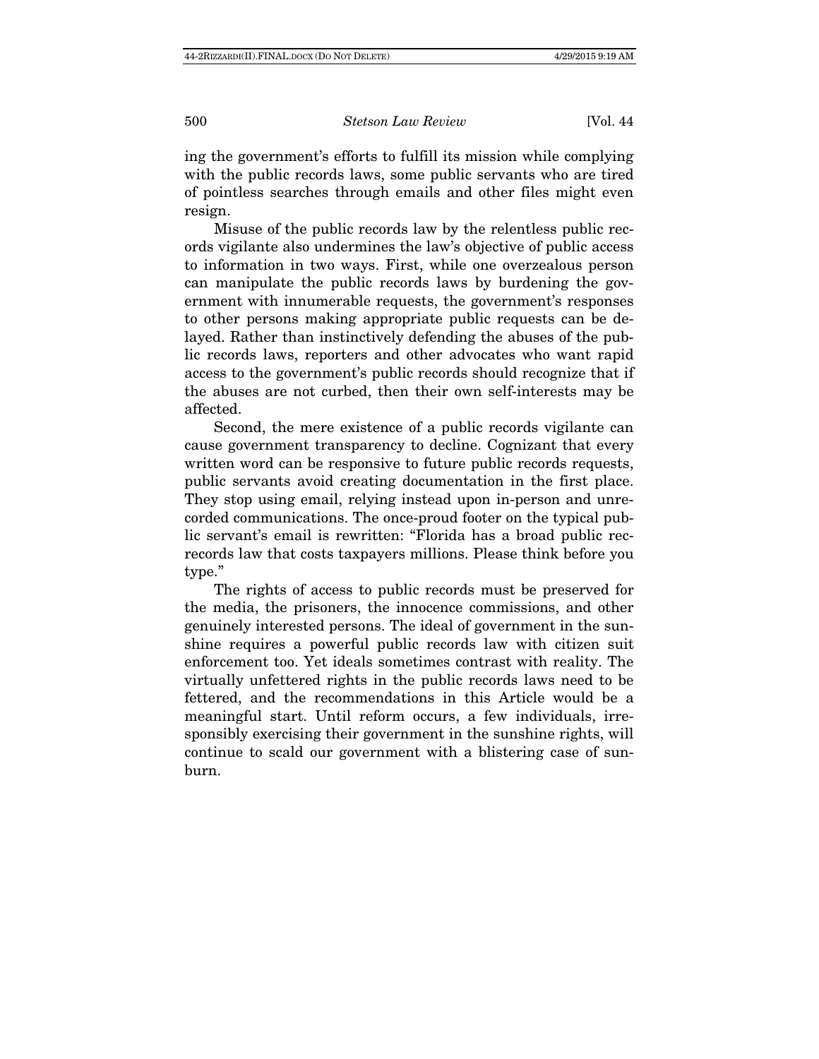ing the government's efforts to fulfill its mission while complying with the public records laws, some public servants who are tired of pointless searches through emails and other files might even resign.

Misuse of the public records law by the relentless public records vigilante also undermines the law's objective of public access to information in two ways. First, while one overzealous person can manipulate the public records laws by burdening the government with innumerable requests, the government's responses to other persons making appropriate public requests can be delayed. Rather than instinctively defending the abuses of the public records laws, reporters and other advocates who want rapid access to the government's public records should recognize that if the abuses are not curbed, then their own self-interests may be affected.

Second, the mere existence of a public records vigilante can cause government transparency to decline. Cognizant that every written word can be responsive to future public records requests, public servants avoid creating documentation in the first place. They stop using email, relying instead upon in-person and unrecorded communications. The once-proud footer on the typical public servant's email is rewritten: "Florida has a broad public rec-records law that costs taxpayers millions. Please think before you type."

The rights of access to public records must be preserved for the media, the prisoners, the innocence commissions, and other genuinely interested persons. The ideal of government in the sunshine requires a powerful public records law with citizen suit enforcement too. Yet ideals sometimes contrast with reality. The virtually unfettered rights in the public records laws need to be fettered, and the recommendations in this Article would be a meaningful start. Until reform occurs, a few individuals, irresponsibly exercising their government in the sunshine rights, will continue to scald our government with a blistering case of sunburn.